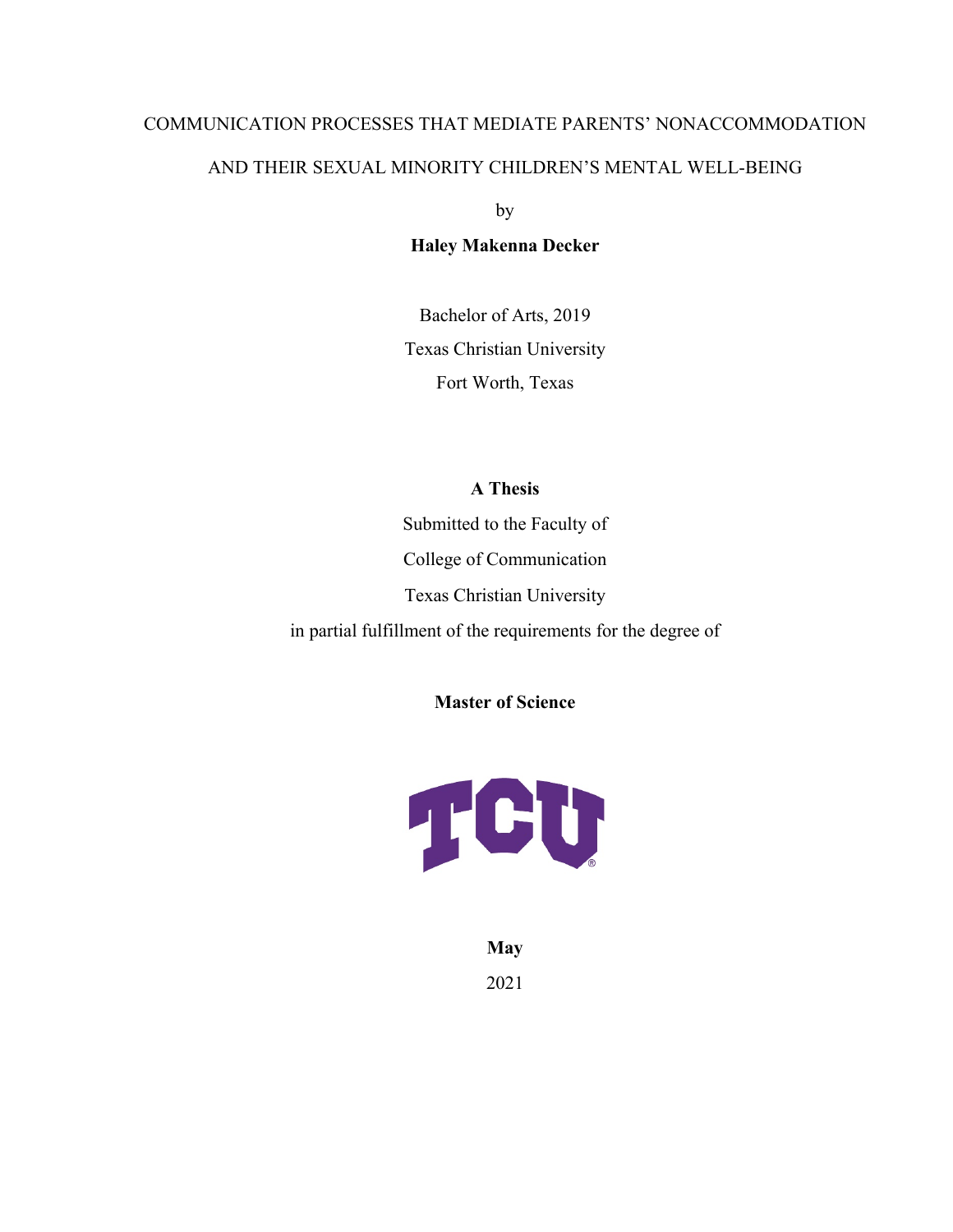# COMMUNICATION PROCESSES THAT MEDIATE PARENTS' NONACCOMMODATION AND THEIR SEXUAL MINORITY CHILDREN'S MENTAL WELL-BEING

by

**Haley Makenna Decker**

Bachelor of Arts, 2019

Texas Christian University

Fort Worth, Texas

**A Thesis**

Submitted to the Faculty of

College of Communication

Texas Christian University

in partial fulfillment of the requirements for the degree of

**Master of Science**

**May**

2021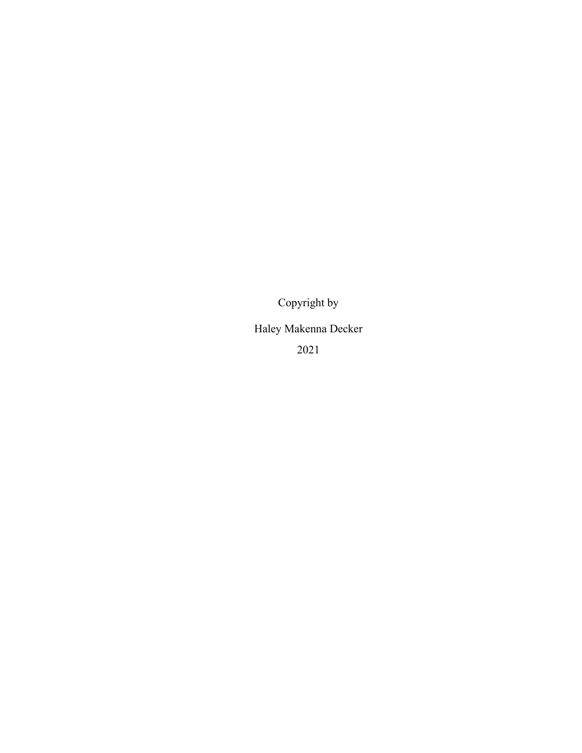Copyright by

Haley Makenna Decker

2021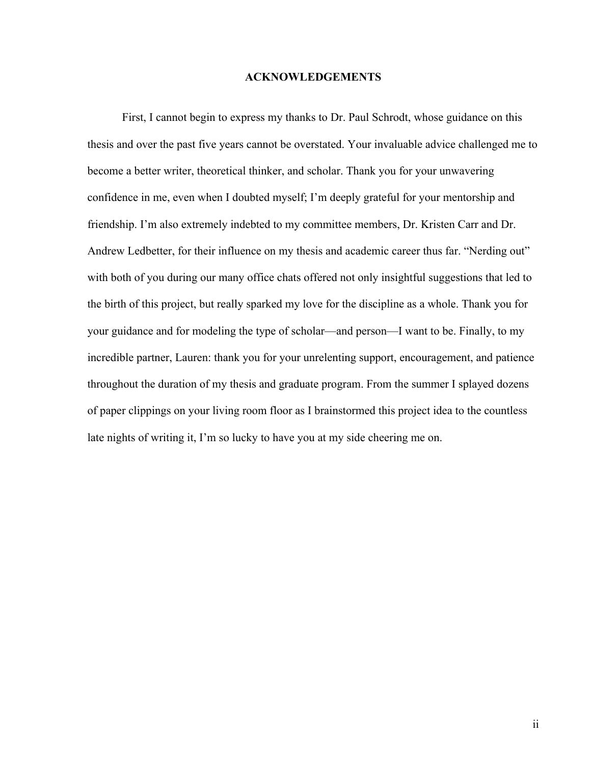# ACKNOWLEDGEMENTS

First, I cannot begin to express my thanks to Dr. Paul Schrodt, whose guidance on this thesis and over the past five years cannot be overstated. Your invaluable advice challenged me to become a better writer, theoretical thinker, and scholar. Thank you for your unwavering confidence in me, even when I doubted myself; I'm deeply grateful for your mentorship and friendship. I'm also extremely indebted to my committee members, Dr. Kristen Carr and Dr. Andrew Ledbetter, for their influence on my thesis and academic career thus far. "Nerding out" with both of you during our many office chats offered not only insightful suggestions that led to the birth of this project, but really sparked my love for the discipline as a whole. Thank you for your guidance and for modeling the type of scholar—and person—I want to be. Finally, to my incredible partner, Lauren: thank you for your unrelenting support, encouragement, and patience throughout the duration of my thesis and graduate program. From the summer I splayed dozens of paper clippings on your living room floor as I brainstormed this project idea to the countless late nights of writing it, I'm so lucky to have you at my side cheering me on.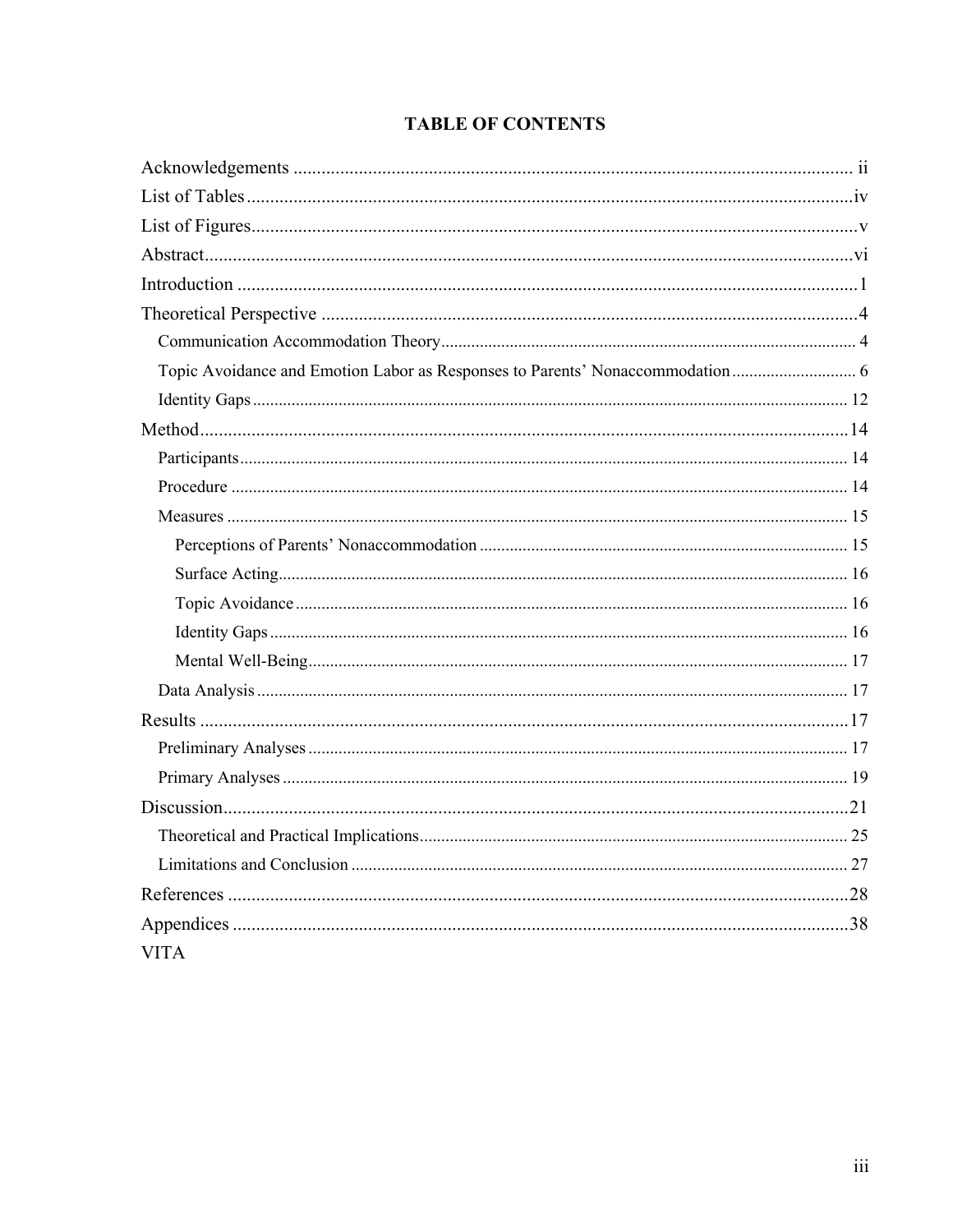# TABLE OF CONTENTS

Acknowledgements ........................................................................................................ ii

List of Tables ................................................................................................................iv

List of Figures ................................................................................................................v

Abstract .........................................................................................................................vi

Introduction ....................................................................................................................1

Theoretical Perspective ..................................................................................................4

- Communication Accommodation Theory ................................................................. 4
- Topic Avoidance and Emotion Labor as Responses to Parents' Nonaccommodation ............................. 6
- Identity Gaps ........................................................................................................... 12

Method ..........................................................................................................................14

- Participants .............................................................................................................. 14
- Procedure ................................................................................................................ 14
- Measures ................................................................................................................. 15
  - Perceptions of Parents' Nonaccommodation ....................................................... 15
  - Surface Acting ..................................................................................................... 16
  - Topic Avoidance .................................................................................................. 16
  - Identity Gaps ........................................................................................................ 16
  - Mental Well-Being ............................................................................................... 17
- Data Analysis ........................................................................................................... 17

Results ...........................................................................................................................17

- Preliminary Analyses ............................................................................................... 17
- Primary Analyses ..................................................................................................... 19

Discussion ......................................................................................................................21

- Theoretical and Practical Implications ..................................................................... 25
- Limitations and Conclusion ..................................................................................... 27

References ......................................................................................................................28

Appendices .....................................................................................................................38

VITA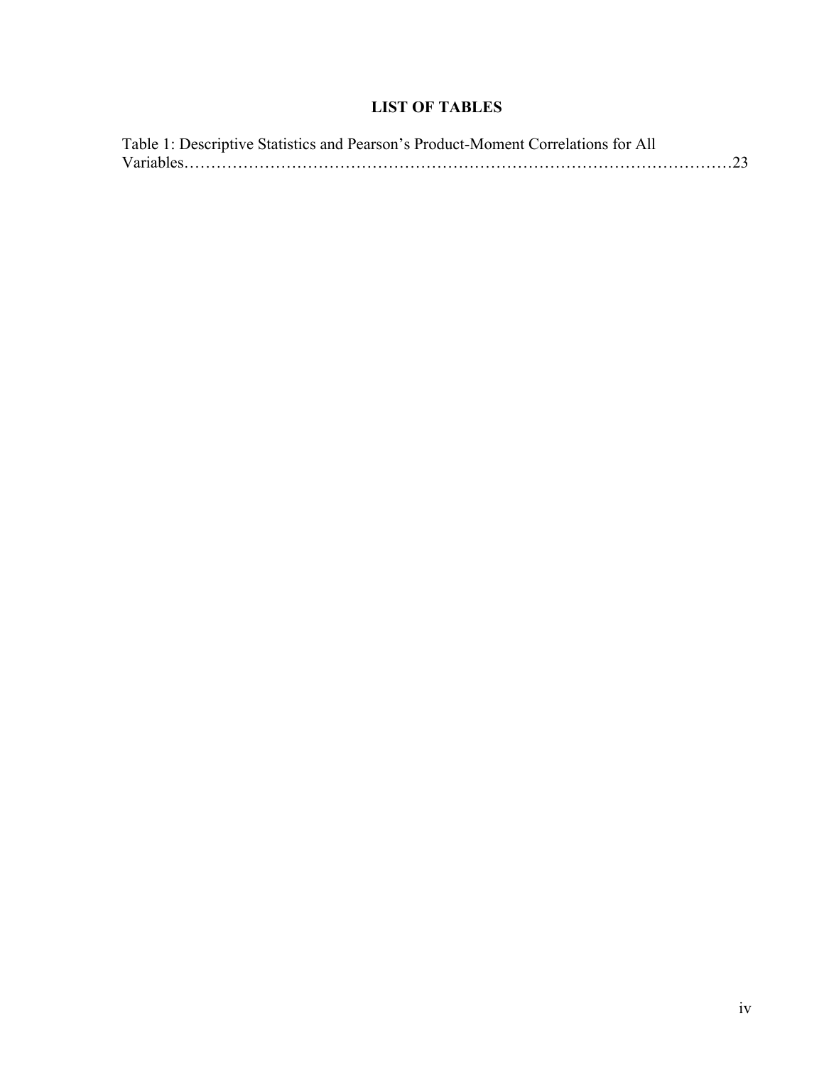# LIST OF TABLES

Table 1: Descriptive Statistics and Pearson's Product-Moment Correlations for All Variables……………………………………………………………………………………23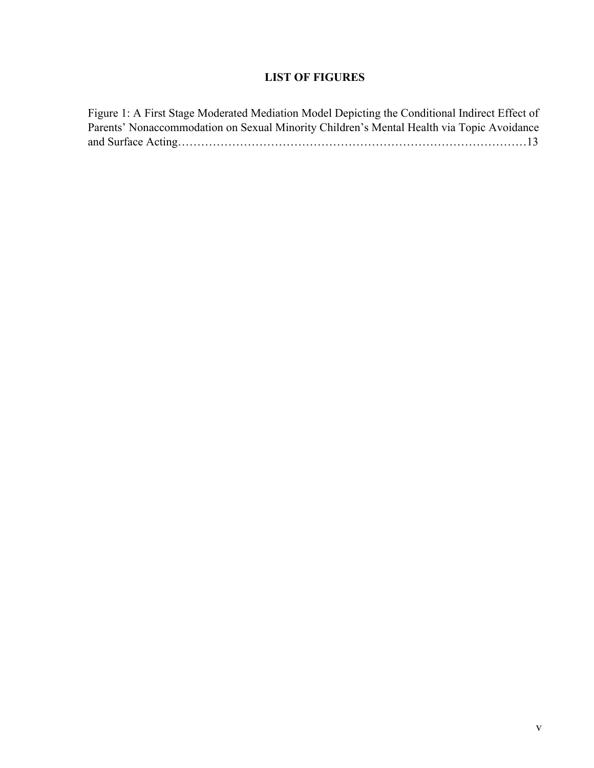## LIST OF FIGURES

Figure 1: A First Stage Moderated Mediation Model Depicting the Conditional Indirect Effect of Parents' Nonaccommodation on Sexual Minority Children's Mental Health via Topic Avoidance and Surface Acting……………………………………………………………………………13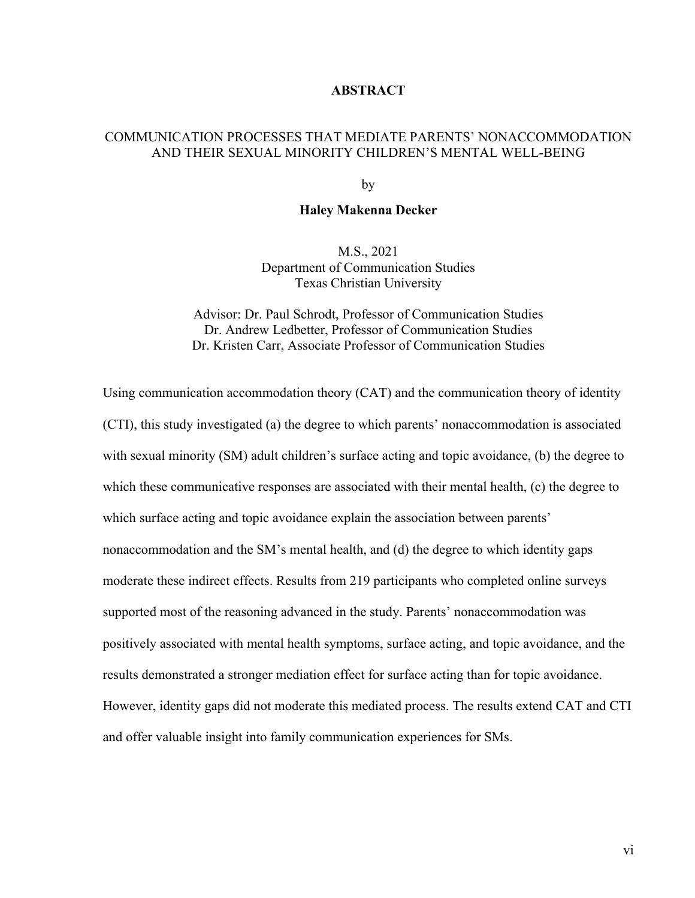# ABSTRACT

## COMMUNICATION PROCESSES THAT MEDIATE PARENTS' NONACCOMMODATION AND THEIR SEXUAL MINORITY CHILDREN'S MENTAL WELL-BEING

by

**Haley Makenna Decker**

M.S., 2021
Department of Communication Studies
Texas Christian University

Advisor: Dr. Paul Schrodt, Professor of Communication Studies
Dr. Andrew Ledbetter, Professor of Communication Studies
Dr. Kristen Carr, Associate Professor of Communication Studies

Using communication accommodation theory (CAT) and the communication theory of identity (CTI), this study investigated (a) the degree to which parents' nonaccommodation is associated with sexual minority (SM) adult children's surface acting and topic avoidance, (b) the degree to which these communicative responses are associated with their mental health, (c) the degree to which surface acting and topic avoidance explain the association between parents' nonaccommodation and the SM's mental health, and (d) the degree to which identity gaps moderate these indirect effects. Results from 219 participants who completed online surveys supported most of the reasoning advanced in the study. Parents' nonaccommodation was positively associated with mental health symptoms, surface acting, and topic avoidance, and the results demonstrated a stronger mediation effect for surface acting than for topic avoidance. However, identity gaps did not moderate this mediated process. The results extend CAT and CTI and offer valuable insight into family communication experiences for SMs.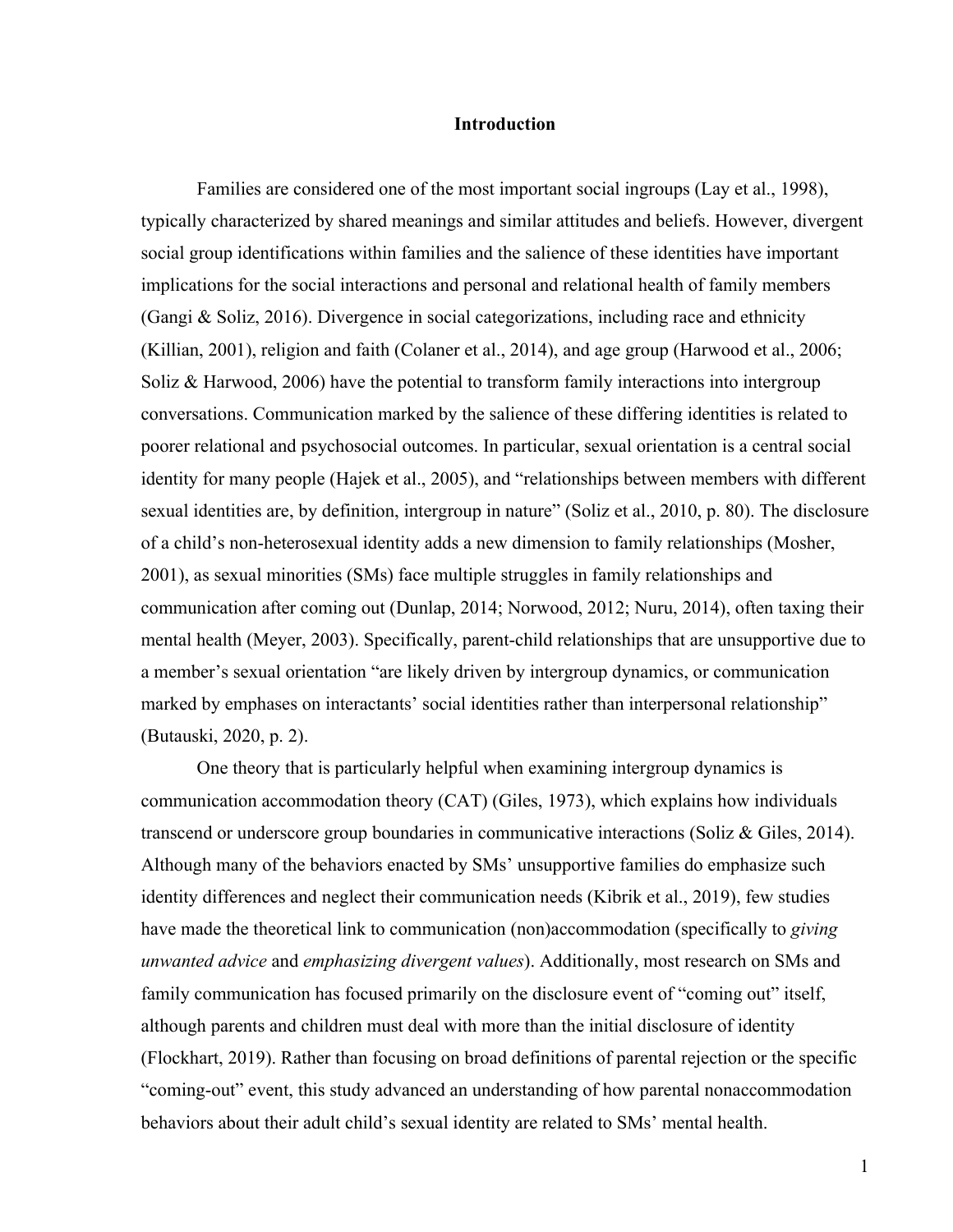# Introduction

Families are considered one of the most important social ingroups (Lay et al., 1998), typically characterized by shared meanings and similar attitudes and beliefs. However, divergent social group identifications within families and the salience of these identities have important implications for the social interactions and personal and relational health of family members (Gangi & Soliz, 2016). Divergence in social categorizations, including race and ethnicity (Killian, 2001), religion and faith (Colaner et al., 2014), and age group (Harwood et al., 2006; Soliz & Harwood, 2006) have the potential to transform family interactions into intergroup conversations. Communication marked by the salience of these differing identities is related to poorer relational and psychosocial outcomes. In particular, sexual orientation is a central social identity for many people (Hajek et al., 2005), and "relationships between members with different sexual identities are, by definition, intergroup in nature" (Soliz et al., 2010, p. 80). The disclosure of a child's non-heterosexual identity adds a new dimension to family relationships (Mosher, 2001), as sexual minorities (SMs) face multiple struggles in family relationships and communication after coming out (Dunlap, 2014; Norwood, 2012; Nuru, 2014), often taxing their mental health (Meyer, 2003). Specifically, parent-child relationships that are unsupportive due to a member's sexual orientation "are likely driven by intergroup dynamics, or communication marked by emphases on interactants' social identities rather than interpersonal relationship" (Butauski, 2020, p. 2).

One theory that is particularly helpful when examining intergroup dynamics is communication accommodation theory (CAT) (Giles, 1973), which explains how individuals transcend or underscore group boundaries in communicative interactions (Soliz & Giles, 2014). Although many of the behaviors enacted by SMs' unsupportive families do emphasize such identity differences and neglect their communication needs (Kibrik et al., 2019), few studies have made the theoretical link to communication (non)accommodation (specifically to *giving unwanted advice* and *emphasizing divergent values*). Additionally, most research on SMs and family communication has focused primarily on the disclosure event of "coming out" itself, although parents and children must deal with more than the initial disclosure of identity (Flockhart, 2019). Rather than focusing on broad definitions of parental rejection or the specific "coming-out" event, this study advanced an understanding of how parental nonaccommodation behaviors about their adult child's sexual identity are related to SMs' mental health.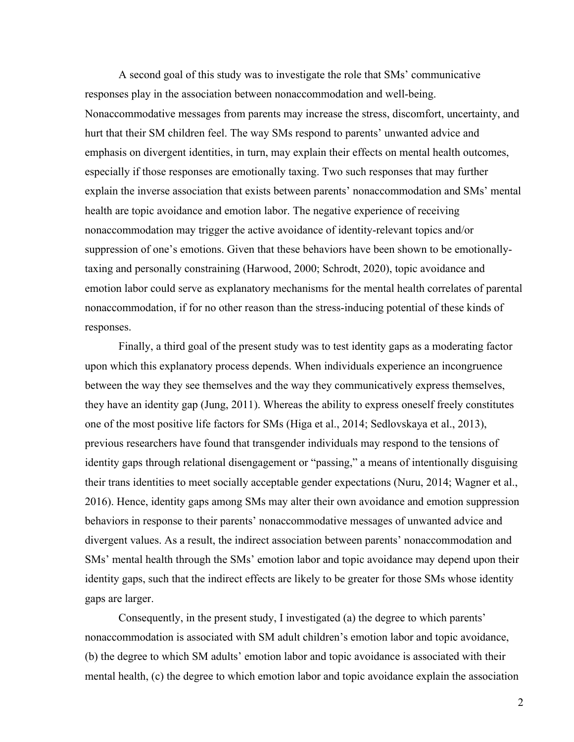A second goal of this study was to investigate the role that SMs' communicative responses play in the association between nonaccommodation and well-being. Nonaccommodative messages from parents may increase the stress, discomfort, uncertainty, and hurt that their SM children feel. The way SMs respond to parents' unwanted advice and emphasis on divergent identities, in turn, may explain their effects on mental health outcomes, especially if those responses are emotionally taxing. Two such responses that may further explain the inverse association that exists between parents' nonaccommodation and SMs' mental health are topic avoidance and emotion labor. The negative experience of receiving nonaccommodation may trigger the active avoidance of identity-relevant topics and/or suppression of one's emotions. Given that these behaviors have been shown to be emotionally-taxing and personally constraining (Harwood, 2000; Schrodt, 2020), topic avoidance and emotion labor could serve as explanatory mechanisms for the mental health correlates of parental nonaccommodation, if for no other reason than the stress-inducing potential of these kinds of responses.

Finally, a third goal of the present study was to test identity gaps as a moderating factor upon which this explanatory process depends. When individuals experience an incongruence between the way they see themselves and the way they communicatively express themselves, they have an identity gap (Jung, 2011). Whereas the ability to express oneself freely constitutes one of the most positive life factors for SMs (Higa et al., 2014; Sedlovskaya et al., 2013), previous researchers have found that transgender individuals may respond to the tensions of identity gaps through relational disengagement or "passing," a means of intentionally disguising their trans identities to meet socially acceptable gender expectations (Nuru, 2014; Wagner et al., 2016). Hence, identity gaps among SMs may alter their own avoidance and emotion suppression behaviors in response to their parents' nonaccommodative messages of unwanted advice and divergent values. As a result, the indirect association between parents' nonaccommodation and SMs' mental health through the SMs' emotion labor and topic avoidance may depend upon their identity gaps, such that the indirect effects are likely to be greater for those SMs whose identity gaps are larger.

Consequently, in the present study, I investigated (a) the degree to which parents' nonaccommodation is associated with SM adult children's emotion labor and topic avoidance, (b) the degree to which SM adults' emotion labor and topic avoidance is associated with their mental health, (c) the degree to which emotion labor and topic avoidance explain the association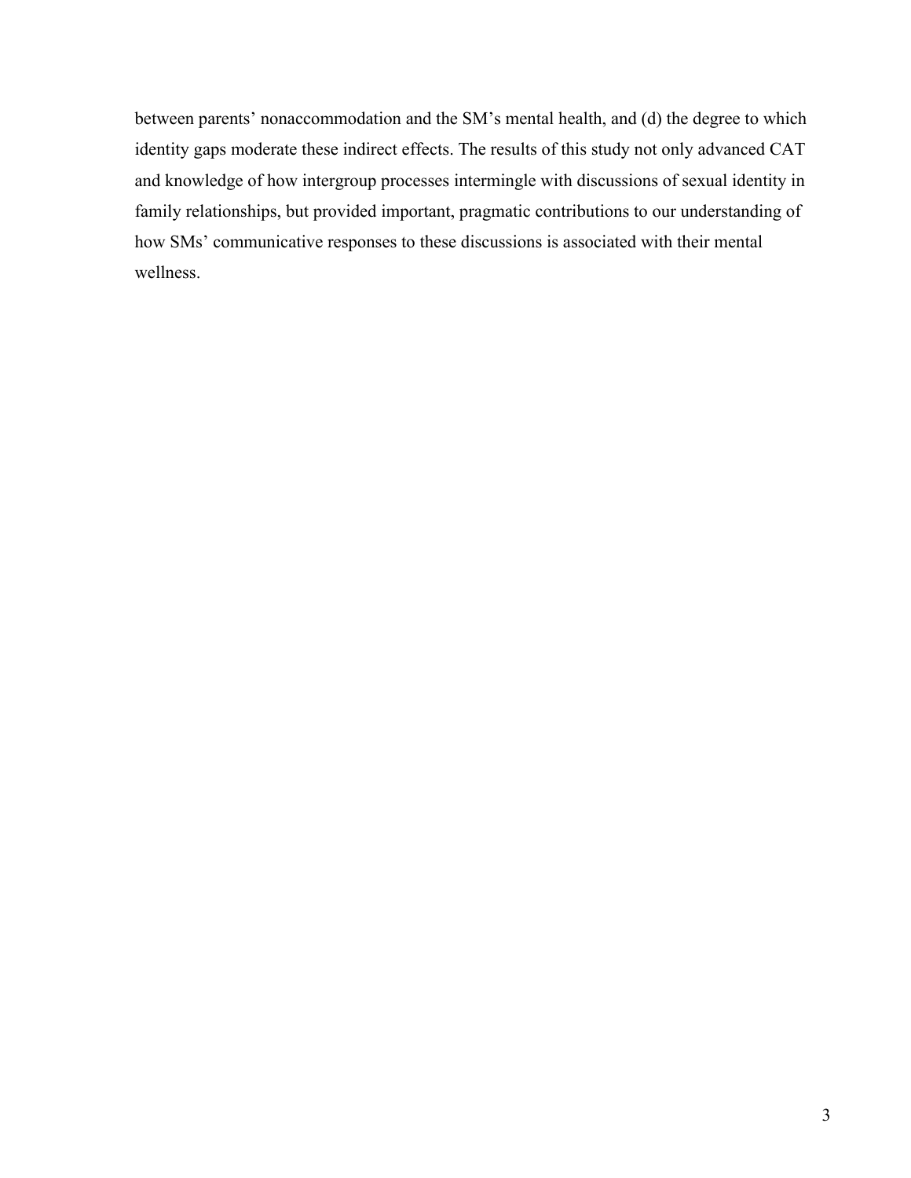between parents' nonaccommodation and the SM's mental health, and (d) the degree to which identity gaps moderate these indirect effects. The results of this study not only advanced CAT and knowledge of how intergroup processes intermingle with discussions of sexual identity in family relationships, but provided important, pragmatic contributions to our understanding of how SMs' communicative responses to these discussions is associated with their mental wellness.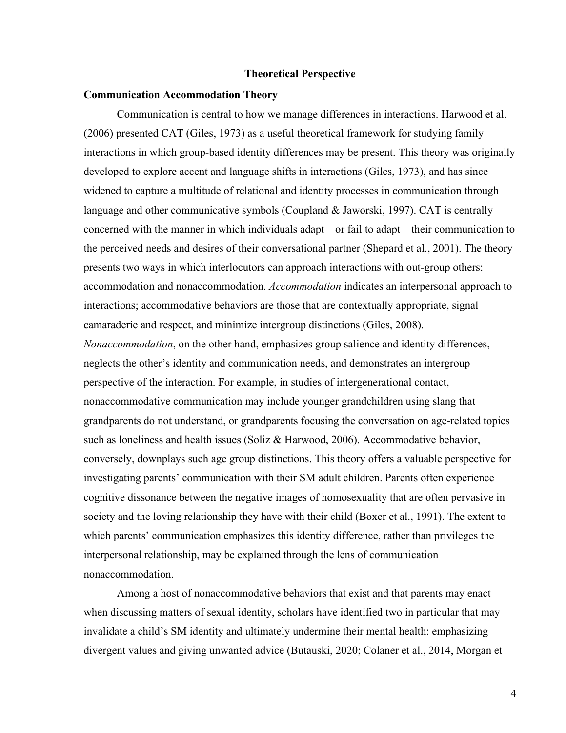## Theoretical Perspective

### Communication Accommodation Theory

Communication is central to how we manage differences in interactions. Harwood et al. (2006) presented CAT (Giles, 1973) as a useful theoretical framework for studying family interactions in which group-based identity differences may be present. This theory was originally developed to explore accent and language shifts in interactions (Giles, 1973), and has since widened to capture a multitude of relational and identity processes in communication through language and other communicative symbols (Coupland & Jaworski, 1997). CAT is centrally concerned with the manner in which individuals adapt—or fail to adapt—their communication to the perceived needs and desires of their conversational partner (Shepard et al., 2001). The theory presents two ways in which interlocutors can approach interactions with out-group others: accommodation and nonaccommodation. *Accommodation* indicates an interpersonal approach to interactions; accommodative behaviors are those that are contextually appropriate, signal camaraderie and respect, and minimize intergroup distinctions (Giles, 2008). *Nonaccommodation*, on the other hand, emphasizes group salience and identity differences, neglects the other's identity and communication needs, and demonstrates an intergroup perspective of the interaction. For example, in studies of intergenerational contact, nonaccommodative communication may include younger grandchildren using slang that grandparents do not understand, or grandparents focusing the conversation on age-related topics such as loneliness and health issues (Soliz & Harwood, 2006). Accommodative behavior, conversely, downplays such age group distinctions. This theory offers a valuable perspective for investigating parents' communication with their SM adult children. Parents often experience cognitive dissonance between the negative images of homosexuality that are often pervasive in society and the loving relationship they have with their child (Boxer et al., 1991). The extent to which parents' communication emphasizes this identity difference, rather than privileges the interpersonal relationship, may be explained through the lens of communication nonaccommodation.

Among a host of nonaccommodative behaviors that exist and that parents may enact when discussing matters of sexual identity, scholars have identified two in particular that may invalidate a child's SM identity and ultimately undermine their mental health: emphasizing divergent values and giving unwanted advice (Butauski, 2020; Colaner et al., 2014, Morgan et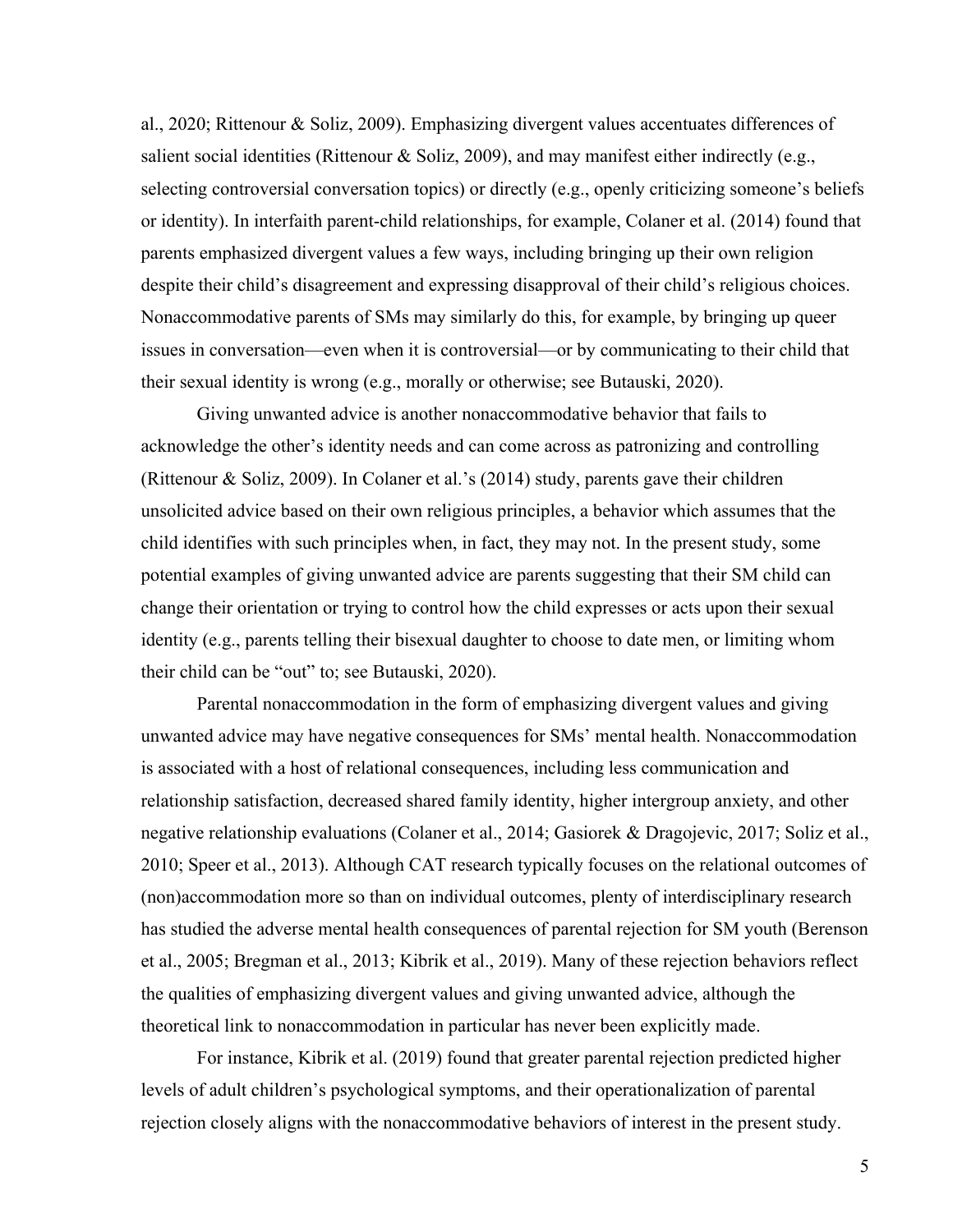al., 2020; Rittenour & Soliz, 2009). Emphasizing divergent values accentuates differences of salient social identities (Rittenour & Soliz, 2009), and may manifest either indirectly (e.g., selecting controversial conversation topics) or directly (e.g., openly criticizing someone's beliefs or identity). In interfaith parent-child relationships, for example, Colaner et al. (2014) found that parents emphasized divergent values a few ways, including bringing up their own religion despite their child's disagreement and expressing disapproval of their child's religious choices. Nonaccommodative parents of SMs may similarly do this, for example, by bringing up queer issues in conversation—even when it is controversial—or by communicating to their child that their sexual identity is wrong (e.g., morally or otherwise; see Butauski, 2020).

Giving unwanted advice is another nonaccommodative behavior that fails to acknowledge the other's identity needs and can come across as patronizing and controlling (Rittenour & Soliz, 2009). In Colaner et al.'s (2014) study, parents gave their children unsolicited advice based on their own religious principles, a behavior which assumes that the child identifies with such principles when, in fact, they may not. In the present study, some potential examples of giving unwanted advice are parents suggesting that their SM child can change their orientation or trying to control how the child expresses or acts upon their sexual identity (e.g., parents telling their bisexual daughter to choose to date men, or limiting whom their child can be "out" to; see Butauski, 2020).

Parental nonaccommodation in the form of emphasizing divergent values and giving unwanted advice may have negative consequences for SMs' mental health. Nonaccommodation is associated with a host of relational consequences, including less communication and relationship satisfaction, decreased shared family identity, higher intergroup anxiety, and other negative relationship evaluations (Colaner et al., 2014; Gasiorek & Dragojevic, 2017; Soliz et al., 2010; Speer et al., 2013). Although CAT research typically focuses on the relational outcomes of (non)accommodation more so than on individual outcomes, plenty of interdisciplinary research has studied the adverse mental health consequences of parental rejection for SM youth (Berenson et al., 2005; Bregman et al., 2013; Kibrik et al., 2019). Many of these rejection behaviors reflect the qualities of emphasizing divergent values and giving unwanted advice, although the theoretical link to nonaccommodation in particular has never been explicitly made.

For instance, Kibrik et al. (2019) found that greater parental rejection predicted higher levels of adult children's psychological symptoms, and their operationalization of parental rejection closely aligns with the nonaccommodative behaviors of interest in the present study.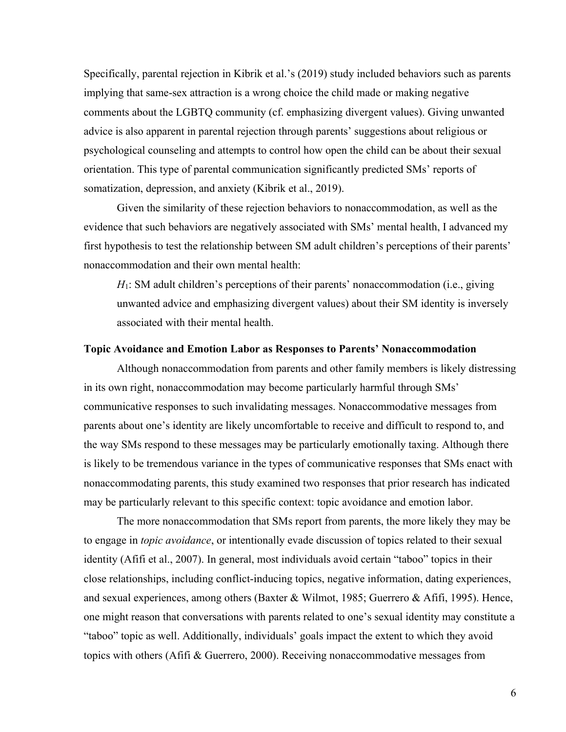Specifically, parental rejection in Kibrik et al.'s (2019) study included behaviors such as parents implying that same-sex attraction is a wrong choice the child made or making negative comments about the LGBTQ community (cf. emphasizing divergent values). Giving unwanted advice is also apparent in parental rejection through parents' suggestions about religious or psychological counseling and attempts to control how open the child can be about their sexual orientation. This type of parental communication significantly predicted SMs' reports of somatization, depression, and anxiety (Kibrik et al., 2019).

Given the similarity of these rejection behaviors to nonaccommodation, as well as the evidence that such behaviors are negatively associated with SMs' mental health, I advanced my first hypothesis to test the relationship between SM adult children's perceptions of their parents' nonaccommodation and their own mental health:

> $H_1$: SM adult children's perceptions of their parents' nonaccommodation (i.e., giving unwanted advice and emphasizing divergent values) about their SM identity is inversely associated with their mental health.

### Topic Avoidance and Emotion Labor as Responses to Parents' Nonaccommodation

Although nonaccommodation from parents and other family members is likely distressing in its own right, nonaccommodation may become particularly harmful through SMs' communicative responses to such invalidating messages. Nonaccommodative messages from parents about one's identity are likely uncomfortable to receive and difficult to respond to, and the way SMs respond to these messages may be particularly emotionally taxing. Although there is likely to be tremendous variance in the types of communicative responses that SMs enact with nonaccommodating parents, this study examined two responses that prior research has indicated may be particularly relevant to this specific context: topic avoidance and emotion labor.

The more nonaccommodation that SMs report from parents, the more likely they may be to engage in *topic avoidance*, or intentionally evade discussion of topics related to their sexual identity (Afifi et al., 2007). In general, most individuals avoid certain "taboo" topics in their close relationships, including conflict-inducing topics, negative information, dating experiences, and sexual experiences, among others (Baxter & Wilmot, 1985; Guerrero & Afifi, 1995). Hence, one might reason that conversations with parents related to one's sexual identity may constitute a "taboo" topic as well. Additionally, individuals' goals impact the extent to which they avoid topics with others (Afifi & Guerrero, 2000). Receiving nonaccommodative messages from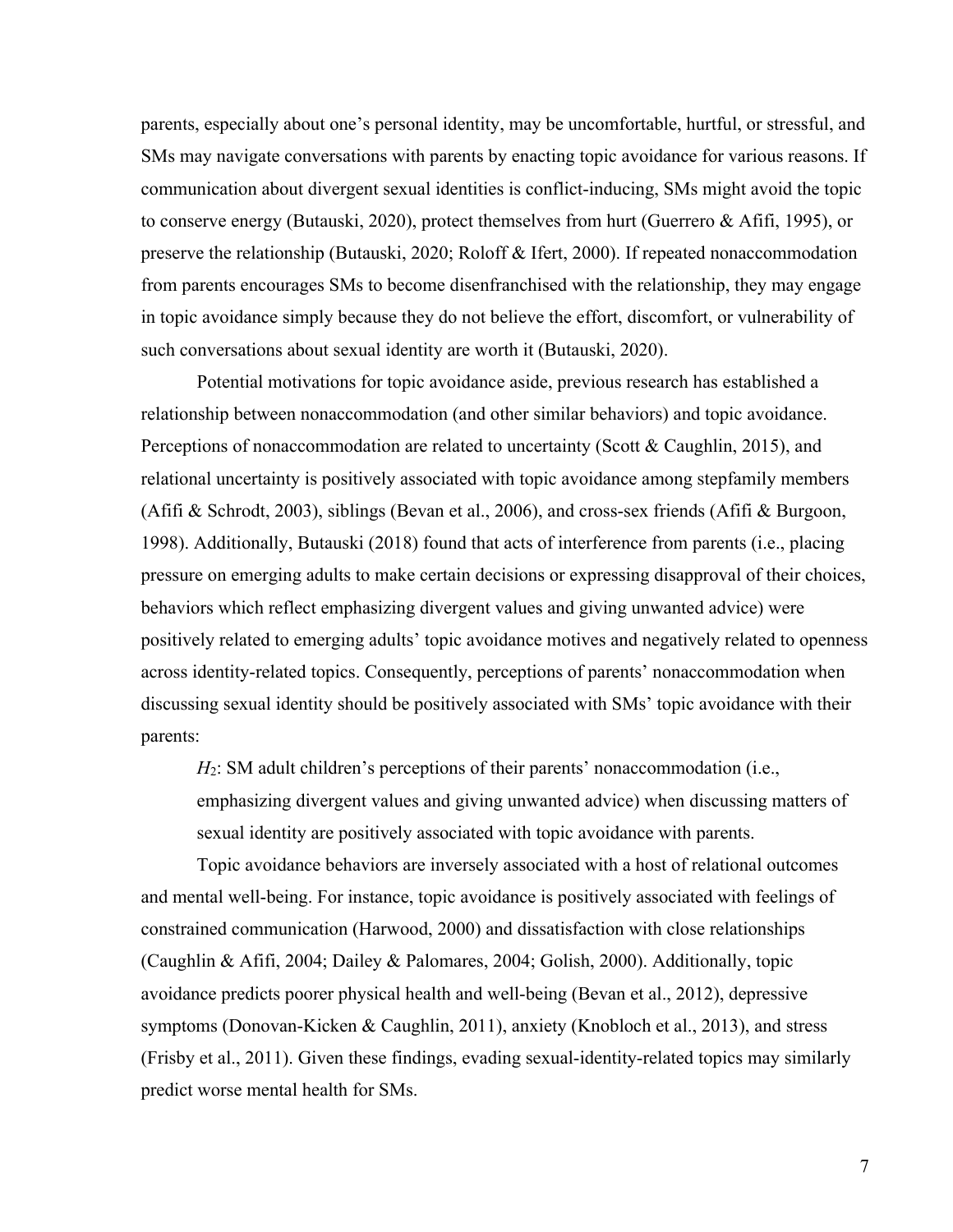parents, especially about one's personal identity, may be uncomfortable, hurtful, or stressful, and SMs may navigate conversations with parents by enacting topic avoidance for various reasons. If communication about divergent sexual identities is conflict-inducing, SMs might avoid the topic to conserve energy (Butauski, 2020), protect themselves from hurt (Guerrero & Afifi, 1995), or preserve the relationship (Butauski, 2020; Roloff & Ifert, 2000). If repeated nonaccommodation from parents encourages SMs to become disenfranchised with the relationship, they may engage in topic avoidance simply because they do not believe the effort, discomfort, or vulnerability of such conversations about sexual identity are worth it (Butauski, 2020).

Potential motivations for topic avoidance aside, previous research has established a relationship between nonaccommodation (and other similar behaviors) and topic avoidance. Perceptions of nonaccommodation are related to uncertainty (Scott & Caughlin, 2015), and relational uncertainty is positively associated with topic avoidance among stepfamily members (Afifi & Schrodt, 2003), siblings (Bevan et al., 2006), and cross-sex friends (Afifi & Burgoon, 1998). Additionally, Butauski (2018) found that acts of interference from parents (i.e., placing pressure on emerging adults to make certain decisions or expressing disapproval of their choices, behaviors which reflect emphasizing divergent values and giving unwanted advice) were positively related to emerging adults' topic avoidance motives and negatively related to openness across identity-related topics. Consequently, perceptions of parents' nonaccommodation when discussing sexual identity should be positively associated with SMs' topic avoidance with their parents:

> $H_2$: SM adult children's perceptions of their parents' nonaccommodation (i.e., emphasizing divergent values and giving unwanted advice) when discussing matters of sexual identity are positively associated with topic avoidance with parents.

Topic avoidance behaviors are inversely associated with a host of relational outcomes and mental well-being. For instance, topic avoidance is positively associated with feelings of constrained communication (Harwood, 2000) and dissatisfaction with close relationships (Caughlin & Afifi, 2004; Dailey & Palomares, 2004; Golish, 2000). Additionally, topic avoidance predicts poorer physical health and well-being (Bevan et al., 2012), depressive symptoms (Donovan-Kicken & Caughlin, 2011), anxiety (Knobloch et al., 2013), and stress (Frisby et al., 2011). Given these findings, evading sexual-identity-related topics may similarly predict worse mental health for SMs.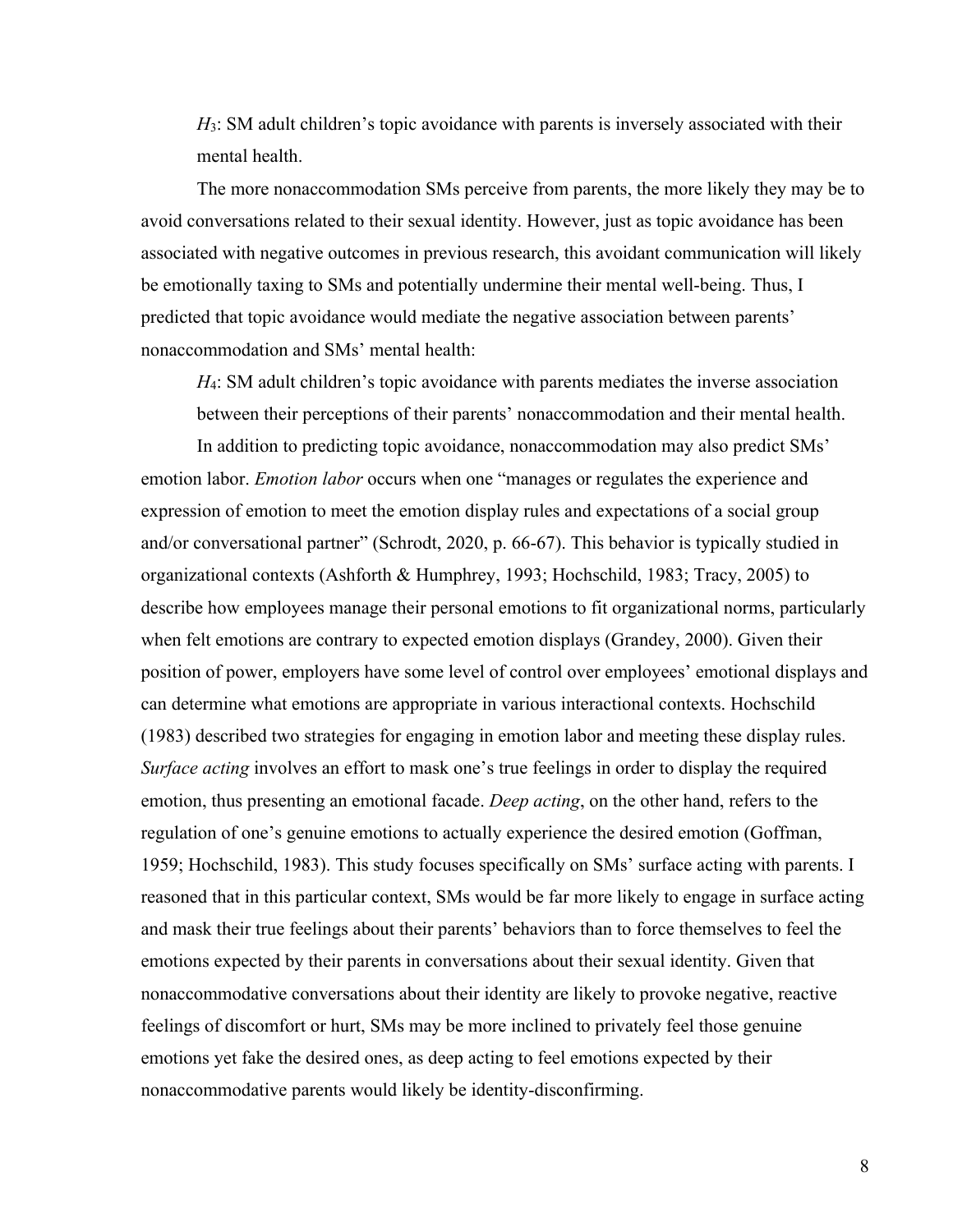*H*$_3$: SM adult children's topic avoidance with parents is inversely associated with their mental health.

The more nonaccommodation SMs perceive from parents, the more likely they may be to avoid conversations related to their sexual identity. However, just as topic avoidance has been associated with negative outcomes in previous research, this avoidant communication will likely be emotionally taxing to SMs and potentially undermine their mental well-being. Thus, I predicted that topic avoidance would mediate the negative association between parents' nonaccommodation and SMs' mental health:

*H*$_4$: SM adult children's topic avoidance with parents mediates the inverse association between their perceptions of their parents' nonaccommodation and their mental health.

In addition to predicting topic avoidance, nonaccommodation may also predict SMs' emotion labor. *Emotion labor* occurs when one "manages or regulates the experience and expression of emotion to meet the emotion display rules and expectations of a social group and/or conversational partner" (Schrodt, 2020, p. 66-67). This behavior is typically studied in organizational contexts (Ashforth & Humphrey, 1993; Hochschild, 1983; Tracy, 2005) to describe how employees manage their personal emotions to fit organizational norms, particularly when felt emotions are contrary to expected emotion displays (Grandey, 2000). Given their position of power, employers have some level of control over employees' emotional displays and can determine what emotions are appropriate in various interactional contexts. Hochschild (1983) described two strategies for engaging in emotion labor and meeting these display rules. *Surface acting* involves an effort to mask one's true feelings in order to display the required emotion, thus presenting an emotional facade. *Deep acting*, on the other hand, refers to the regulation of one's genuine emotions to actually experience the desired emotion (Goffman, 1959; Hochschild, 1983). This study focuses specifically on SMs' surface acting with parents. I reasoned that in this particular context, SMs would be far more likely to engage in surface acting and mask their true feelings about their parents' behaviors than to force themselves to feel the emotions expected by their parents in conversations about their sexual identity. Given that nonaccommodative conversations about their identity are likely to provoke negative, reactive feelings of discomfort or hurt, SMs may be more inclined to privately feel those genuine emotions yet fake the desired ones, as deep acting to feel emotions expected by their nonaccommodative parents would likely be identity-disconfirming.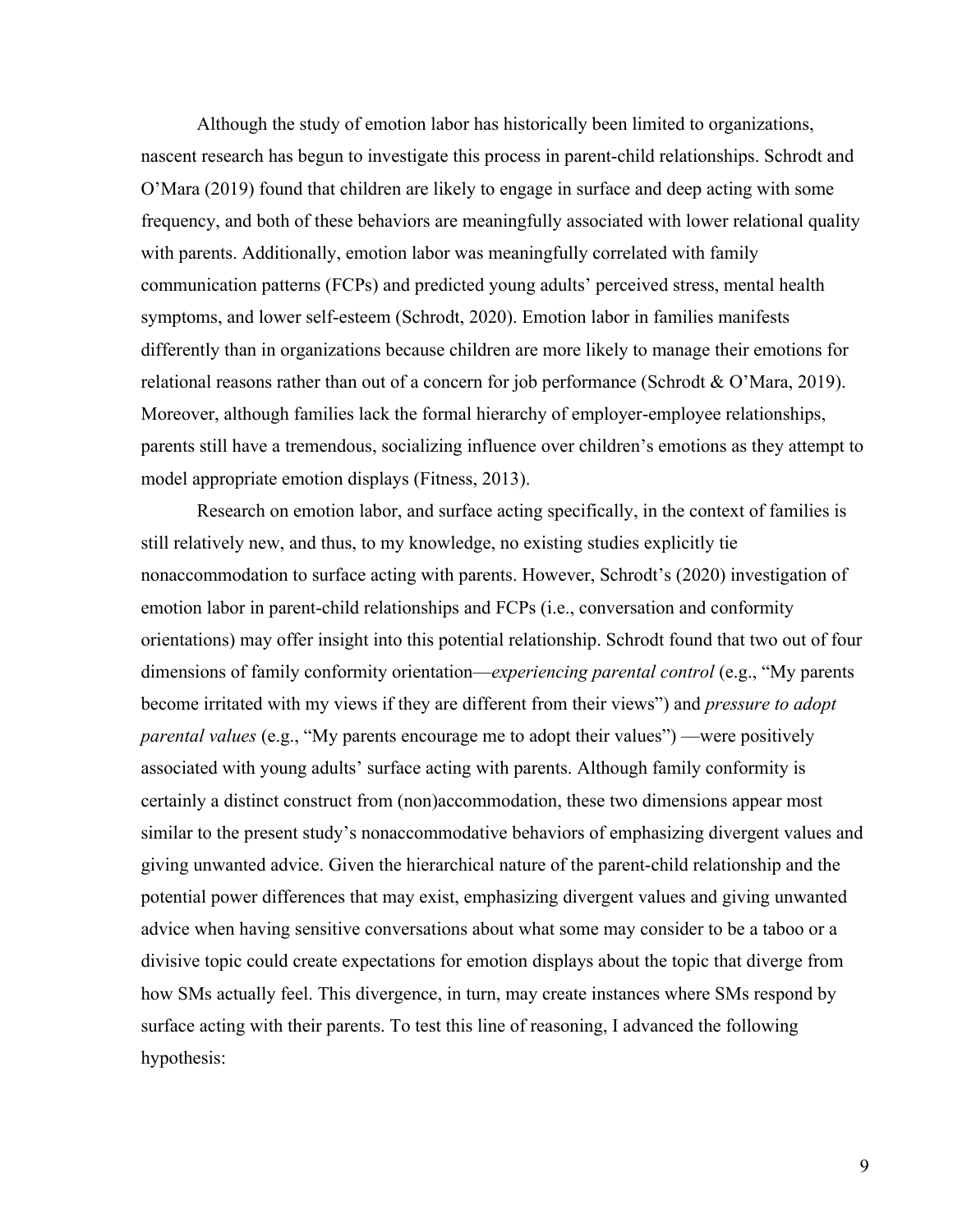Although the study of emotion labor has historically been limited to organizations, nascent research has begun to investigate this process in parent-child relationships. Schrodt and O'Mara (2019) found that children are likely to engage in surface and deep acting with some frequency, and both of these behaviors are meaningfully associated with lower relational quality with parents. Additionally, emotion labor was meaningfully correlated with family communication patterns (FCPs) and predicted young adults' perceived stress, mental health symptoms, and lower self-esteem (Schrodt, 2020). Emotion labor in families manifests differently than in organizations because children are more likely to manage their emotions for relational reasons rather than out of a concern for job performance (Schrodt & O'Mara, 2019). Moreover, although families lack the formal hierarchy of employer-employee relationships, parents still have a tremendous, socializing influence over children's emotions as they attempt to model appropriate emotion displays (Fitness, 2013).

Research on emotion labor, and surface acting specifically, in the context of families is still relatively new, and thus, to my knowledge, no existing studies explicitly tie nonaccommodation to surface acting with parents. However, Schrodt's (2020) investigation of emotion labor in parent-child relationships and FCPs (i.e., conversation and conformity orientations) may offer insight into this potential relationship. Schrodt found that two out of four dimensions of family conformity orientation—*experiencing parental control* (e.g., "My parents become irritated with my views if they are different from their views") and *pressure to adopt parental values* (e.g., "My parents encourage me to adopt their values") —were positively associated with young adults' surface acting with parents. Although family conformity is certainly a distinct construct from (non)accommodation, these two dimensions appear most similar to the present study's nonaccommodative behaviors of emphasizing divergent values and giving unwanted advice. Given the hierarchical nature of the parent-child relationship and the potential power differences that may exist, emphasizing divergent values and giving unwanted advice when having sensitive conversations about what some may consider to be a taboo or a divisive topic could create expectations for emotion displays about the topic that diverge from how SMs actually feel. This divergence, in turn, may create instances where SMs respond by surface acting with their parents. To test this line of reasoning, I advanced the following hypothesis: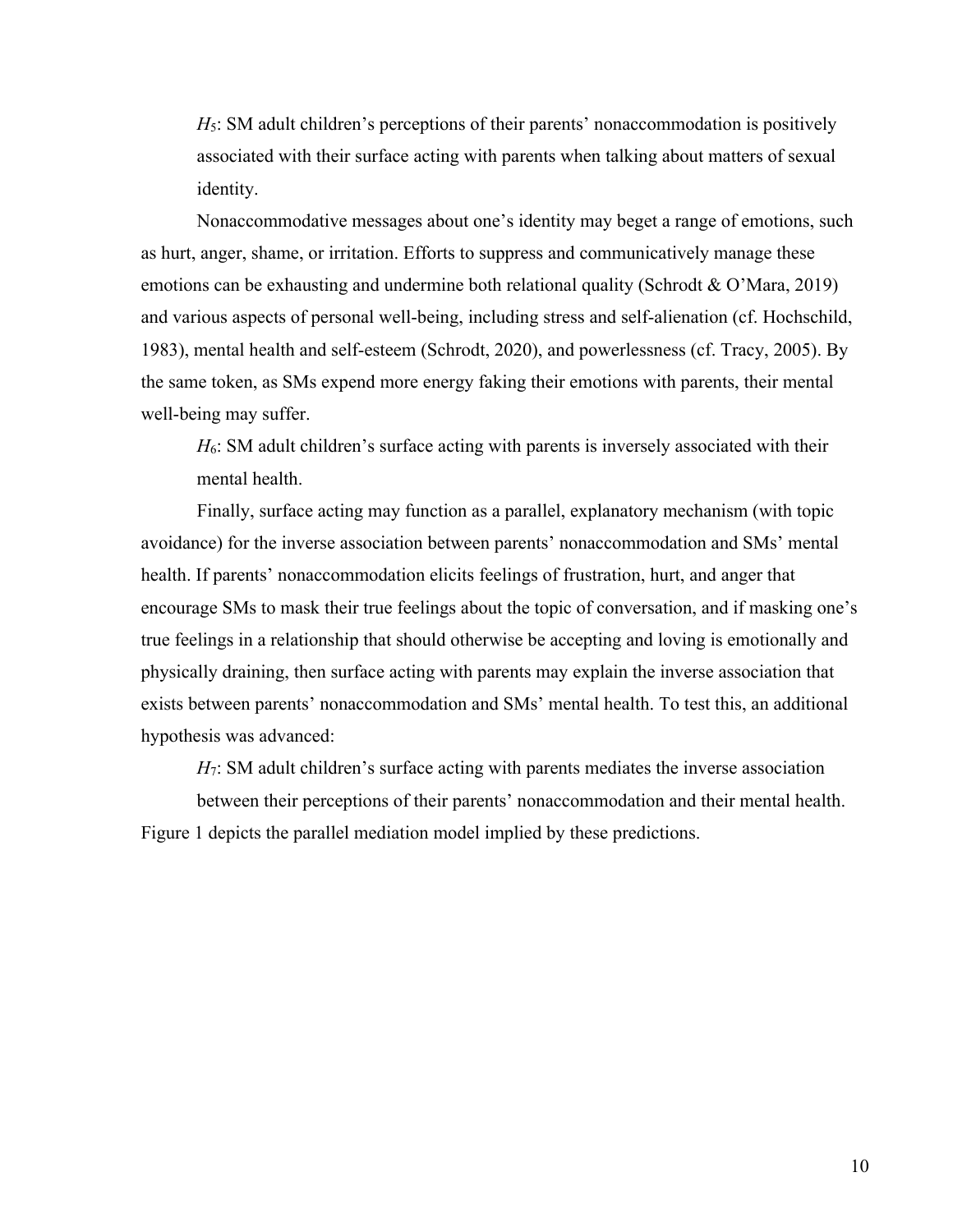*H*$_5$: SM adult children's perceptions of their parents' nonaccommodation is positively associated with their surface acting with parents when talking about matters of sexual identity.

Nonaccommodative messages about one's identity may beget a range of emotions, such as hurt, anger, shame, or irritation. Efforts to suppress and communicatively manage these emotions can be exhausting and undermine both relational quality (Schrodt & O'Mara, 2019) and various aspects of personal well-being, including stress and self-alienation (cf. Hochschild, 1983), mental health and self-esteem (Schrodt, 2020), and powerlessness (cf. Tracy, 2005). By the same token, as SMs expend more energy faking their emotions with parents, their mental well-being may suffer.

*H*$_6$: SM adult children's surface acting with parents is inversely associated with their mental health.

Finally, surface acting may function as a parallel, explanatory mechanism (with topic avoidance) for the inverse association between parents' nonaccommodation and SMs' mental health. If parents' nonaccommodation elicits feelings of frustration, hurt, and anger that encourage SMs to mask their true feelings about the topic of conversation, and if masking one's true feelings in a relationship that should otherwise be accepting and loving is emotionally and physically draining, then surface acting with parents may explain the inverse association that exists between parents' nonaccommodation and SMs' mental health. To test this, an additional hypothesis was advanced:

*H*$_7$: SM adult children's surface acting with parents mediates the inverse association between their perceptions of their parents' nonaccommodation and their mental health.

Figure 1 depicts the parallel mediation model implied by these predictions.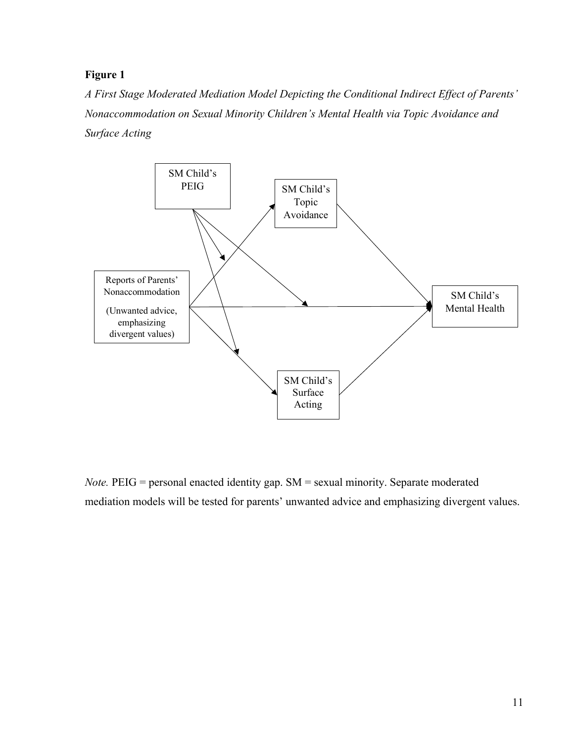**Figure 1**

*A First Stage Moderated Mediation Model Depicting the Conditional Indirect Effect of Parents' Nonaccommodation on Sexual Minority Children's Mental Health via Topic Avoidance and Surface Acting*

SM Child's PEIG

SM Child's Topic Avoidance

Reports of Parents' Nonaccommodation

(Unwanted advice, emphasizing divergent values)

SM Child's Mental Health

SM Child's Surface Acting

*Note.* PEIG = personal enacted identity gap. SM = sexual minority. Separate moderated mediation models will be tested for parents' unwanted advice and emphasizing divergent values.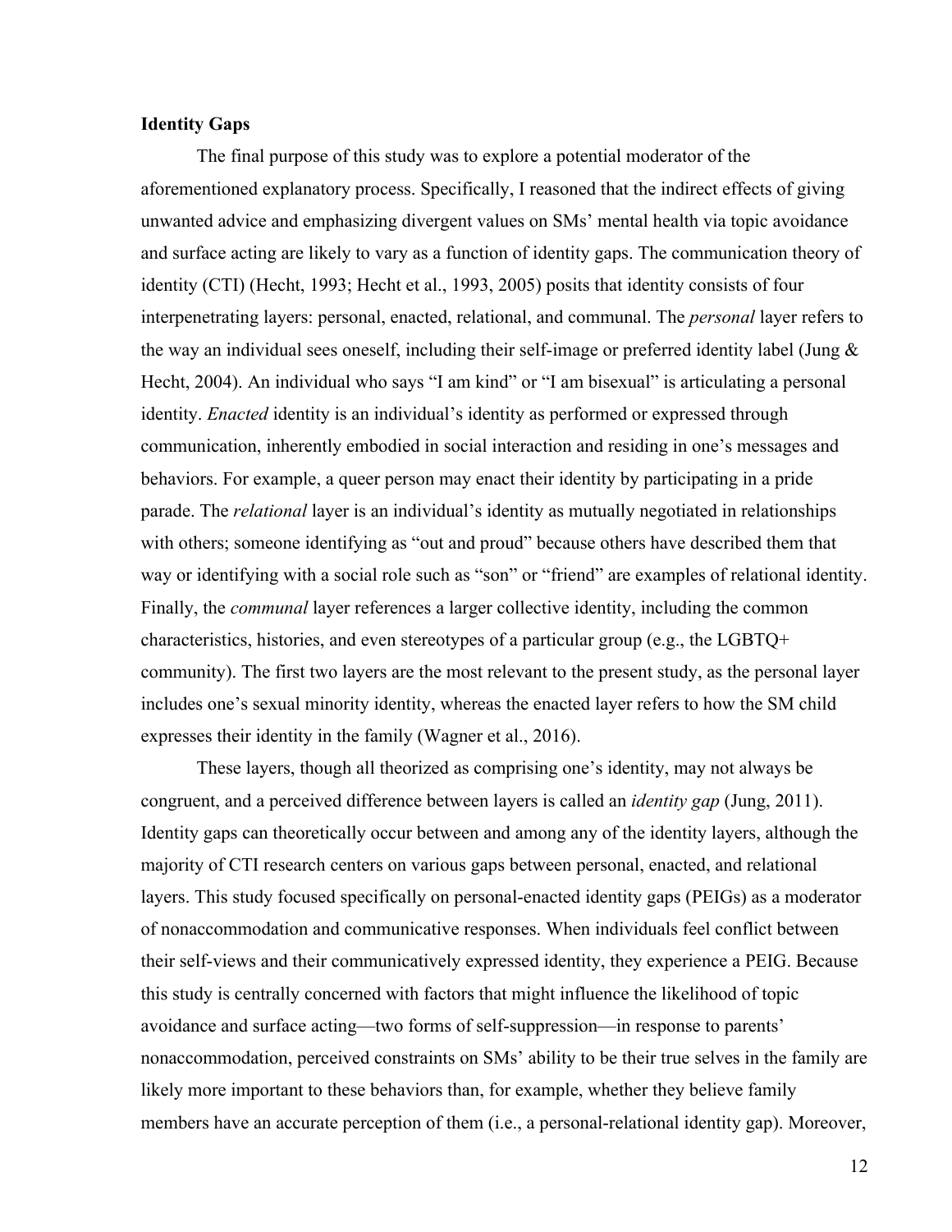## Identity Gaps

The final purpose of this study was to explore a potential moderator of the aforementioned explanatory process. Specifically, I reasoned that the indirect effects of giving unwanted advice and emphasizing divergent values on SMs' mental health via topic avoidance and surface acting are likely to vary as a function of identity gaps. The communication theory of identity (CTI) (Hecht, 1993; Hecht et al., 1993, 2005) posits that identity consists of four interpenetrating layers: personal, enacted, relational, and communal. The *personal* layer refers to the way an individual sees oneself, including their self-image or preferred identity label (Jung & Hecht, 2004). An individual who says "I am kind" or "I am bisexual" is articulating a personal identity. *Enacted* identity is an individual's identity as performed or expressed through communication, inherently embodied in social interaction and residing in one's messages and behaviors. For example, a queer person may enact their identity by participating in a pride parade. The *relational* layer is an individual's identity as mutually negotiated in relationships with others; someone identifying as "out and proud" because others have described them that way or identifying with a social role such as "son" or "friend" are examples of relational identity. Finally, the *communal* layer references a larger collective identity, including the common characteristics, histories, and even stereotypes of a particular group (e.g., the LGBTQ+ community). The first two layers are the most relevant to the present study, as the personal layer includes one's sexual minority identity, whereas the enacted layer refers to how the SM child expresses their identity in the family (Wagner et al., 2016).

These layers, though all theorized as comprising one's identity, may not always be congruent, and a perceived difference between layers is called an *identity gap* (Jung, 2011). Identity gaps can theoretically occur between and among any of the identity layers, although the majority of CTI research centers on various gaps between personal, enacted, and relational layers. This study focused specifically on personal-enacted identity gaps (PEIGs) as a moderator of nonaccommodation and communicative responses. When individuals feel conflict between their self-views and their communicatively expressed identity, they experience a PEIG. Because this study is centrally concerned with factors that might influence the likelihood of topic avoidance and surface acting—two forms of self-suppression—in response to parents' nonaccommodation, perceived constraints on SMs' ability to be their true selves in the family are likely more important to these behaviors than, for example, whether they believe family members have an accurate perception of them (i.e., a personal-relational identity gap). Moreover,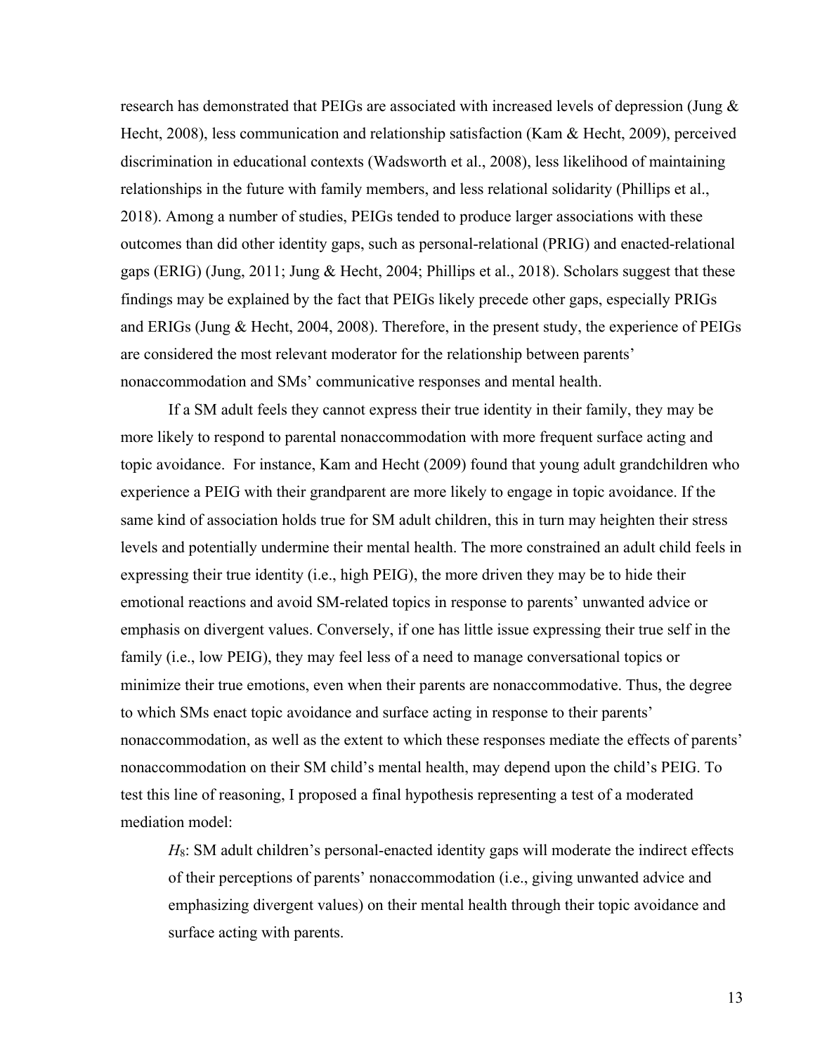research has demonstrated that PEIGs are associated with increased levels of depression (Jung & Hecht, 2008), less communication and relationship satisfaction (Kam & Hecht, 2009), perceived discrimination in educational contexts (Wadsworth et al., 2008), less likelihood of maintaining relationships in the future with family members, and less relational solidarity (Phillips et al., 2018). Among a number of studies, PEIGs tended to produce larger associations with these outcomes than did other identity gaps, such as personal-relational (PRIG) and enacted-relational gaps (ERIG) (Jung, 2011; Jung & Hecht, 2004; Phillips et al., 2018). Scholars suggest that these findings may be explained by the fact that PEIGs likely precede other gaps, especially PRIGs and ERIGs (Jung & Hecht, 2004, 2008). Therefore, in the present study, the experience of PEIGs are considered the most relevant moderator for the relationship between parents' nonaccommodation and SMs' communicative responses and mental health.

If a SM adult feels they cannot express their true identity in their family, they may be more likely to respond to parental nonaccommodation with more frequent surface acting and topic avoidance. For instance, Kam and Hecht (2009) found that young adult grandchildren who experience a PEIG with their grandparent are more likely to engage in topic avoidance. If the same kind of association holds true for SM adult children, this in turn may heighten their stress levels and potentially undermine their mental health. The more constrained an adult child feels in expressing their true identity (i.e., high PEIG), the more driven they may be to hide their emotional reactions and avoid SM-related topics in response to parents' unwanted advice or emphasis on divergent values. Conversely, if one has little issue expressing their true self in the family (i.e., low PEIG), they may feel less of a need to manage conversational topics or minimize their true emotions, even when their parents are nonaccommodative. Thus, the degree to which SMs enact topic avoidance and surface acting in response to their parents' nonaccommodation, as well as the extent to which these responses mediate the effects of parents' nonaccommodation on their SM child's mental health, may depend upon the child's PEIG. To test this line of reasoning, I proposed a final hypothesis representing a test of a moderated mediation model:

> $H_8$: SM adult children's personal-enacted identity gaps will moderate the indirect effects of their perceptions of parents' nonaccommodation (i.e., giving unwanted advice and emphasizing divergent values) on their mental health through their topic avoidance and surface acting with parents.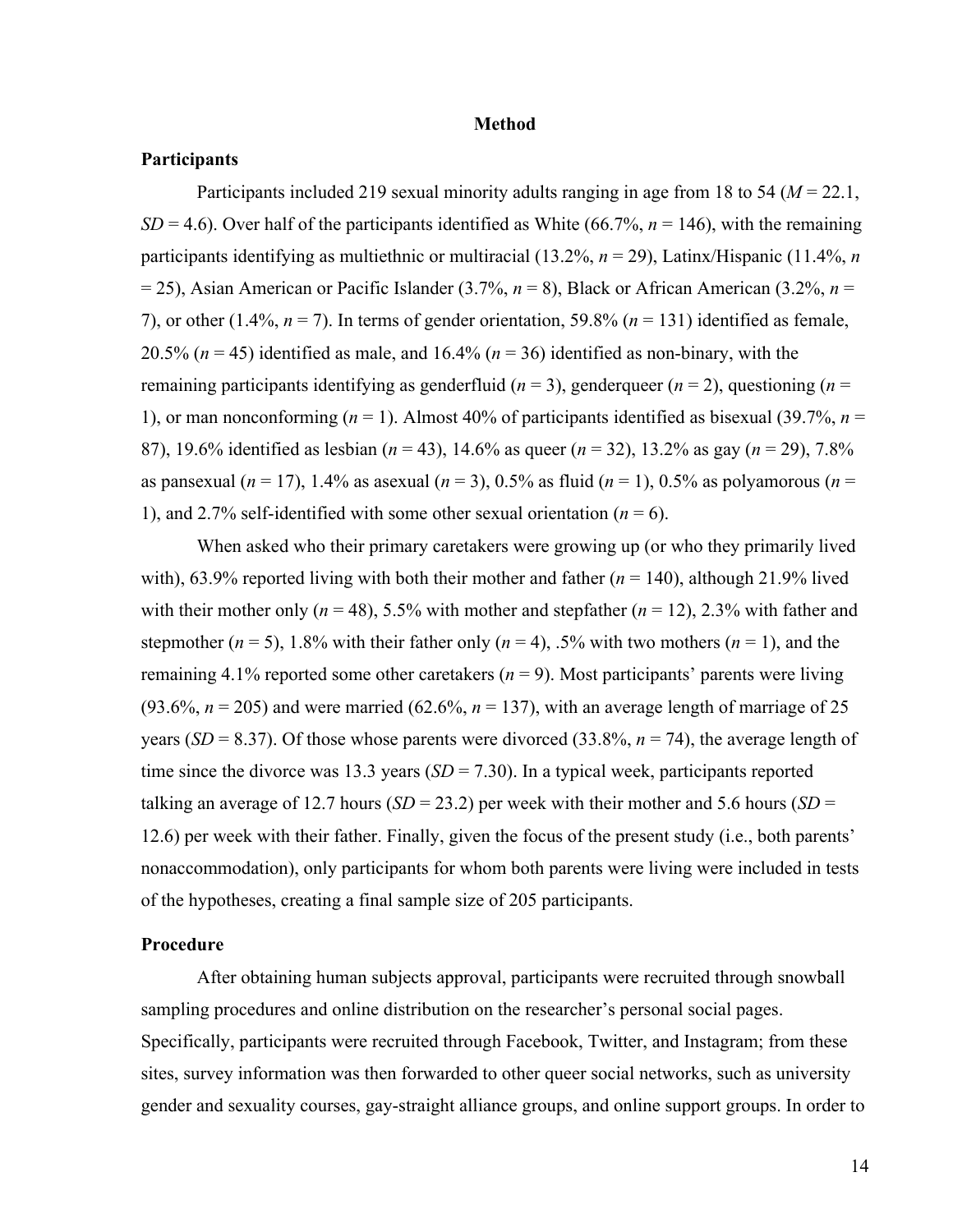# Method

## Participants

Participants included 219 sexual minority adults ranging in age from 18 to 54 ($M$ = 22.1, $SD$ = 4.6). Over half of the participants identified as White (66.7%, $n$ = 146), with the remaining participants identifying as multiethnic or multiracial (13.2%, $n$ = 29), Latinx/Hispanic (11.4%, $n$ = 25), Asian American or Pacific Islander (3.7%, $n$ = 8), Black or African American (3.2%, $n$ = 7), or other (1.4%, $n$ = 7). In terms of gender orientation, 59.8% ($n$ = 131) identified as female, 20.5% ($n$ = 45) identified as male, and 16.4% ($n$ = 36) identified as non-binary, with the remaining participants identifying as genderfluid ($n$ = 3), genderqueer ($n$ = 2), questioning ($n$ = 1), or man nonconforming ($n$ = 1). Almost 40% of participants identified as bisexual (39.7%, $n$ = 87), 19.6% identified as lesbian ($n$ = 43), 14.6% as queer ($n$ = 32), 13.2% as gay ($n$ = 29), 7.8% as pansexual ($n$ = 17), 1.4% as asexual ($n$ = 3), 0.5% as fluid ($n$ = 1), 0.5% as polyamorous ($n$ = 1), and 2.7% self-identified with some other sexual orientation ($n$ = 6).

When asked who their primary caretakers were growing up (or who they primarily lived with), 63.9% reported living with both their mother and father ($n$ = 140), although 21.9% lived with their mother only ($n$ = 48), 5.5% with mother and stepfather ($n$ = 12), 2.3% with father and stepmother ($n$ = 5), 1.8% with their father only ($n$ = 4), .5% with two mothers ($n$ = 1), and the remaining 4.1% reported some other caretakers ($n$ = 9). Most participants' parents were living (93.6%, $n$ = 205) and were married (62.6%, $n$ = 137), with an average length of marriage of 25 years ($SD$ = 8.37). Of those whose parents were divorced (33.8%, $n$ = 74), the average length of time since the divorce was 13.3 years ($SD$ = 7.30). In a typical week, participants reported talking an average of 12.7 hours ($SD$ = 23.2) per week with their mother and 5.6 hours ($SD$ = 12.6) per week with their father. Finally, given the focus of the present study (i.e., both parents' nonaccommodation), only participants for whom both parents were living were included in tests of the hypotheses, creating a final sample size of 205 participants.

## Procedure

After obtaining human subjects approval, participants were recruited through snowball sampling procedures and online distribution on the researcher's personal social pages. Specifically, participants were recruited through Facebook, Twitter, and Instagram; from these sites, survey information was then forwarded to other queer social networks, such as university gender and sexuality courses, gay-straight alliance groups, and online support groups. In order to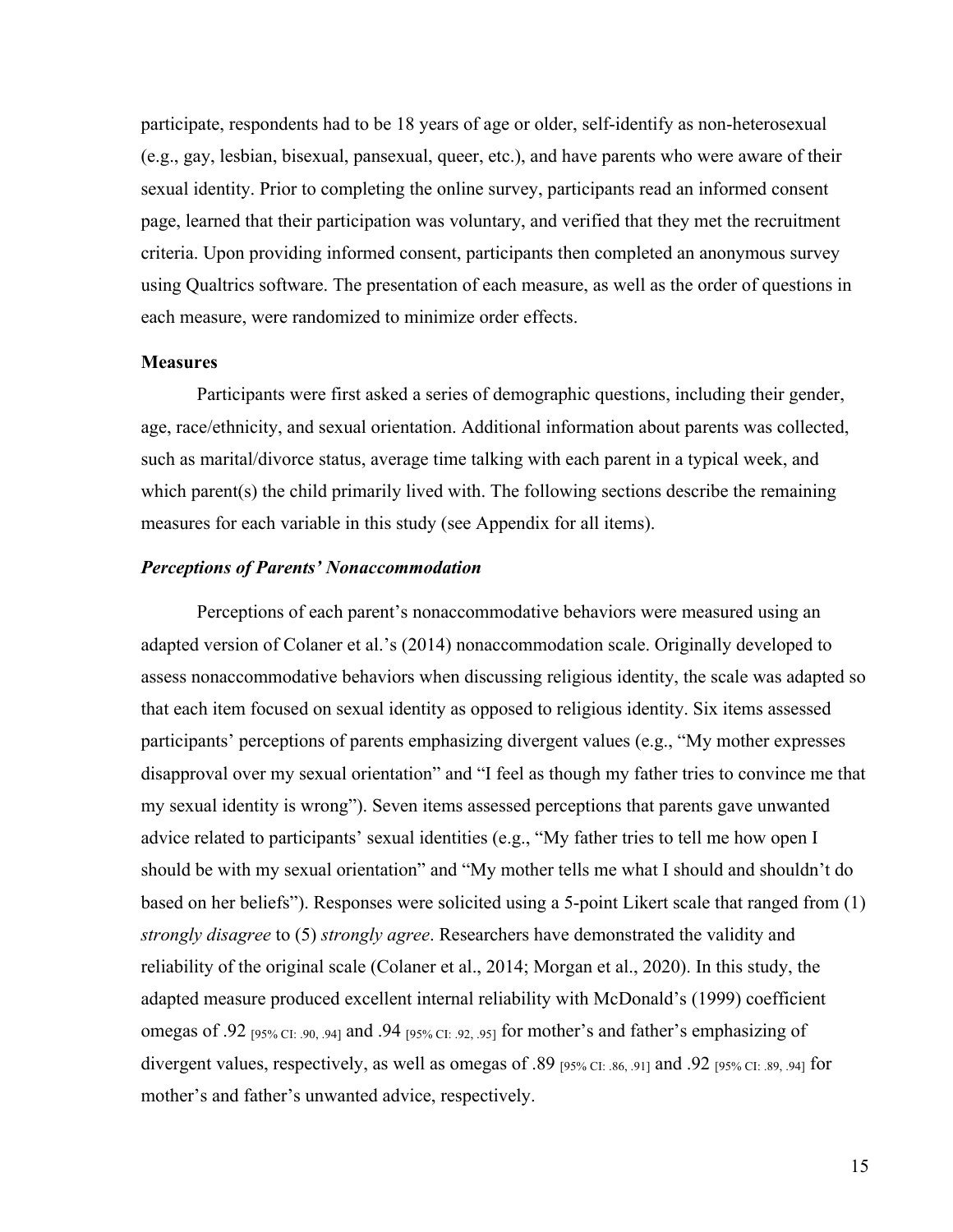participate, respondents had to be 18 years of age or older, self-identify as non-heterosexual (e.g., gay, lesbian, bisexual, pansexual, queer, etc.), and have parents who were aware of their sexual identity. Prior to completing the online survey, participants read an informed consent page, learned that their participation was voluntary, and verified that they met the recruitment criteria. Upon providing informed consent, participants then completed an anonymous survey using Qualtrics software. The presentation of each measure, as well as the order of questions in each measure, were randomized to minimize order effects.

**Measures**

Participants were first asked a series of demographic questions, including their gender, age, race/ethnicity, and sexual orientation. Additional information about parents was collected, such as marital/divorce status, average time talking with each parent in a typical week, and which parent(s) the child primarily lived with. The following sections describe the remaining measures for each variable in this study (see Appendix for all items).

***Perceptions of Parents' Nonaccommodation***

Perceptions of each parent's nonaccommodative behaviors were measured using an adapted version of Colaner et al.'s (2014) nonaccommodation scale. Originally developed to assess nonaccommodative behaviors when discussing religious identity, the scale was adapted so that each item focused on sexual identity as opposed to religious identity. Six items assessed participants' perceptions of parents emphasizing divergent values (e.g., "My mother expresses disapproval over my sexual orientation" and "I feel as though my father tries to convince me that my sexual identity is wrong"). Seven items assessed perceptions that parents gave unwanted advice related to participants' sexual identities (e.g., "My father tries to tell me how open I should be with my sexual orientation" and "My mother tells me what I should and shouldn't do based on her beliefs"). Responses were solicited using a 5-point Likert scale that ranged from (1) *strongly disagree* to (5) *strongly agree*. Researchers have demonstrated the validity and reliability of the original scale (Colaner et al., 2014; Morgan et al., 2020). In this study, the adapted measure produced excellent internal reliability with McDonald's (1999) coefficient omegas of .92 [95% CI: .90, .94] and .94 [95% CI: .92, .95] for mother's and father's emphasizing of divergent values, respectively, as well as omegas of .89 [95% CI: .86, .91] and .92 [95% CI: .89, .94] for mother's and father's unwanted advice, respectively.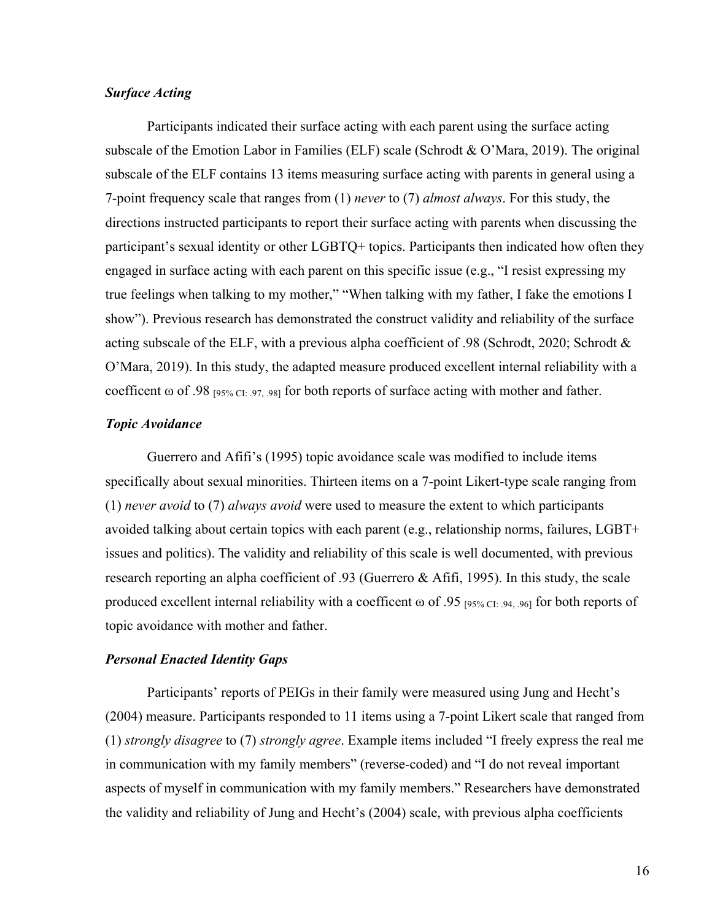### *Surface Acting*

Participants indicated their surface acting with each parent using the surface acting subscale of the Emotion Labor in Families (ELF) scale (Schrodt & O'Mara, 2019). The original subscale of the ELF contains 13 items measuring surface acting with parents in general using a 7-point frequency scale that ranges from (1) *never* to (7) *almost always*. For this study, the directions instructed participants to report their surface acting with parents when discussing the participant's sexual identity or other LGBTQ+ topics. Participants then indicated how often they engaged in surface acting with each parent on this specific issue (e.g., "I resist expressing my true feelings when talking to my mother," "When talking with my father, I fake the emotions I show"). Previous research has demonstrated the construct validity and reliability of the surface acting subscale of the ELF, with a previous alpha coefficient of .98 (Schrodt, 2020; Schrodt & O'Mara, 2019). In this study, the adapted measure produced excellent internal reliability with a coefficent ω of .98 $_{[95\%\ \text{CI: .97, .98}]}$ for both reports of surface acting with mother and father.

### *Topic Avoidance*

Guerrero and Afifi's (1995) topic avoidance scale was modified to include items specifically about sexual minorities. Thirteen items on a 7-point Likert-type scale ranging from (1) *never avoid* to (7) *always avoid* were used to measure the extent to which participants avoided talking about certain topics with each parent (e.g., relationship norms, failures, LGBT+ issues and politics). The validity and reliability of this scale is well documented, with previous research reporting an alpha coefficient of .93 (Guerrero & Afifi, 1995). In this study, the scale produced excellent internal reliability with a coefficent ω of .95 $_{[95\%\ \text{CI: .94, .96}]}$ for both reports of topic avoidance with mother and father.

### *Personal Enacted Identity Gaps*

Participants' reports of PEIGs in their family were measured using Jung and Hecht's (2004) measure. Participants responded to 11 items using a 7-point Likert scale that ranged from (1) *strongly disagree* to (7) *strongly agree*. Example items included "I freely express the real me in communication with my family members" (reverse-coded) and "I do not reveal important aspects of myself in communication with my family members." Researchers have demonstrated the validity and reliability of Jung and Hecht's (2004) scale, with previous alpha coefficients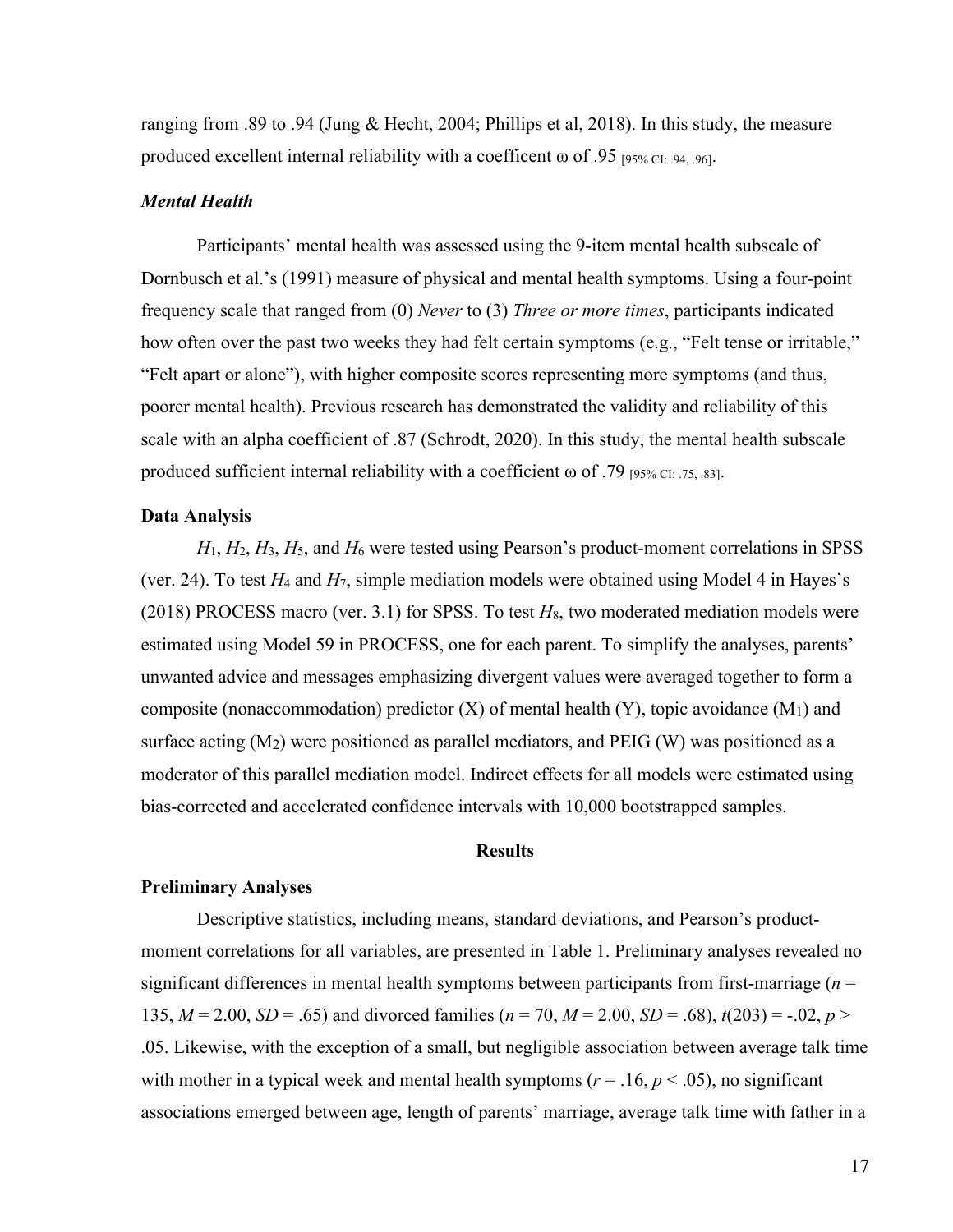ranging from .89 to .94 (Jung & Hecht, 2004; Phillips et al, 2018). In this study, the measure produced excellent internal reliability with a coefficent ω of .95 [95% CI: .94, .96].

### *Mental Health*

Participants' mental health was assessed using the 9-item mental health subscale of Dornbusch et al.'s (1991) measure of physical and mental health symptoms. Using a four-point frequency scale that ranged from (0) *Never* to (3) *Three or more times*, participants indicated how often over the past two weeks they had felt certain symptoms (e.g., "Felt tense or irritable," "Felt apart or alone"), with higher composite scores representing more symptoms (and thus, poorer mental health). Previous research has demonstrated the validity and reliability of this scale with an alpha coefficient of .87 (Schrodt, 2020). In this study, the mental health subscale produced sufficient internal reliability with a coefficient ω of .79 [95% CI: .75, .83].

## Data Analysis

$H_1$, $H_2$, $H_3$, $H_5$, and $H_6$ were tested using Pearson's product-moment correlations in SPSS (ver. 24). To test $H_4$ and $H_7$, simple mediation models were obtained using Model 4 in Hayes's (2018) PROCESS macro (ver. 3.1) for SPSS. To test $H_8$, two moderated mediation models were estimated using Model 59 in PROCESS, one for each parent. To simplify the analyses, parents' unwanted advice and messages emphasizing divergent values were averaged together to form a composite (nonaccommodation) predictor (X) of mental health (Y), topic avoidance ($M_1$) and surface acting ($M_2$) were positioned as parallel mediators, and PEIG (W) was positioned as a moderator of this parallel mediation model. Indirect effects for all models were estimated using bias-corrected and accelerated confidence intervals with 10,000 bootstrapped samples.

# Results

## Preliminary Analyses

Descriptive statistics, including means, standard deviations, and Pearson's product-moment correlations for all variables, are presented in Table 1. Preliminary analyses revealed no significant differences in mental health symptoms between participants from first-marriage ($n$ = 135, $M$ = 2.00, $SD$ = .65) and divorced families ($n$ = 70, $M$ = 2.00, $SD$ = .68), $t(203) = -.02$, $p >$ .05. Likewise, with the exception of a small, but negligible association between average talk time with mother in a typical week and mental health symptoms ($r = .16$, $p < .05$), no significant associations emerged between age, length of parents' marriage, average talk time with father in a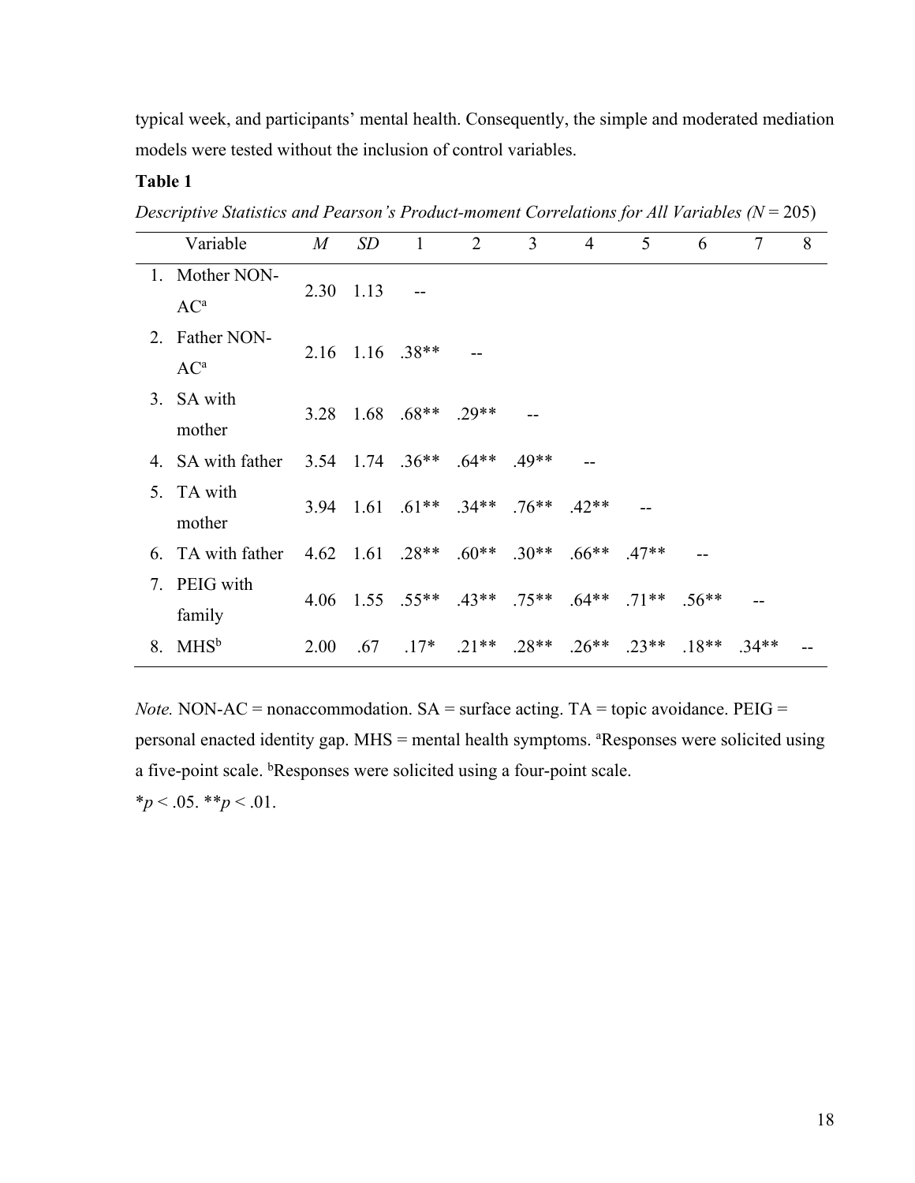typical week, and participants' mental health. Consequently, the simple and moderated mediation models were tested without the inclusion of control variables.

**Table 1**

*Descriptive Statistics and Pearson's Product-moment Correlations for All Variables (N = 205)*

| Variable | *M* | *SD* | 1 | 2 | 3 | 4 | 5 | 6 | 7 | 8 |
|---|---|---|---|---|---|---|---|---|---|---|
| 1. Mother NON-AC[a] | 2.30 | 1.13 | -- | | | | | | | |
| 2. Father NON-AC[a] | 2.16 | 1.16 | .38** | -- | | | | | | |
| 3. SA with mother | 3.28 | 1.68 | .68** | .29** | -- | | | | | |
| 4. SA with father | 3.54 | 1.74 | .36** | .64** | .49** | -- | | | | |
| 5. TA with mother | 3.94 | 1.61 | .61** | .34** | .76** | .42** | -- | | | |
| 6. TA with father | 4.62 | 1.61 | .28** | .60** | .30** | .66** | .47** | -- | | |
| 7. PEIG with family | 4.06 | 1.55 | .55** | .43** | .75** | .64** | .71** | .56** | -- | |
| 8. MHS[b] | 2.00 | .67 | .17* | .21** | .28** | .26** | .23** | .18** | .34** | -- |

*Note.* NON-AC = nonaccommodation. SA = surface acting. TA = topic avoidance. PEIG = personal enacted identity gap. MHS = mental health symptoms. [a]Responses were solicited using a five-point scale. [b]Responses were solicited using a four-point scale.

*$p < .05$. **$p < .01$.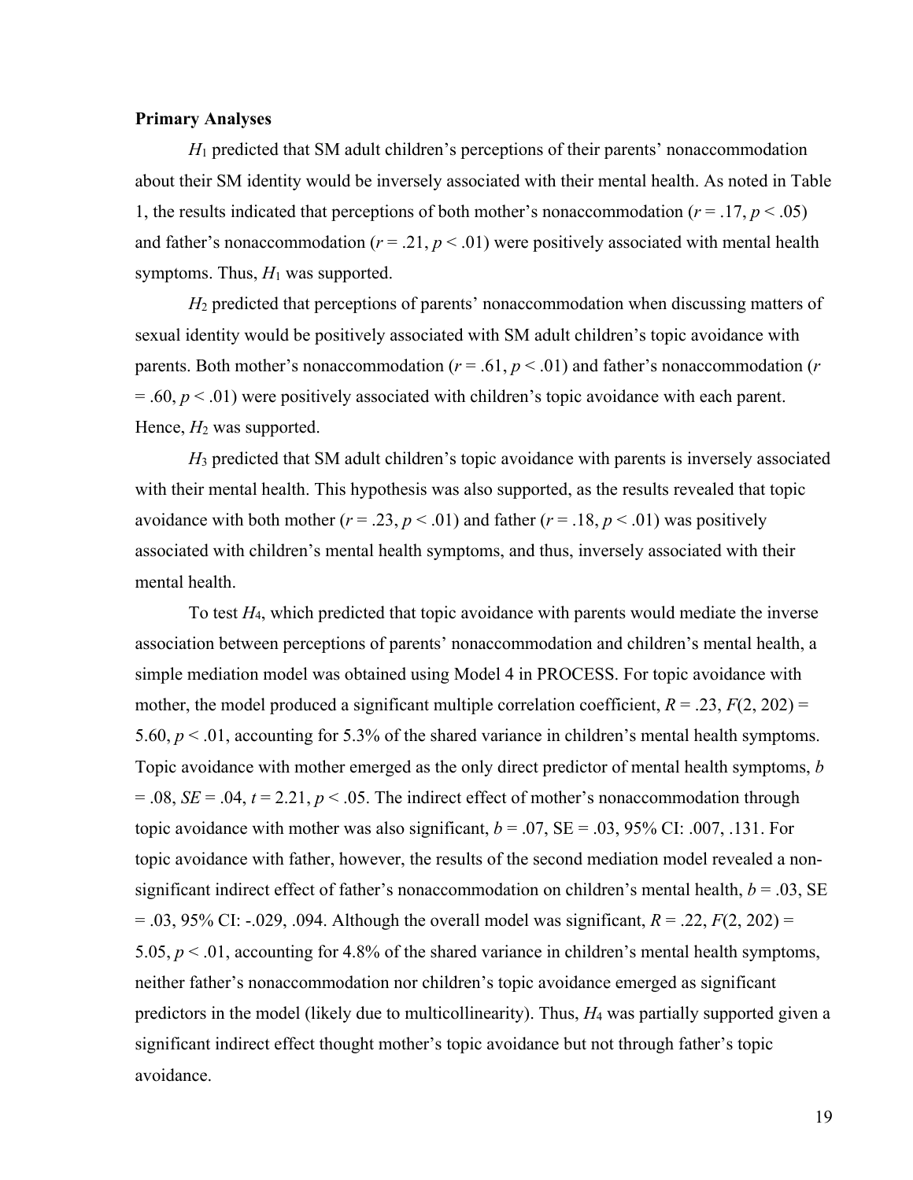**Primary Analyses**

$H_1$ predicted that SM adult children's perceptions of their parents' nonaccommodation about their SM identity would be inversely associated with their mental health. As noted in Table 1, the results indicated that perceptions of both mother's nonaccommodation ($r = .17$, $p < .05$) and father's nonaccommodation ($r = .21$, $p < .01$) were positively associated with mental health symptoms. Thus, $H_1$ was supported.

$H_2$ predicted that perceptions of parents' nonaccommodation when discussing matters of sexual identity would be positively associated with SM adult children's topic avoidance with parents. Both mother's nonaccommodation ($r = .61$, $p < .01$) and father's nonaccommodation ($r = .60$, $p < .01$) were positively associated with children's topic avoidance with each parent. Hence, $H_2$ was supported.

$H_3$ predicted that SM adult children's topic avoidance with parents is inversely associated with their mental health. This hypothesis was also supported, as the results revealed that topic avoidance with both mother ($r = .23$, $p < .01$) and father ($r = .18$, $p < .01$) was positively associated with children's mental health symptoms, and thus, inversely associated with their mental health.

To test $H_4$, which predicted that topic avoidance with parents would mediate the inverse association between perceptions of parents' nonaccommodation and children's mental health, a simple mediation model was obtained using Model 4 in PROCESS. For topic avoidance with mother, the model produced a significant multiple correlation coefficient, $R = .23$, $F(2, 202) = 5.60$, $p < .01$, accounting for 5.3% of the shared variance in children's mental health symptoms. Topic avoidance with mother emerged as the only direct predictor of mental health symptoms, $b = .08$, $SE = .04$, $t = 2.21$, $p < .05$. The indirect effect of mother's nonaccommodation through topic avoidance with mother was also significant, $b = .07$, SE = .03, 95% CI: .007, .131. For topic avoidance with father, however, the results of the second mediation model revealed a non-significant indirect effect of father's nonaccommodation on children's mental health, $b = .03$, SE = .03, 95% CI: -.029, .094. Although the overall model was significant, $R = .22$, $F(2, 202) = 5.05$, $p < .01$, accounting for 4.8% of the shared variance in children's mental health symptoms, neither father's nonaccommodation nor children's topic avoidance emerged as significant predictors in the model (likely due to multicollinearity). Thus, $H_4$ was partially supported given a significant indirect effect thought mother's topic avoidance but not through father's topic avoidance.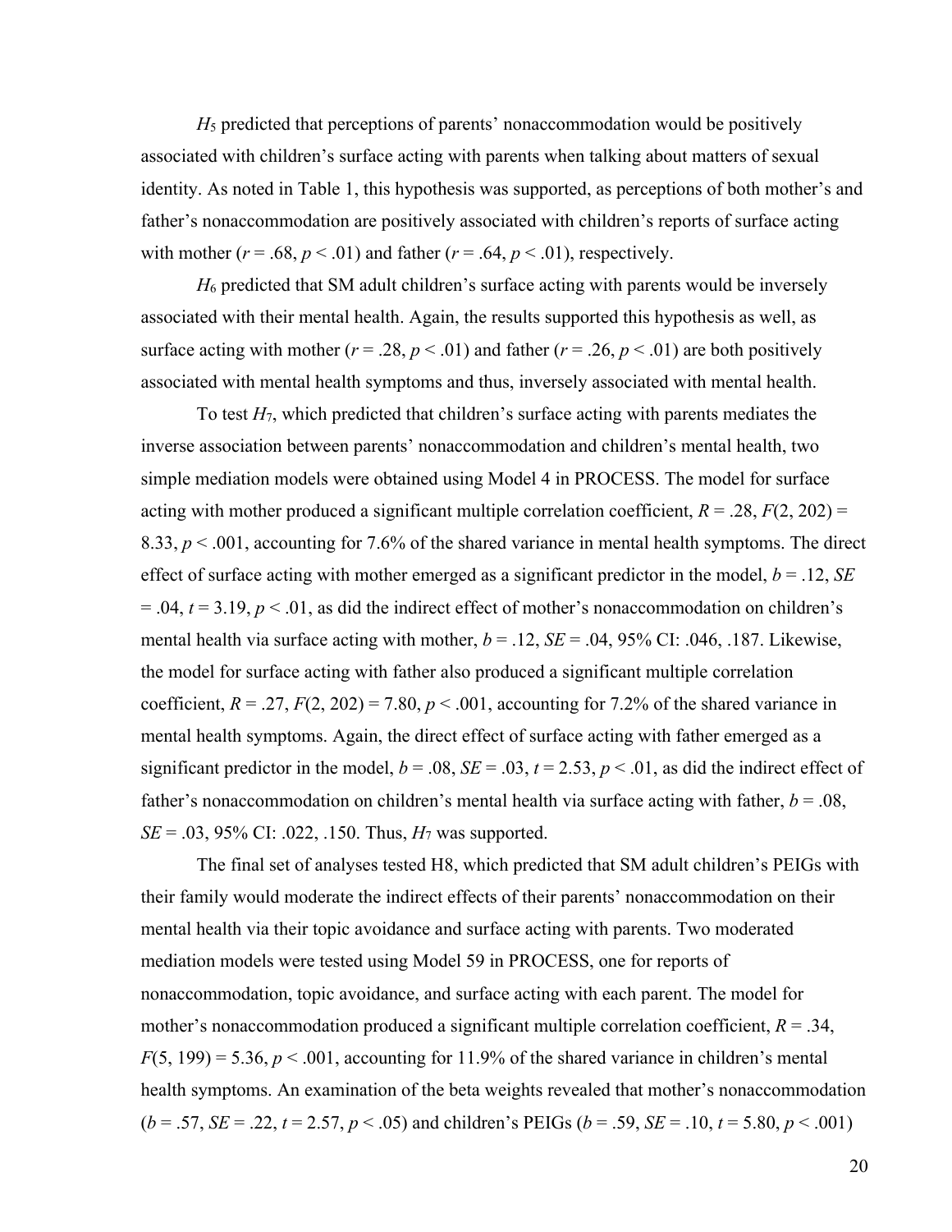*$H_5$* predicted that perceptions of parents' nonaccommodation would be positively associated with children's surface acting with parents when talking about matters of sexual identity. As noted in Table 1, this hypothesis was supported, as perceptions of both mother's and father's nonaccommodation are positively associated with children's reports of surface acting with mother ($r = .68$, $p < .01$) and father ($r = .64$, $p < .01$), respectively.

*$H_6$* predicted that SM adult children's surface acting with parents would be inversely associated with their mental health. Again, the results supported this hypothesis as well, as surface acting with mother ($r = .28$, $p < .01$) and father ($r = .26$, $p < .01$) are both positively associated with mental health symptoms and thus, inversely associated with mental health.

To test *$H_7$*, which predicted that children's surface acting with parents mediates the inverse association between parents' nonaccommodation and children's mental health, two simple mediation models were obtained using Model 4 in PROCESS. The model for surface acting with mother produced a significant multiple correlation coefficient, $R = .28$, $F(2, 202) = 8.33$, $p < .001$, accounting for 7.6% of the shared variance in mental health symptoms. The direct effect of surface acting with mother emerged as a significant predictor in the model, $b = .12$, $SE = .04$, $t = 3.19$, $p < .01$, as did the indirect effect of mother's nonaccommodation on children's mental health via surface acting with mother, $b = .12$, $SE = .04$, 95% CI: .046, .187. Likewise, the model for surface acting with father also produced a significant multiple correlation coefficient, $R = .27$, $F(2, 202) = 7.80$, $p < .001$, accounting for 7.2% of the shared variance in mental health symptoms. Again, the direct effect of surface acting with father emerged as a significant predictor in the model, $b = .08$, $SE = .03$, $t = 2.53$, $p < .01$, as did the indirect effect of father's nonaccommodation on children's mental health via surface acting with father, $b = .08$, $SE = .03$, 95% CI: .022, .150. Thus, *$H_7$* was supported.

The final set of analyses tested H8, which predicted that SM adult children's PEIGs with their family would moderate the indirect effects of their parents' nonaccommodation on their mental health via their topic avoidance and surface acting with parents. Two moderated mediation models were tested using Model 59 in PROCESS, one for reports of nonaccommodation, topic avoidance, and surface acting with each parent. The model for mother's nonaccommodation produced a significant multiple correlation coefficient, $R = .34$, $F(5, 199) = 5.36$, $p < .001$, accounting for 11.9% of the shared variance in children's mental health symptoms. An examination of the beta weights revealed that mother's nonaccommodation ($b = .57$, $SE = .22$, $t = 2.57$, $p < .05$) and children's PEIGs ($b = .59$, $SE = .10$, $t = 5.80$, $p < .001$)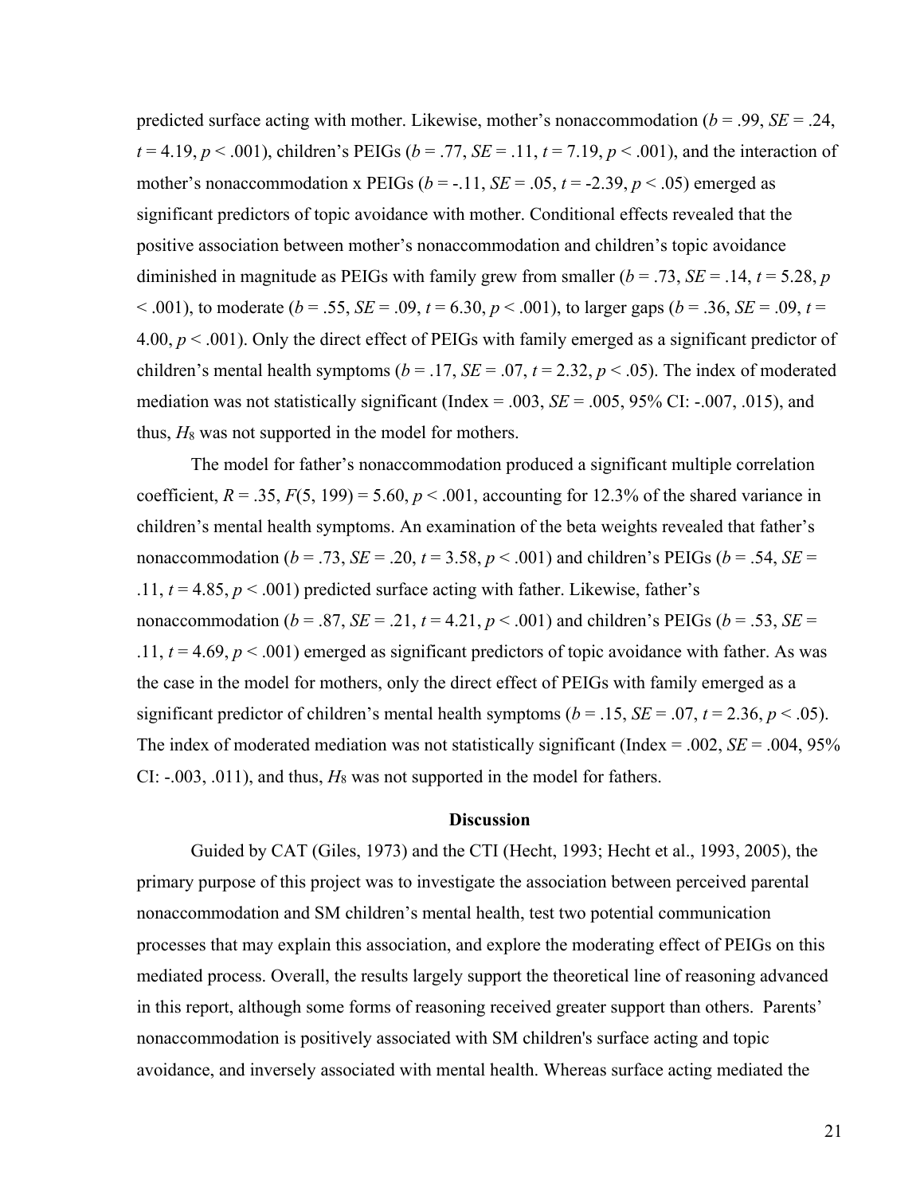predicted surface acting with mother. Likewise, mother's nonaccommodation ($b = .99$, $SE = .24$, $t = 4.19$, $p < .001$), children's PEIGs ($b = .77$, $SE = .11$, $t = 7.19$, $p < .001$), and the interaction of mother's nonaccommodation x PEIGs ($b = -.11$, $SE = .05$, $t = -2.39$, $p < .05$) emerged as significant predictors of topic avoidance with mother. Conditional effects revealed that the positive association between mother's nonaccommodation and children's topic avoidance diminished in magnitude as PEIGs with family grew from smaller ($b = .73$, $SE = .14$, $t = 5.28$, $p < .001$), to moderate ($b = .55$, $SE = .09$, $t = 6.30$, $p < .001$), to larger gaps ($b = .36$, $SE = .09$, $t = 4.00$, $p < .001$). Only the direct effect of PEIGs with family emerged as a significant predictor of children's mental health symptoms ($b = .17$, $SE = .07$, $t = 2.32$, $p < .05$). The index of moderated mediation was not statistically significant (Index = .003, $SE = .005$, 95% CI: -.007, .015), and thus, $H_8$ was not supported in the model for mothers.

The model for father's nonaccommodation produced a significant multiple correlation coefficient, $R = .35$, $F(5, 199) = 5.60$, $p < .001$, accounting for 12.3% of the shared variance in children's mental health symptoms. An examination of the beta weights revealed that father's nonaccommodation ($b = .73$, $SE = .20$, $t = 3.58$, $p < .001$) and children's PEIGs ($b = .54$, $SE = .11$, $t = 4.85$, $p < .001$) predicted surface acting with father. Likewise, father's nonaccommodation ($b = .87$, $SE = .21$, $t = 4.21$, $p < .001$) and children's PEIGs ($b = .53$, $SE = .11$, $t = 4.69$, $p < .001$) emerged as significant predictors of topic avoidance with father. As was the case in the model for mothers, only the direct effect of PEIGs with family emerged as a significant predictor of children's mental health symptoms ($b = .15$, $SE = .07$, $t = 2.36$, $p < .05$). The index of moderated mediation was not statistically significant (Index = .002, $SE = .004$, 95% CI: -.003, .011), and thus, $H_8$ was not supported in the model for fathers.

## Discussion

Guided by CAT (Giles, 1973) and the CTI (Hecht, 1993; Hecht et al., 1993, 2005), the primary purpose of this project was to investigate the association between perceived parental nonaccommodation and SM children's mental health, test two potential communication processes that may explain this association, and explore the moderating effect of PEIGs on this mediated process. Overall, the results largely support the theoretical line of reasoning advanced in this report, although some forms of reasoning received greater support than others. Parents' nonaccommodation is positively associated with SM children's surface acting and topic avoidance, and inversely associated with mental health. Whereas surface acting mediated the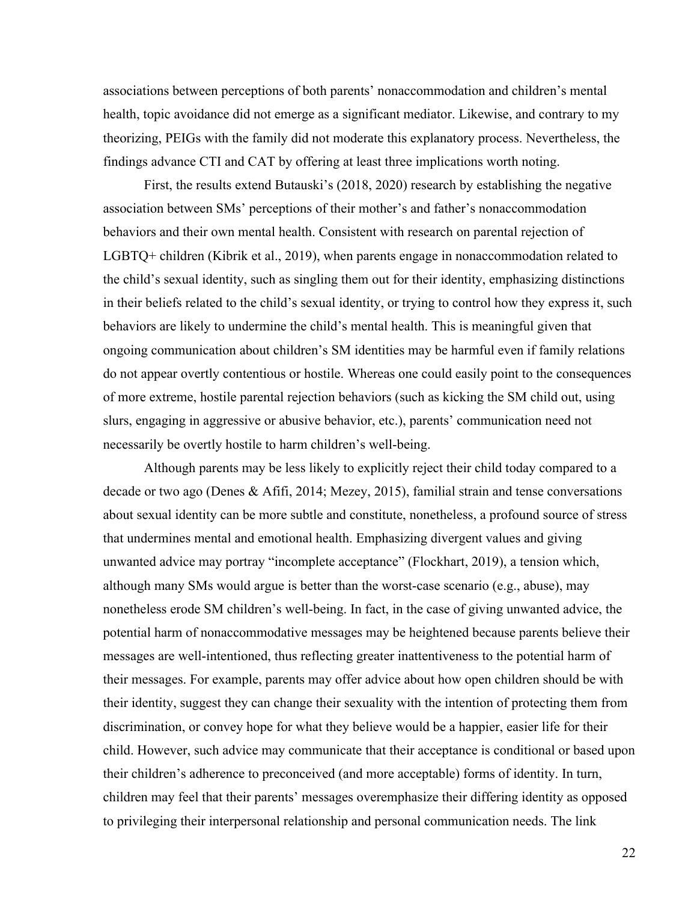associations between perceptions of both parents' nonaccommodation and children's mental health, topic avoidance did not emerge as a significant mediator. Likewise, and contrary to my theorizing, PEIGs with the family did not moderate this explanatory process. Nevertheless, the findings advance CTI and CAT by offering at least three implications worth noting.

First, the results extend Butauski's (2018, 2020) research by establishing the negative association between SMs' perceptions of their mother's and father's nonaccommodation behaviors and their own mental health. Consistent with research on parental rejection of LGBTQ+ children (Kibrik et al., 2019), when parents engage in nonaccommodation related to the child's sexual identity, such as singling them out for their identity, emphasizing distinctions in their beliefs related to the child's sexual identity, or trying to control how they express it, such behaviors are likely to undermine the child's mental health. This is meaningful given that ongoing communication about children's SM identities may be harmful even if family relations do not appear overtly contentious or hostile. Whereas one could easily point to the consequences of more extreme, hostile parental rejection behaviors (such as kicking the SM child out, using slurs, engaging in aggressive or abusive behavior, etc.), parents' communication need not necessarily be overtly hostile to harm children's well-being.

Although parents may be less likely to explicitly reject their child today compared to a decade or two ago (Denes & Afifi, 2014; Mezey, 2015), familial strain and tense conversations about sexual identity can be more subtle and constitute, nonetheless, a profound source of stress that undermines mental and emotional health. Emphasizing divergent values and giving unwanted advice may portray "incomplete acceptance" (Flockhart, 2019), a tension which, although many SMs would argue is better than the worst-case scenario (e.g., abuse), may nonetheless erode SM children's well-being. In fact, in the case of giving unwanted advice, the potential harm of nonaccommodative messages may be heightened because parents believe their messages are well-intentioned, thus reflecting greater inattentiveness to the potential harm of their messages. For example, parents may offer advice about how open children should be with their identity, suggest they can change their sexuality with the intention of protecting them from discrimination, or convey hope for what they believe would be a happier, easier life for their child. However, such advice may communicate that their acceptance is conditional or based upon their children's adherence to preconceived (and more acceptable) forms of identity. In turn, children may feel that their parents' messages overemphasize their differing identity as opposed to privileging their interpersonal relationship and personal communication needs. The link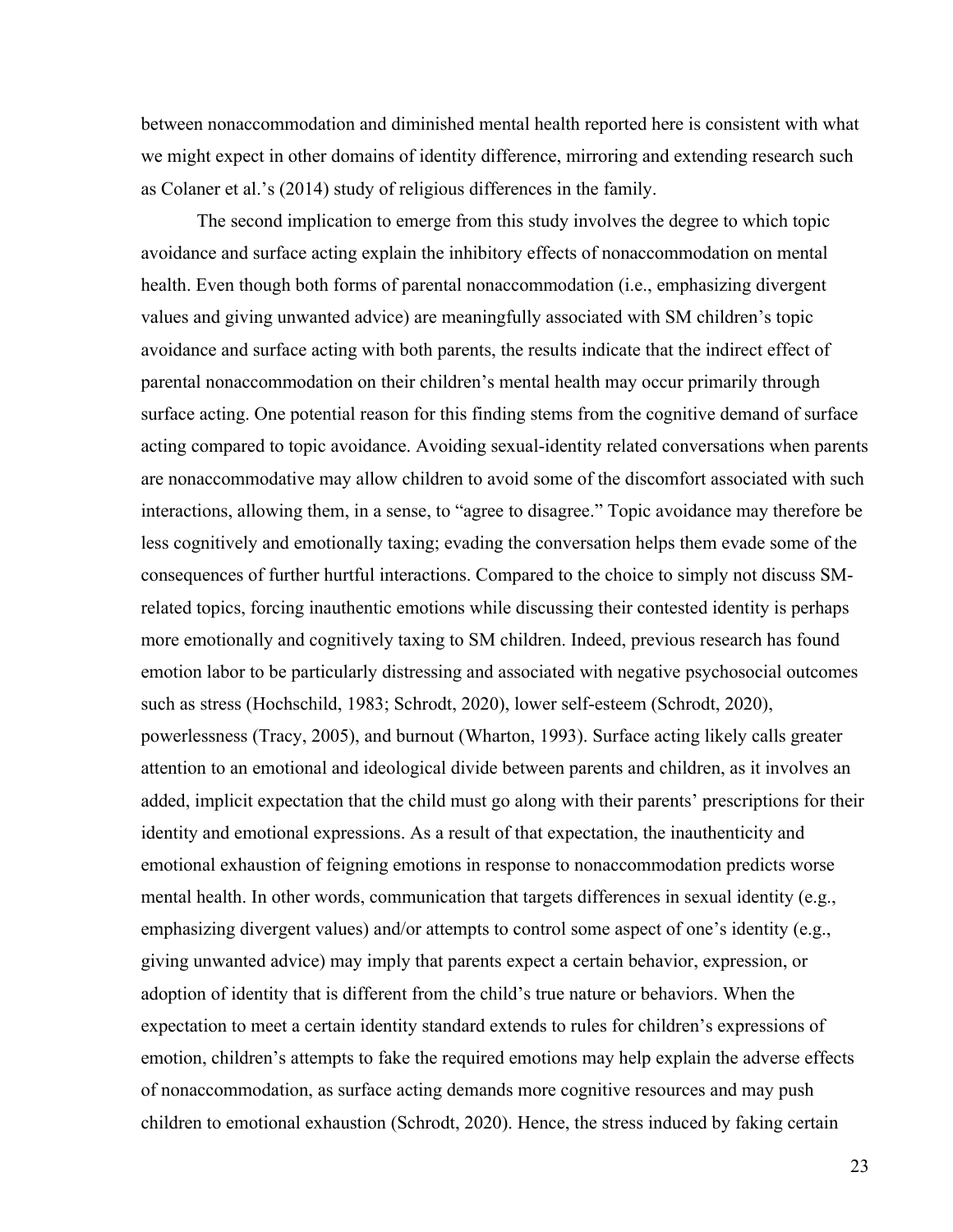between nonaccommodation and diminished mental health reported here is consistent with what we might expect in other domains of identity difference, mirroring and extending research such as Colaner et al.'s (2014) study of religious differences in the family.

The second implication to emerge from this study involves the degree to which topic avoidance and surface acting explain the inhibitory effects of nonaccommodation on mental health. Even though both forms of parental nonaccommodation (i.e., emphasizing divergent values and giving unwanted advice) are meaningfully associated with SM children's topic avoidance and surface acting with both parents, the results indicate that the indirect effect of parental nonaccommodation on their children's mental health may occur primarily through surface acting. One potential reason for this finding stems from the cognitive demand of surface acting compared to topic avoidance. Avoiding sexual-identity related conversations when parents are nonaccommodative may allow children to avoid some of the discomfort associated with such interactions, allowing them, in a sense, to "agree to disagree." Topic avoidance may therefore be less cognitively and emotionally taxing; evading the conversation helps them evade some of the consequences of further hurtful interactions. Compared to the choice to simply not discuss SM-related topics, forcing inauthentic emotions while discussing their contested identity is perhaps more emotionally and cognitively taxing to SM children. Indeed, previous research has found emotion labor to be particularly distressing and associated with negative psychosocial outcomes such as stress (Hochschild, 1983; Schrodt, 2020), lower self-esteem (Schrodt, 2020), powerlessness (Tracy, 2005), and burnout (Wharton, 1993). Surface acting likely calls greater attention to an emotional and ideological divide between parents and children, as it involves an added, implicit expectation that the child must go along with their parents' prescriptions for their identity and emotional expressions. As a result of that expectation, the inauthenticity and emotional exhaustion of feigning emotions in response to nonaccommodation predicts worse mental health. In other words, communication that targets differences in sexual identity (e.g., emphasizing divergent values) and/or attempts to control some aspect of one's identity (e.g., giving unwanted advice) may imply that parents expect a certain behavior, expression, or adoption of identity that is different from the child's true nature or behaviors. When the expectation to meet a certain identity standard extends to rules for children's expressions of emotion, children's attempts to fake the required emotions may help explain the adverse effects of nonaccommodation, as surface acting demands more cognitive resources and may push children to emotional exhaustion (Schrodt, 2020). Hence, the stress induced by faking certain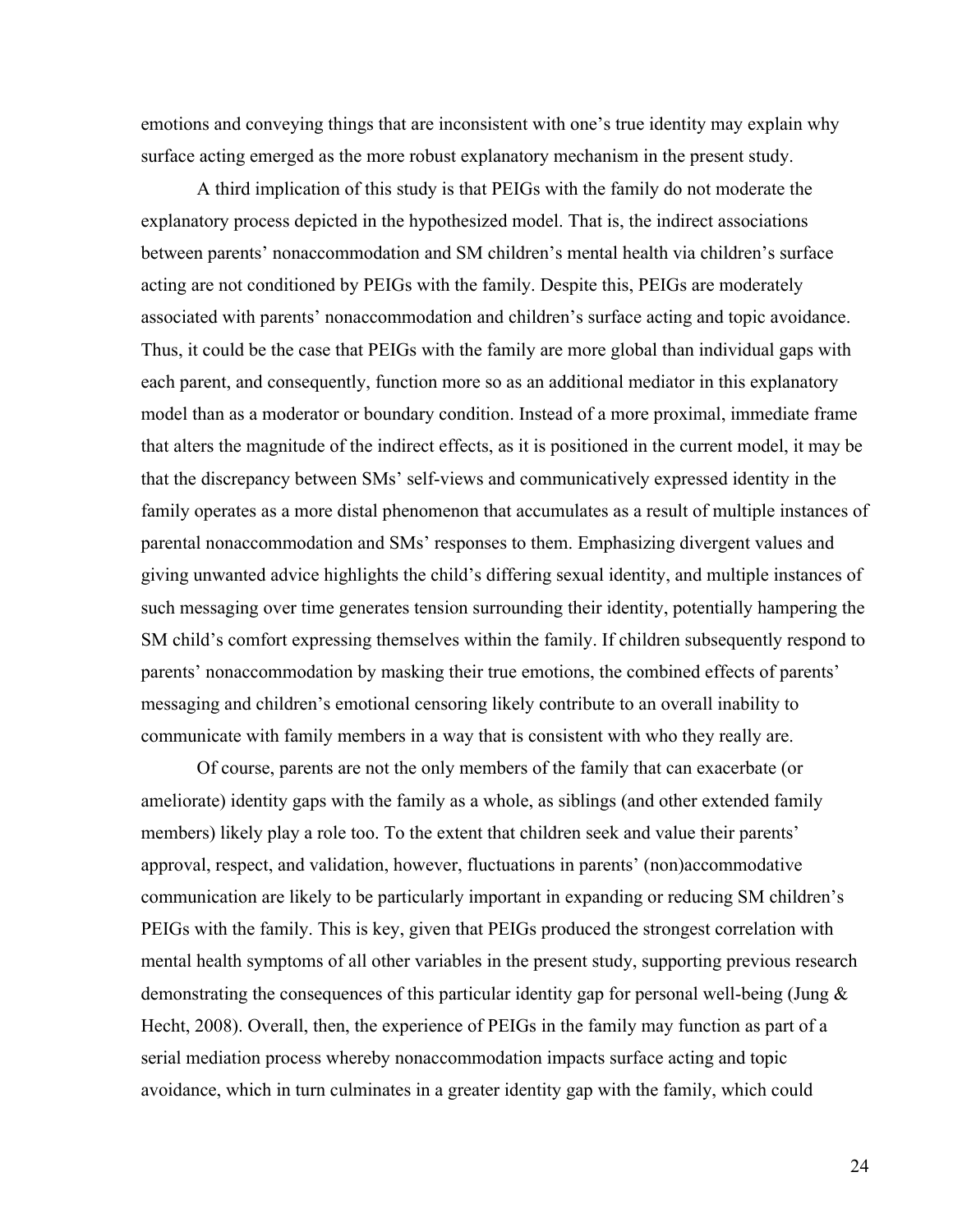emotions and conveying things that are inconsistent with one's true identity may explain why surface acting emerged as the more robust explanatory mechanism in the present study.

A third implication of this study is that PEIGs with the family do not moderate the explanatory process depicted in the hypothesized model. That is, the indirect associations between parents' nonaccommodation and SM children's mental health via children's surface acting are not conditioned by PEIGs with the family. Despite this, PEIGs are moderately associated with parents' nonaccommodation and children's surface acting and topic avoidance. Thus, it could be the case that PEIGs with the family are more global than individual gaps with each parent, and consequently, function more so as an additional mediator in this explanatory model than as a moderator or boundary condition. Instead of a more proximal, immediate frame that alters the magnitude of the indirect effects, as it is positioned in the current model, it may be that the discrepancy between SMs' self-views and communicatively expressed identity in the family operates as a more distal phenomenon that accumulates as a result of multiple instances of parental nonaccommodation and SMs' responses to them. Emphasizing divergent values and giving unwanted advice highlights the child's differing sexual identity, and multiple instances of such messaging over time generates tension surrounding their identity, potentially hampering the SM child's comfort expressing themselves within the family. If children subsequently respond to parents' nonaccommodation by masking their true emotions, the combined effects of parents' messaging and children's emotional censoring likely contribute to an overall inability to communicate with family members in a way that is consistent with who they really are.

Of course, parents are not the only members of the family that can exacerbate (or ameliorate) identity gaps with the family as a whole, as siblings (and other extended family members) likely play a role too. To the extent that children seek and value their parents' approval, respect, and validation, however, fluctuations in parents' (non)accommodative communication are likely to be particularly important in expanding or reducing SM children's PEIGs with the family. This is key, given that PEIGs produced the strongest correlation with mental health symptoms of all other variables in the present study, supporting previous research demonstrating the consequences of this particular identity gap for personal well-being (Jung & Hecht, 2008). Overall, then, the experience of PEIGs in the family may function as part of a serial mediation process whereby nonaccommodation impacts surface acting and topic avoidance, which in turn culminates in a greater identity gap with the family, which could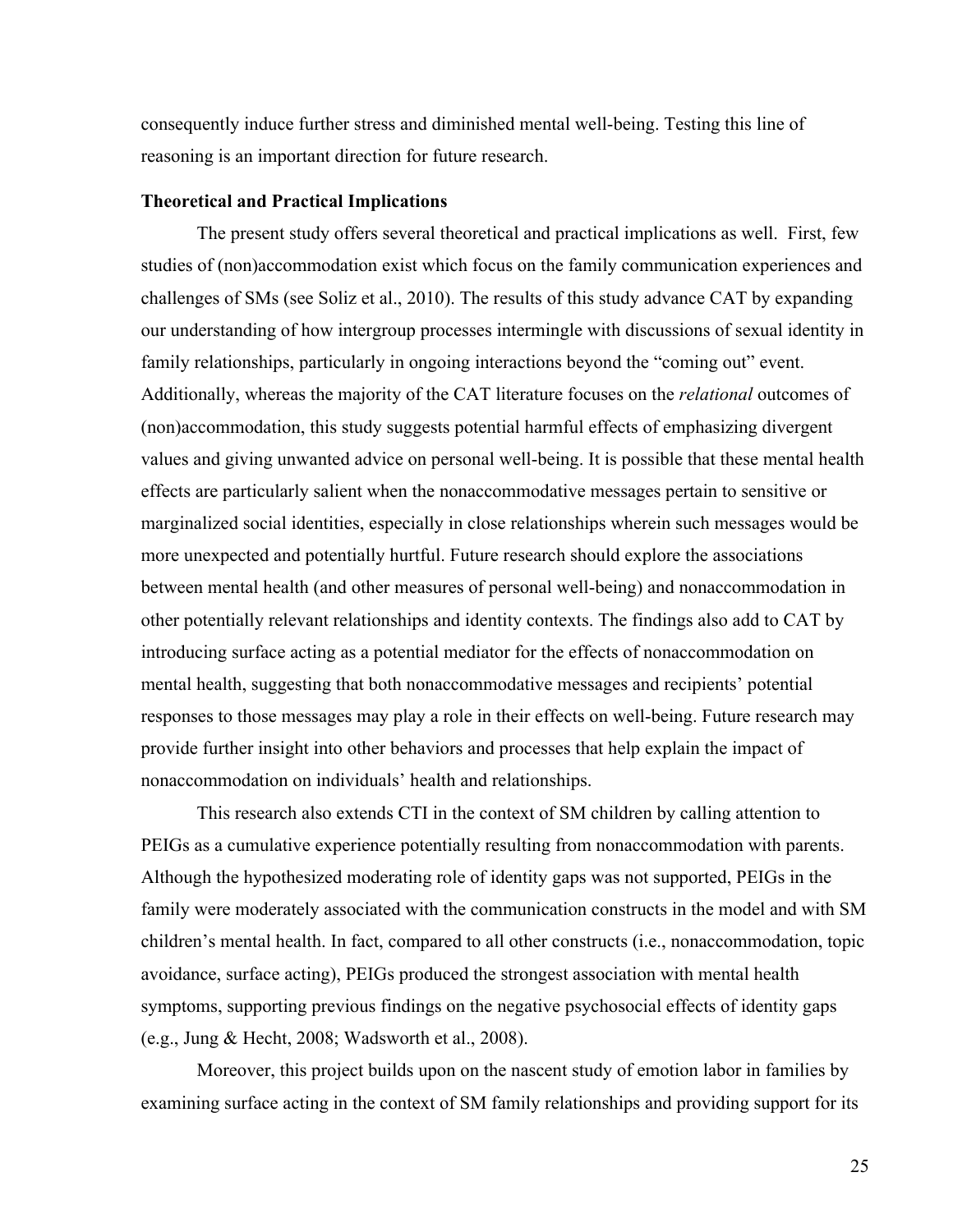consequently induce further stress and diminished mental well-being. Testing this line of reasoning is an important direction for future research.

**Theoretical and Practical Implications**

The present study offers several theoretical and practical implications as well. First, few studies of (non)accommodation exist which focus on the family communication experiences and challenges of SMs (see Soliz et al., 2010). The results of this study advance CAT by expanding our understanding of how intergroup processes intermingle with discussions of sexual identity in family relationships, particularly in ongoing interactions beyond the "coming out" event. Additionally, whereas the majority of the CAT literature focuses on the *relational* outcomes of (non)accommodation, this study suggests potential harmful effects of emphasizing divergent values and giving unwanted advice on personal well-being. It is possible that these mental health effects are particularly salient when the nonaccommodative messages pertain to sensitive or marginalized social identities, especially in close relationships wherein such messages would be more unexpected and potentially hurtful. Future research should explore the associations between mental health (and other measures of personal well-being) and nonaccommodation in other potentially relevant relationships and identity contexts. The findings also add to CAT by introducing surface acting as a potential mediator for the effects of nonaccommodation on mental health, suggesting that both nonaccommodative messages and recipients' potential responses to those messages may play a role in their effects on well-being. Future research may provide further insight into other behaviors and processes that help explain the impact of nonaccommodation on individuals' health and relationships.

This research also extends CTI in the context of SM children by calling attention to PEIGs as a cumulative experience potentially resulting from nonaccommodation with parents. Although the hypothesized moderating role of identity gaps was not supported, PEIGs in the family were moderately associated with the communication constructs in the model and with SM children's mental health. In fact, compared to all other constructs (i.e., nonaccommodation, topic avoidance, surface acting), PEIGs produced the strongest association with mental health symptoms, supporting previous findings on the negative psychosocial effects of identity gaps (e.g., Jung & Hecht, 2008; Wadsworth et al., 2008).

Moreover, this project builds upon on the nascent study of emotion labor in families by examining surface acting in the context of SM family relationships and providing support for its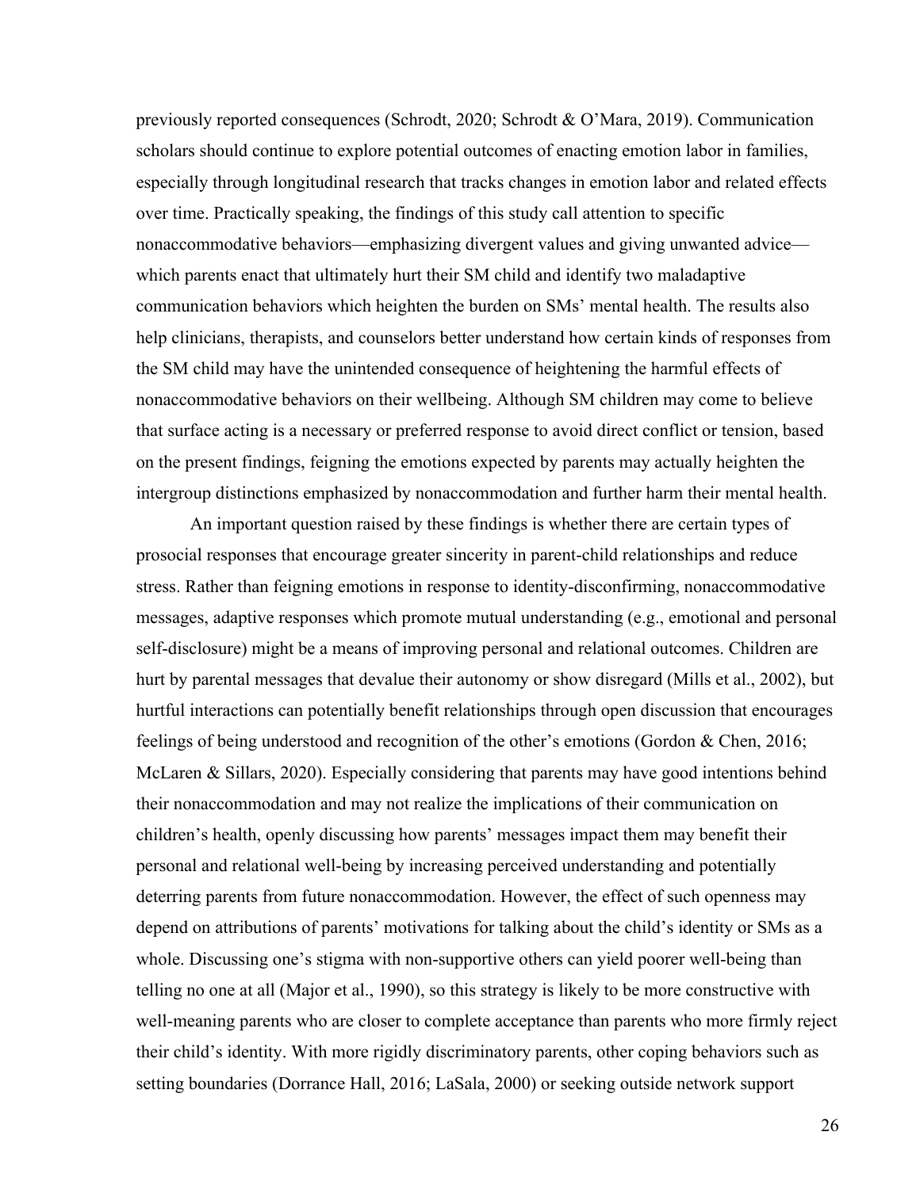previously reported consequences (Schrodt, 2020; Schrodt & O'Mara, 2019). Communication scholars should continue to explore potential outcomes of enacting emotion labor in families, especially through longitudinal research that tracks changes in emotion labor and related effects over time. Practically speaking, the findings of this study call attention to specific nonaccommodative behaviors—emphasizing divergent values and giving unwanted advice—which parents enact that ultimately hurt their SM child and identify two maladaptive communication behaviors which heighten the burden on SMs' mental health. The results also help clinicians, therapists, and counselors better understand how certain kinds of responses from the SM child may have the unintended consequence of heightening the harmful effects of nonaccommodative behaviors on their wellbeing. Although SM children may come to believe that surface acting is a necessary or preferred response to avoid direct conflict or tension, based on the present findings, feigning the emotions expected by parents may actually heighten the intergroup distinctions emphasized by nonaccommodation and further harm their mental health.

An important question raised by these findings is whether there are certain types of prosocial responses that encourage greater sincerity in parent-child relationships and reduce stress. Rather than feigning emotions in response to identity-disconfirming, nonaccommodative messages, adaptive responses which promote mutual understanding (e.g., emotional and personal self-disclosure) might be a means of improving personal and relational outcomes. Children are hurt by parental messages that devalue their autonomy or show disregard (Mills et al., 2002), but hurtful interactions can potentially benefit relationships through open discussion that encourages feelings of being understood and recognition of the other's emotions (Gordon & Chen, 2016; McLaren & Sillars, 2020). Especially considering that parents may have good intentions behind their nonaccommodation and may not realize the implications of their communication on children's health, openly discussing how parents' messages impact them may benefit their personal and relational well-being by increasing perceived understanding and potentially deterring parents from future nonaccommodation. However, the effect of such openness may depend on attributions of parents' motivations for talking about the child's identity or SMs as a whole. Discussing one's stigma with non-supportive others can yield poorer well-being than telling no one at all (Major et al., 1990), so this strategy is likely to be more constructive with well-meaning parents who are closer to complete acceptance than parents who more firmly reject their child's identity. With more rigidly discriminatory parents, other coping behaviors such as setting boundaries (Dorrance Hall, 2016; LaSala, 2000) or seeking outside network support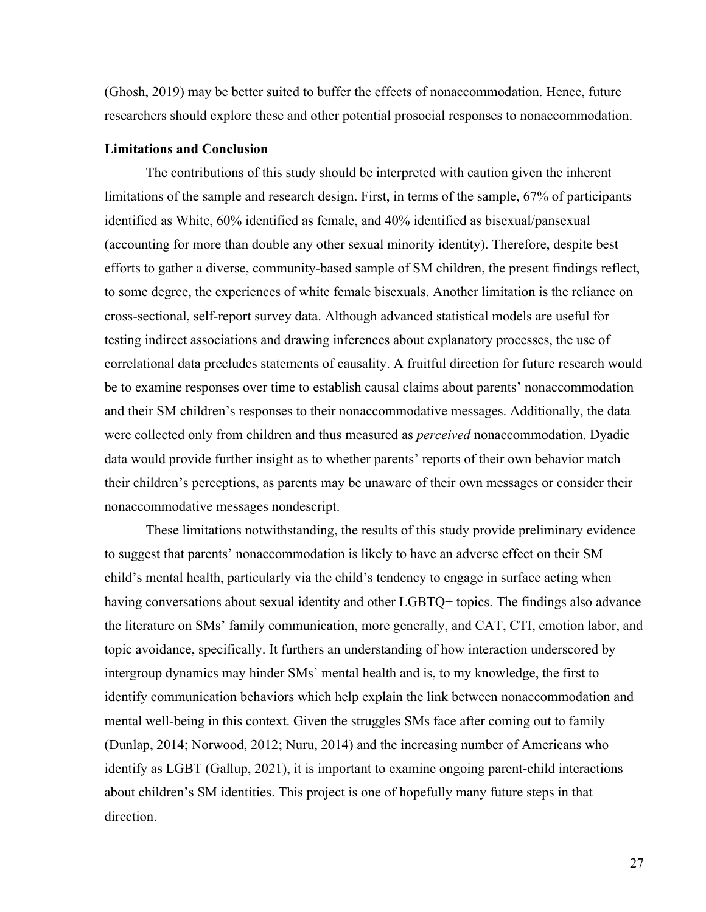(Ghosh, 2019) may be better suited to buffer the effects of nonaccommodation. Hence, future researchers should explore these and other potential prosocial responses to nonaccommodation.

**Limitations and Conclusion**

The contributions of this study should be interpreted with caution given the inherent limitations of the sample and research design. First, in terms of the sample, 67% of participants identified as White, 60% identified as female, and 40% identified as bisexual/pansexual (accounting for more than double any other sexual minority identity). Therefore, despite best efforts to gather a diverse, community-based sample of SM children, the present findings reflect, to some degree, the experiences of white female bisexuals. Another limitation is the reliance on cross-sectional, self-report survey data. Although advanced statistical models are useful for testing indirect associations and drawing inferences about explanatory processes, the use of correlational data precludes statements of causality. A fruitful direction for future research would be to examine responses over time to establish causal claims about parents' nonaccommodation and their SM children's responses to their nonaccommodative messages. Additionally, the data were collected only from children and thus measured as *perceived* nonaccommodation. Dyadic data would provide further insight as to whether parents' reports of their own behavior match their children's perceptions, as parents may be unaware of their own messages or consider their nonaccommodative messages nondescript.

These limitations notwithstanding, the results of this study provide preliminary evidence to suggest that parents' nonaccommodation is likely to have an adverse effect on their SM child's mental health, particularly via the child's tendency to engage in surface acting when having conversations about sexual identity and other LGBTQ+ topics. The findings also advance the literature on SMs' family communication, more generally, and CAT, CTI, emotion labor, and topic avoidance, specifically. It furthers an understanding of how interaction underscored by intergroup dynamics may hinder SMs' mental health and is, to my knowledge, the first to identify communication behaviors which help explain the link between nonaccommodation and mental well-being in this context. Given the struggles SMs face after coming out to family (Dunlap, 2014; Norwood, 2012; Nuru, 2014) and the increasing number of Americans who identify as LGBT (Gallup, 2021), it is important to examine ongoing parent-child interactions about children's SM identities. This project is one of hopefully many future steps in that direction.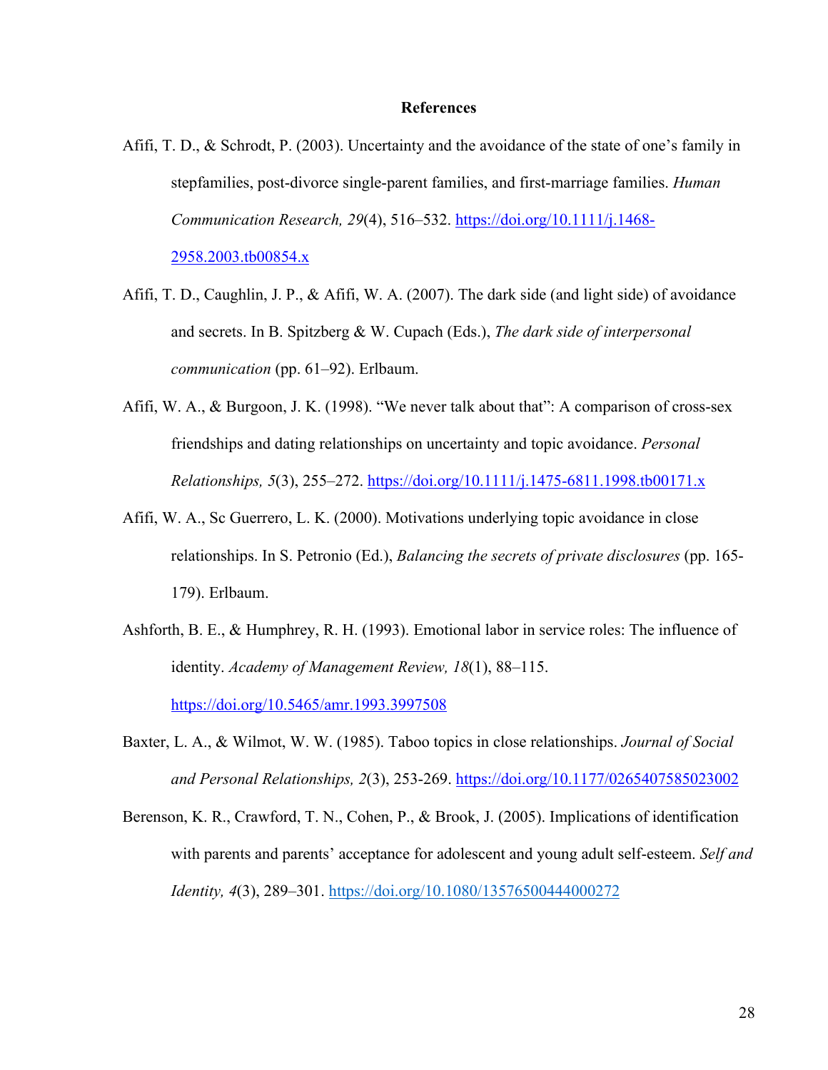# References

Afifi, T. D., & Schrodt, P. (2003). Uncertainty and the avoidance of the state of one's family in stepfamilies, post-divorce single-parent families, and first-marriage families. *Human Communication Research, 29*(4), 516–532. https://doi.org/10.1111/j.1468-2958.2003.tb00854.x

Afifi, T. D., Caughlin, J. P., & Afifi, W. A. (2007). The dark side (and light side) of avoidance and secrets. In B. Spitzberg & W. Cupach (Eds.), *The dark side of interpersonal communication* (pp. 61–92). Erlbaum.

Afifi, W. A., & Burgoon, J. K. (1998). "We never talk about that": A comparison of cross-sex friendships and dating relationships on uncertainty and topic avoidance. *Personal Relationships, 5*(3), 255–272. https://doi.org/10.1111/j.1475-6811.1998.tb00171.x

Afifi, W. A., Sc Guerrero, L. K. (2000). Motivations underlying topic avoidance in close relationships. In S. Petronio (Ed.), *Balancing the secrets of private disclosures* (pp. 165-179). Erlbaum.

Ashforth, B. E., & Humphrey, R. H. (1993). Emotional labor in service roles: The influence of identity. *Academy of Management Review, 18*(1), 88–115. https://doi.org/10.5465/amr.1993.3997508

Baxter, L. A., & Wilmot, W. W. (1985). Taboo topics in close relationships. *Journal of Social and Personal Relationships, 2*(3), 253-269. https://doi.org/10.1177/0265407585023002

Berenson, K. R., Crawford, T. N., Cohen, P., & Brook, J. (2005). Implications of identification with parents and parents' acceptance for adolescent and young adult self-esteem. *Self and Identity, 4*(3), 289–301. https://doi.org/10.1080/13576500444000272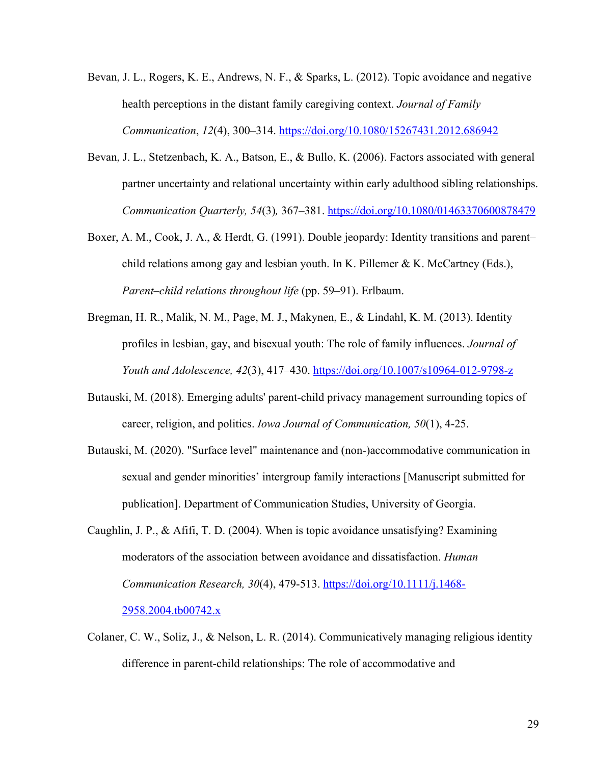Bevan, J. L., Rogers, K. E., Andrews, N. F., & Sparks, L. (2012). Topic avoidance and negative health perceptions in the distant family caregiving context. *Journal of Family Communication*, *12*(4), 300–314. https://doi.org/10.1080/15267431.2012.686942

Bevan, J. L., Stetzenbach, K. A., Batson, E., & Bullo, K. (2006). Factors associated with general partner uncertainty and relational uncertainty within early adulthood sibling relationships. *Communication Quarterly, 54*(3)*,* 367–381. https://doi.org/10.1080/01463370600878479

Boxer, A. M., Cook, J. A., & Herdt, G. (1991). Double jeopardy: Identity transitions and parent–child relations among gay and lesbian youth. In K. Pillemer & K. McCartney (Eds.), *Parent–child relations throughout life* (pp. 59–91). Erlbaum.

Bregman, H. R., Malik, N. M., Page, M. J., Makynen, E., & Lindahl, K. M. (2013). Identity profiles in lesbian, gay, and bisexual youth: The role of family influences. *Journal of Youth and Adolescence, 42*(3), 417–430. https://doi.org/10.1007/s10964-012-9798-z

Butauski, M. (2018). Emerging adults' parent-child privacy management surrounding topics of career, religion, and politics. *Iowa Journal of Communication, 50*(1), 4-25.

Butauski, M. (2020). "Surface level" maintenance and (non-)accommodative communication in sexual and gender minorities' intergroup family interactions [Manuscript submitted for publication]. Department of Communication Studies, University of Georgia.

Caughlin, J. P., & Afifi, T. D. (2004). When is topic avoidance unsatisfying? Examining moderators of the association between avoidance and dissatisfaction. *Human Communication Research, 30*(4), 479-513. https://doi.org/10.1111/j.1468-2958.2004.tb00742.x

Colaner, C. W., Soliz, J., & Nelson, L. R. (2014). Communicatively managing religious identity difference in parent-child relationships: The role of accommodative and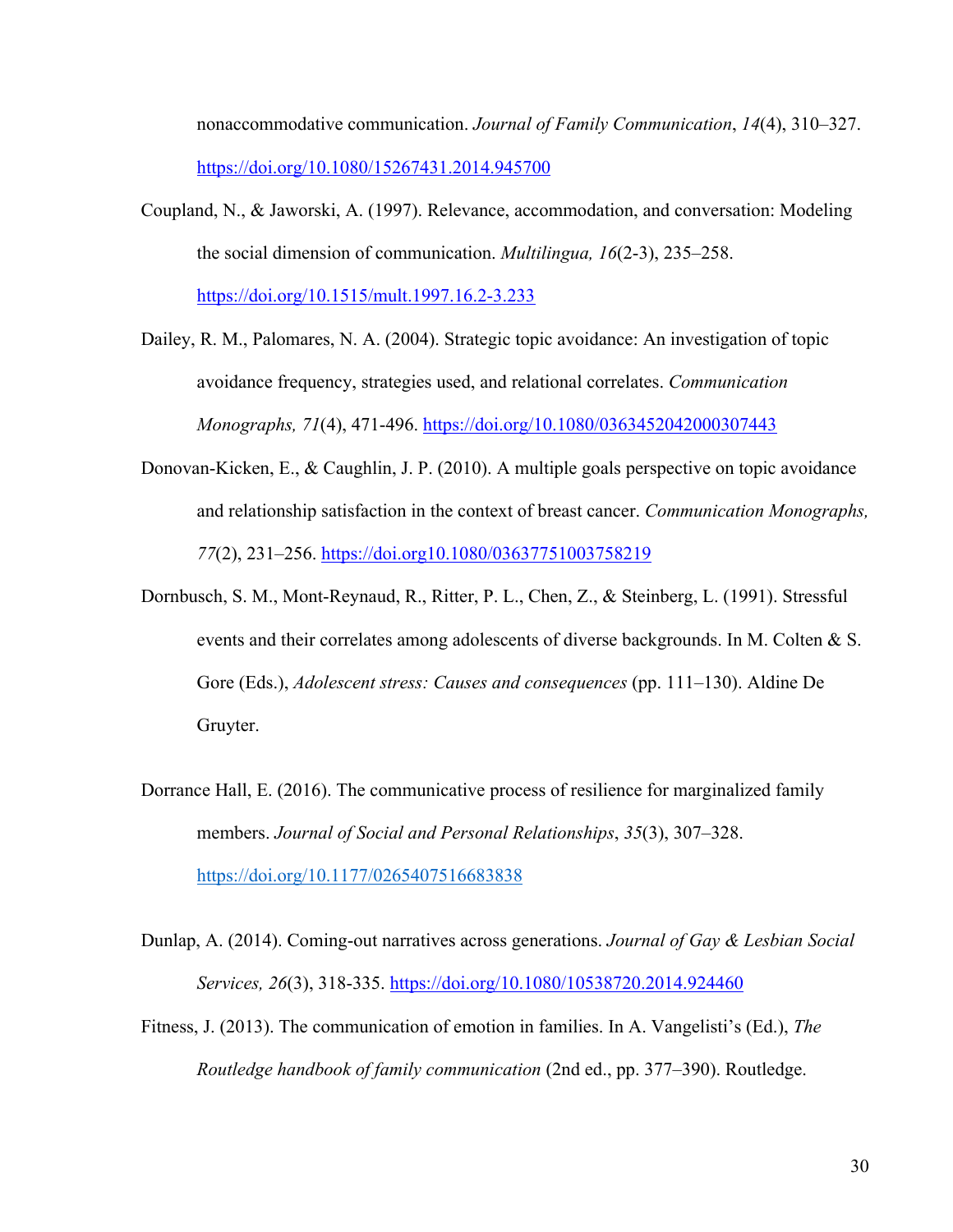nonaccommodative communication. *Journal of Family Communication*, *14*(4), 310–327. https://doi.org/10.1080/15267431.2014.945700

Coupland, N., & Jaworski, A. (1997). Relevance, accommodation, and conversation: Modeling the social dimension of communication. *Multilingua, 16*(2-3), 235–258. https://doi.org/10.1515/mult.1997.16.2-3.233

Dailey, R. M., Palomares, N. A. (2004). Strategic topic avoidance: An investigation of topic avoidance frequency, strategies used, and relational correlates. *Communication Monographs, 71*(4), 471-496. https://doi.org/10.1080/0363452042000307443

Donovan-Kicken, E., & Caughlin, J. P. (2010). A multiple goals perspective on topic avoidance and relationship satisfaction in the context of breast cancer. *Communication Monographs, 77*(2), 231–256. https://doi.org10.1080/03637751003758219

Dornbusch, S. M., Mont-Reynaud, R., Ritter, P. L., Chen, Z., & Steinberg, L. (1991). Stressful events and their correlates among adolescents of diverse backgrounds. In M. Colten & S. Gore (Eds.), *Adolescent stress: Causes and consequences* (pp. 111–130). Aldine De Gruyter.

Dorrance Hall, E. (2016). The communicative process of resilience for marginalized family members. *Journal of Social and Personal Relationships*, *35*(3), 307–328. https://doi.org/10.1177/0265407516683838

Dunlap, A. (2014). Coming-out narratives across generations. *Journal of Gay & Lesbian Social Services, 26*(3), 318-335. https://doi.org/10.1080/10538720.2014.924460

Fitness, J. (2013). The communication of emotion in families. In A. Vangelisti's (Ed.), *The Routledge handbook of family communication* (2nd ed., pp. 377–390). Routledge.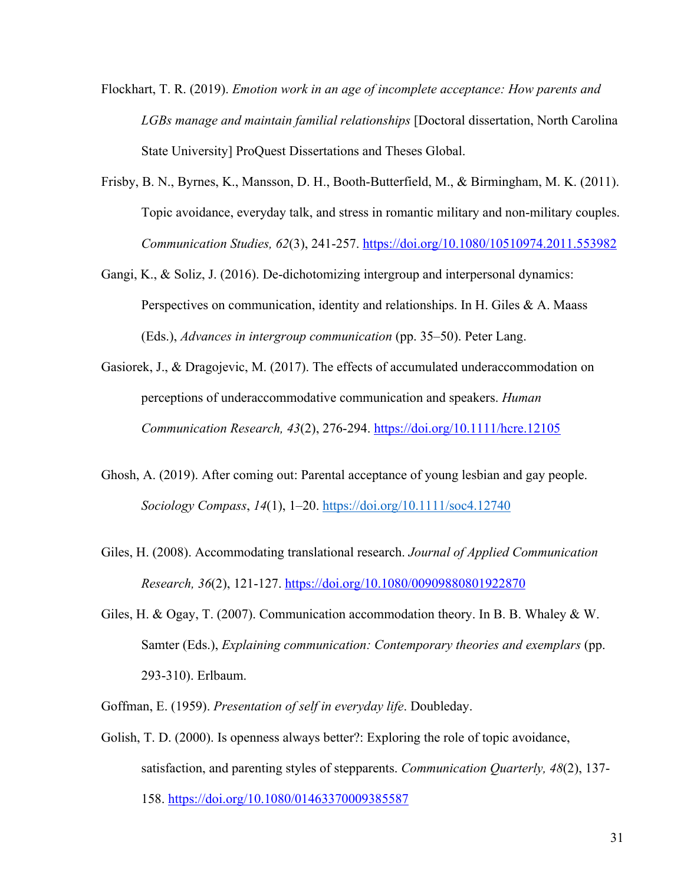Flockhart, T. R. (2019). *Emotion work in an age of incomplete acceptance: How parents and LGBs manage and maintain familial relationships* [Doctoral dissertation, North Carolina State University] ProQuest Dissertations and Theses Global.

Frisby, B. N., Byrnes, K., Mansson, D. H., Booth-Butterfield, M., & Birmingham, M. K. (2011). Topic avoidance, everyday talk, and stress in romantic military and non-military couples. *Communication Studies, 62*(3), 241-257. https://doi.org/10.1080/10510974.2011.553982

Gangi, K., & Soliz, J. (2016). De-dichotomizing intergroup and interpersonal dynamics: Perspectives on communication, identity and relationships. In H. Giles & A. Maass (Eds.), *Advances in intergroup communication* (pp. 35–50). Peter Lang.

Gasiorek, J., & Dragojevic, M. (2017). The effects of accumulated underaccommodation on perceptions of underaccommodative communication and speakers. *Human Communication Research, 43*(2), 276-294. https://doi.org/10.1111/hcre.12105

Ghosh, A. (2019). After coming out: Parental acceptance of young lesbian and gay people. *Sociology Compass*, *14*(1), 1–20. https://doi.org/10.1111/soc4.12740

Giles, H. (2008). Accommodating translational research. *Journal of Applied Communication Research, 36*(2), 121-127. https://doi.org/10.1080/00909880801922870

Giles, H. & Ogay, T. (2007). Communication accommodation theory. In B. B. Whaley & W. Samter (Eds.), *Explaining communication: Contemporary theories and exemplars* (pp. 293-310). Erlbaum.

Goffman, E. (1959). *Presentation of self in everyday life*. Doubleday.

Golish, T. D. (2000). Is openness always better?: Exploring the role of topic avoidance, satisfaction, and parenting styles of stepparents. *Communication Quarterly, 48*(2), 137-158. https://doi.org/10.1080/01463370009385587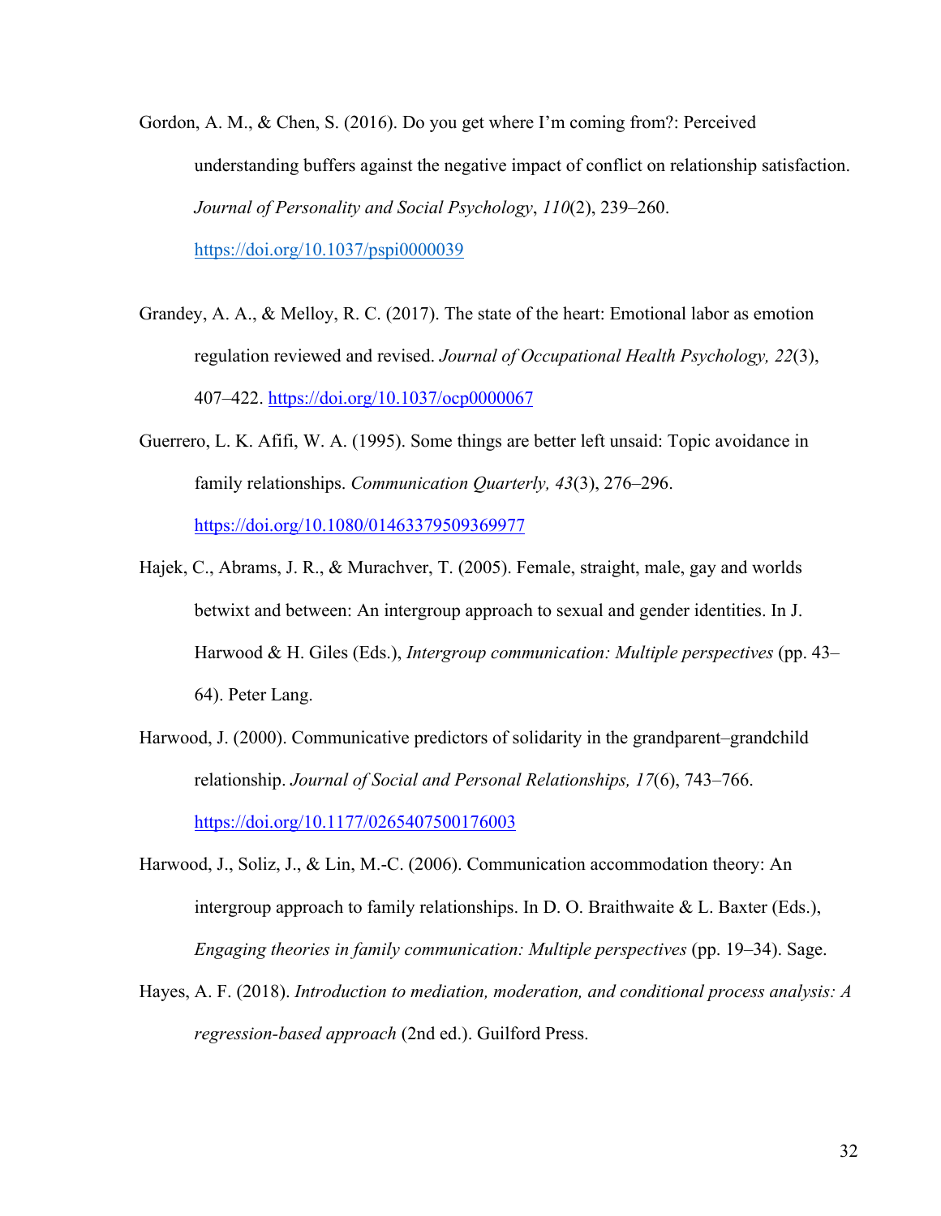Gordon, A. M., & Chen, S. (2016). Do you get where I'm coming from?: Perceived understanding buffers against the negative impact of conflict on relationship satisfaction. *Journal of Personality and Social Psychology*, *110*(2), 239–260. https://doi.org/10.1037/pspi0000039

Grandey, A. A., & Melloy, R. C. (2017). The state of the heart: Emotional labor as emotion regulation reviewed and revised. *Journal of Occupational Health Psychology, 22*(3), 407–422. https://doi.org/10.1037/ocp0000067

Guerrero, L. K. Afifi, W. A. (1995). Some things are better left unsaid: Topic avoidance in family relationships. *Communication Quarterly, 43*(3), 276–296. https://doi.org/10.1080/01463379509369977

Hajek, C., Abrams, J. R., & Murachver, T. (2005). Female, straight, male, gay and worlds betwixt and between: An intergroup approach to sexual and gender identities. In J. Harwood & H. Giles (Eds.), *Intergroup communication: Multiple perspectives* (pp. 43–64). Peter Lang.

Harwood, J. (2000). Communicative predictors of solidarity in the grandparent–grandchild relationship. *Journal of Social and Personal Relationships, 17*(6), 743–766. https://doi.org/10.1177/0265407500176003

Harwood, J., Soliz, J., & Lin, M.-C. (2006). Communication accommodation theory: An intergroup approach to family relationships. In D. O. Braithwaite & L. Baxter (Eds.), *Engaging theories in family communication: Multiple perspectives* (pp. 19–34). Sage.

Hayes, A. F. (2018). *Introduction to mediation, moderation, and conditional process analysis: A regression-based approach* (2nd ed.). Guilford Press.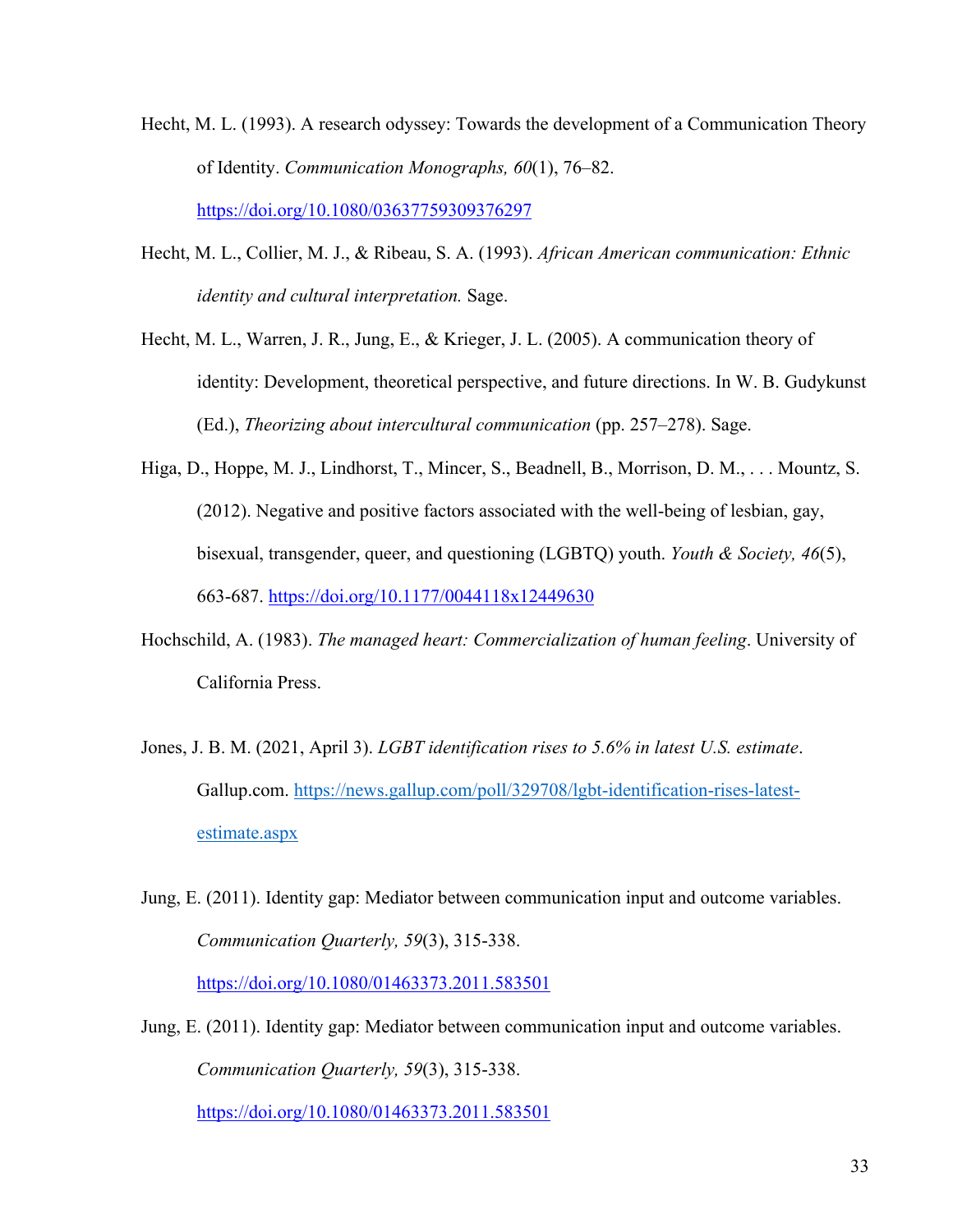Hecht, M. L. (1993). A research odyssey: Towards the development of a Communication Theory of Identity. *Communication Monographs, 60*(1), 76–82. https://doi.org/10.1080/03637759309376297

Hecht, M. L., Collier, M. J., & Ribeau, S. A. (1993). *African American communication: Ethnic identity and cultural interpretation.* Sage.

Hecht, M. L., Warren, J. R., Jung, E., & Krieger, J. L. (2005). A communication theory of identity: Development, theoretical perspective, and future directions. In W. B. Gudykunst (Ed.), *Theorizing about intercultural communication* (pp. 257–278). Sage.

Higa, D., Hoppe, M. J., Lindhorst, T., Mincer, S., Beadnell, B., Morrison, D. M., . . . Mountz, S. (2012). Negative and positive factors associated with the well-being of lesbian, gay, bisexual, transgender, queer, and questioning (LGBTQ) youth. *Youth & Society, 46*(5), 663-687. https://doi.org/10.1177/0044118x12449630

Hochschild, A. (1983). *The managed heart: Commercialization of human feeling*. University of California Press.

Jones, J. B. M. (2021, April 3). *LGBT identification rises to 5.6% in latest U.S. estimate*. Gallup.com. https://news.gallup.com/poll/329708/lgbt-identification-rises-latest-estimate.aspx

Jung, E. (2011). Identity gap: Mediator between communication input and outcome variables. *Communication Quarterly, 59*(3), 315-338. https://doi.org/10.1080/01463373.2011.583501

Jung, E. (2011). Identity gap: Mediator between communication input and outcome variables. *Communication Quarterly, 59*(3), 315-338. https://doi.org/10.1080/01463373.2011.583501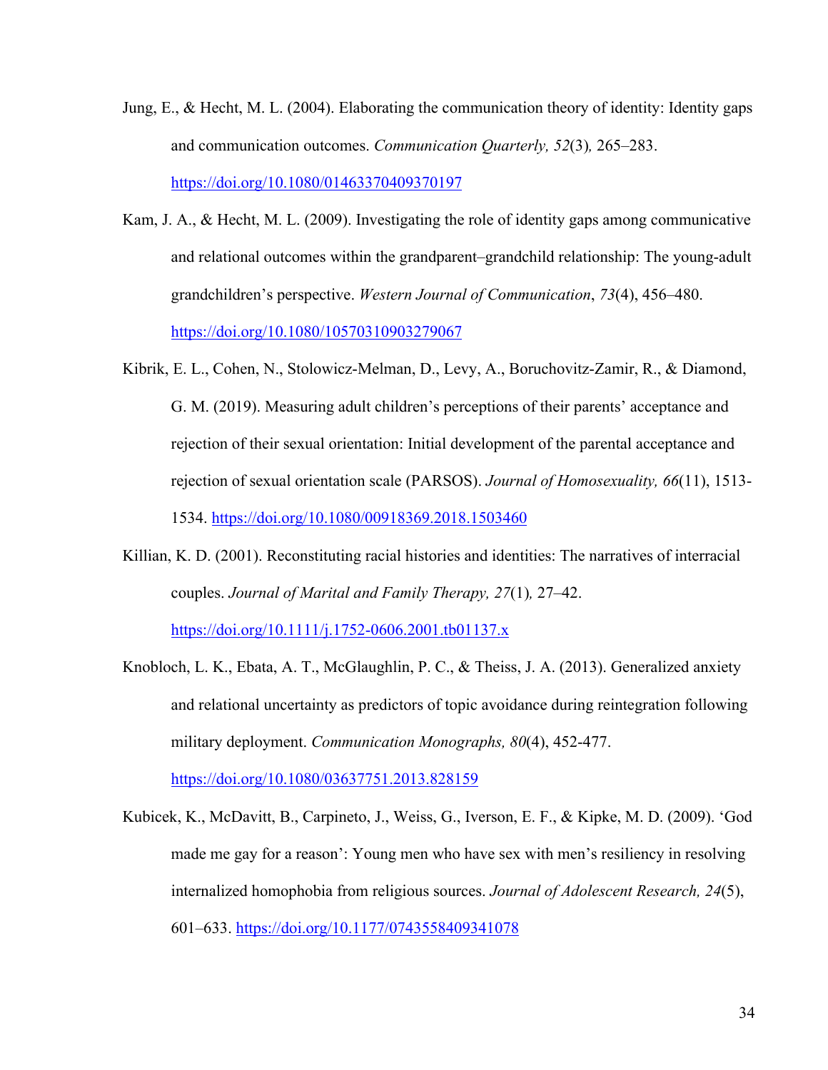Jung, E., & Hecht, M. L. (2004). Elaborating the communication theory of identity: Identity gaps and communication outcomes. *Communication Quarterly, 52*(3)*,* 265–283. https://doi.org/10.1080/01463370409370197

Kam, J. A., & Hecht, M. L. (2009). Investigating the role of identity gaps among communicative and relational outcomes within the grandparent–grandchild relationship: The young-adult grandchildren's perspective. *Western Journal of Communication*, *73*(4), 456–480. https://doi.org/10.1080/10570310903279067

Kibrik, E. L., Cohen, N., Stolowicz-Melman, D., Levy, A., Boruchovitz-Zamir, R., & Diamond, G. M. (2019). Measuring adult children's perceptions of their parents' acceptance and rejection of their sexual orientation: Initial development of the parental acceptance and rejection of sexual orientation scale (PARSOS). *Journal of Homosexuality, 66*(11), 1513-1534. https://doi.org/10.1080/00918369.2018.1503460

Killian, K. D. (2001). Reconstituting racial histories and identities: The narratives of interracial couples. *Journal of Marital and Family Therapy, 27*(1)*,* 27–42. https://doi.org/10.1111/j.1752-0606.2001.tb01137.x

Knobloch, L. K., Ebata, A. T., McGlaughlin, P. C., & Theiss, J. A. (2013). Generalized anxiety and relational uncertainty as predictors of topic avoidance during reintegration following military deployment. *Communication Monographs, 80*(4), 452-477. https://doi.org/10.1080/03637751.2013.828159

Kubicek, K., McDavitt, B., Carpineto, J., Weiss, G., Iverson, E. F., & Kipke, M. D. (2009). 'God made me gay for a reason': Young men who have sex with men's resiliency in resolving internalized homophobia from religious sources. *Journal of Adolescent Research, 24*(5), 601–633. https://doi.org/10.1177/0743558409341078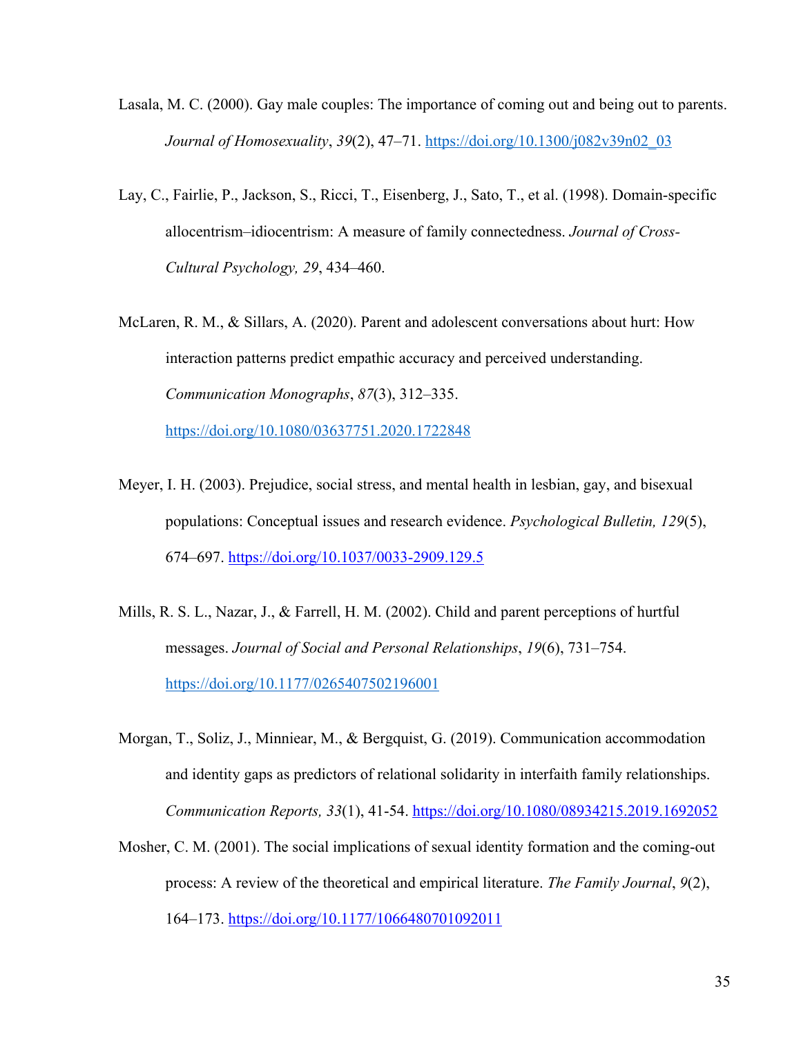Lasala, M. C. (2000). Gay male couples: The importance of coming out and being out to parents. *Journal of Homosexuality*, *39*(2), 47–71. https://doi.org/10.1300/j082v39n02_03

Lay, C., Fairlie, P., Jackson, S., Ricci, T., Eisenberg, J., Sato, T., et al. (1998). Domain-specific allocentrism–idiocentrism: A measure of family connectedness. *Journal of Cross-Cultural Psychology, 29*, 434–460.

McLaren, R. M., & Sillars, A. (2020). Parent and adolescent conversations about hurt: How interaction patterns predict empathic accuracy and perceived understanding. *Communication Monographs*, *87*(3), 312–335. https://doi.org/10.1080/03637751.2020.1722848

Meyer, I. H. (2003). Prejudice, social stress, and mental health in lesbian, gay, and bisexual populations: Conceptual issues and research evidence. *Psychological Bulletin, 129*(5), 674–697. https://doi.org/10.1037/0033-2909.129.5

Mills, R. S. L., Nazar, J., & Farrell, H. M. (2002). Child and parent perceptions of hurtful messages. *Journal of Social and Personal Relationships*, *19*(6), 731–754. https://doi.org/10.1177/0265407502196001

Morgan, T., Soliz, J., Minniear, M., & Bergquist, G. (2019). Communication accommodation and identity gaps as predictors of relational solidarity in interfaith family relationships. *Communication Reports, 33*(1), 41-54. https://doi.org/10.1080/08934215.2019.1692052

Mosher, C. M. (2001). The social implications of sexual identity formation and the coming-out process: A review of the theoretical and empirical literature. *The Family Journal*, *9*(2), 164–173. https://doi.org/10.1177/1066480701092011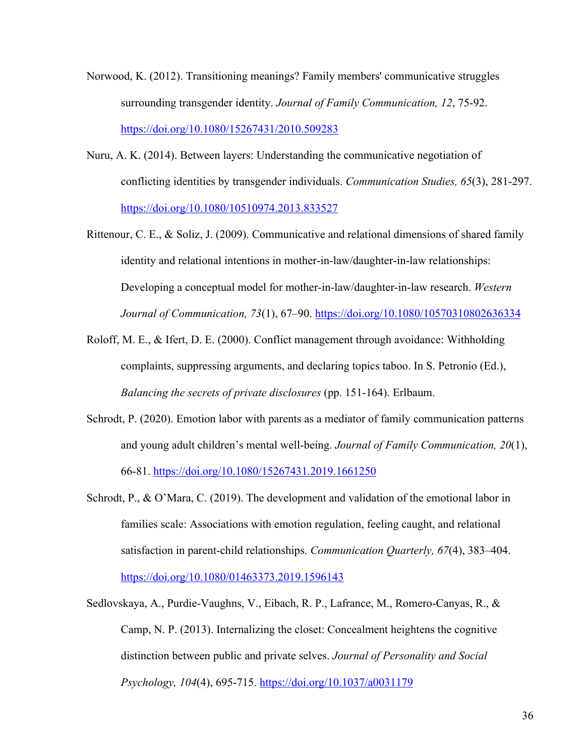Norwood, K. (2012). Transitioning meanings? Family members' communicative struggles surrounding transgender identity. *Journal of Family Communication, 12*, 75-92. https://doi.org/10.1080/15267431/2010.509283

Nuru, A. K. (2014). Between layers: Understanding the communicative negotiation of conflicting identities by transgender individuals. *Communication Studies, 65*(3), 281-297. https://doi.org/10.1080/10510974.2013.833527

Rittenour, C. E., & Soliz, J. (2009). Communicative and relational dimensions of shared family identity and relational intentions in mother-in-law/daughter-in-law relationships: Developing a conceptual model for mother-in-law/daughter-in-law research. *Western Journal of Communication, 73*(1), 67–90. https://doi.org/10.1080/10570310802636334

Roloff, M. E., & Ifert, D. E. (2000). Conflict management through avoidance: Withholding complaints, suppressing arguments, and declaring topics taboo. In S. Petronio (Ed.), *Balancing the secrets of private disclosures* (pp. 151-164). Erlbaum.

Schrodt, P. (2020). Emotion labor with parents as a mediator of family communication patterns and young adult children's mental well-being. *Journal of Family Communication, 20*(1), 66-81. https://doi.org/10.1080/15267431.2019.1661250

Schrodt, P., & O'Mara, C. (2019). The development and validation of the emotional labor in families scale: Associations with emotion regulation, feeling caught, and relational satisfaction in parent-child relationships. *Communication Quarterly, 67*(4), 383–404. https://doi.org/10.1080/01463373.2019.1596143

Sedlovskaya, A., Purdie-Vaughns, V., Eibach, R. P., Lafrance, M., Romero-Canyas, R., & Camp, N. P. (2013). Internalizing the closet: Concealment heightens the cognitive distinction between public and private selves. *Journal of Personality and Social Psychology, 104*(4), 695-715. https://doi.org/10.1037/a0031179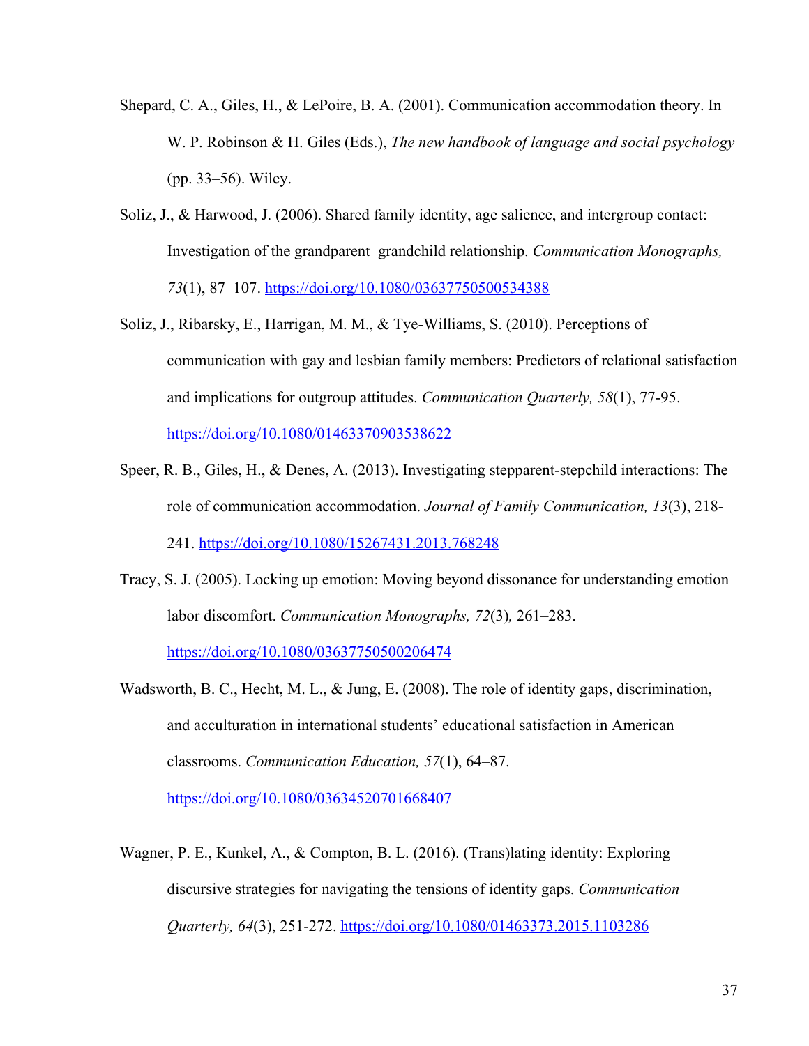Shepard, C. A., Giles, H., & LePoire, B. A. (2001). Communication accommodation theory. In W. P. Robinson & H. Giles (Eds.), *The new handbook of language and social psychology* (pp. 33–56). Wiley.

Soliz, J., & Harwood, J. (2006). Shared family identity, age salience, and intergroup contact: Investigation of the grandparent–grandchild relationship. *Communication Monographs, 73*(1), 87–107. https://doi.org/10.1080/03637750500534388

Soliz, J., Ribarsky, E., Harrigan, M. M., & Tye-Williams, S. (2010). Perceptions of communication with gay and lesbian family members: Predictors of relational satisfaction and implications for outgroup attitudes. *Communication Quarterly, 58*(1), 77-95. https://doi.org/10.1080/01463370903538622

Speer, R. B., Giles, H., & Denes, A. (2013). Investigating stepparent-stepchild interactions: The role of communication accommodation. *Journal of Family Communication, 13*(3), 218-241. https://doi.org/10.1080/15267431.2013.768248

Tracy, S. J. (2005). Locking up emotion: Moving beyond dissonance for understanding emotion labor discomfort. *Communication Monographs, 72*(3)*,* 261–283. https://doi.org/10.1080/03637750500206474

Wadsworth, B. C., Hecht, M. L., & Jung, E. (2008). The role of identity gaps, discrimination, and acculturation in international students' educational satisfaction in American classrooms. *Communication Education, 57*(1), 64–87. https://doi.org/10.1080/03634520701668407

Wagner, P. E., Kunkel, A., & Compton, B. L. (2016). (Trans)lating identity: Exploring discursive strategies for navigating the tensions of identity gaps. *Communication Quarterly, 64*(3), 251-272. https://doi.org/10.1080/01463373.2015.1103286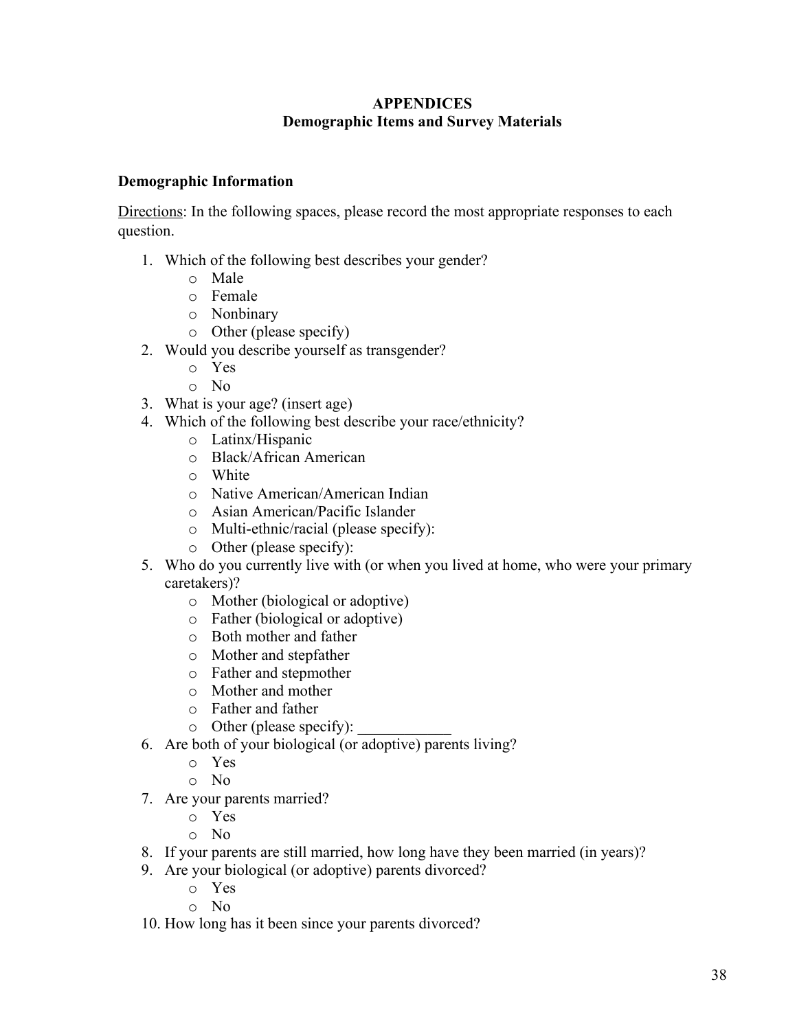# APPENDICES
## Demographic Items and Survey Materials

### Demographic Information

<u>Directions</u>: In the following spaces, please record the most appropriate responses to each question.

1. Which of the following best describes your gender?
   - Male
   - Female
   - Nonbinary
   - Other (please specify)
2. Would you describe yourself as transgender?
   - Yes
   - No
3. What is your age? (insert age)
4. Which of the following best describe your race/ethnicity?
   - Latinx/Hispanic
   - Black/African American
   - White
   - Native American/American Indian
   - Asian American/Pacific Islander
   - Multi-ethnic/racial (please specify):
   - Other (please specify):
5. Who do you currently live with (or when you lived at home, who were your primary caretakers)?
   - Mother (biological or adoptive)
   - Father (biological or adoptive)
   - Both mother and father
   - Mother and stepfather
   - Father and stepmother
   - Mother and mother
   - Father and father
   - Other (please specify): ____________
6. Are both of your biological (or adoptive) parents living?
   - Yes
   - No
7. Are your parents married?
   - Yes
   - No
8. If your parents are still married, how long have they been married (in years)?
9. Are your biological (or adoptive) parents divorced?
   - Yes
   - No
10. How long has it been since your parents divorced?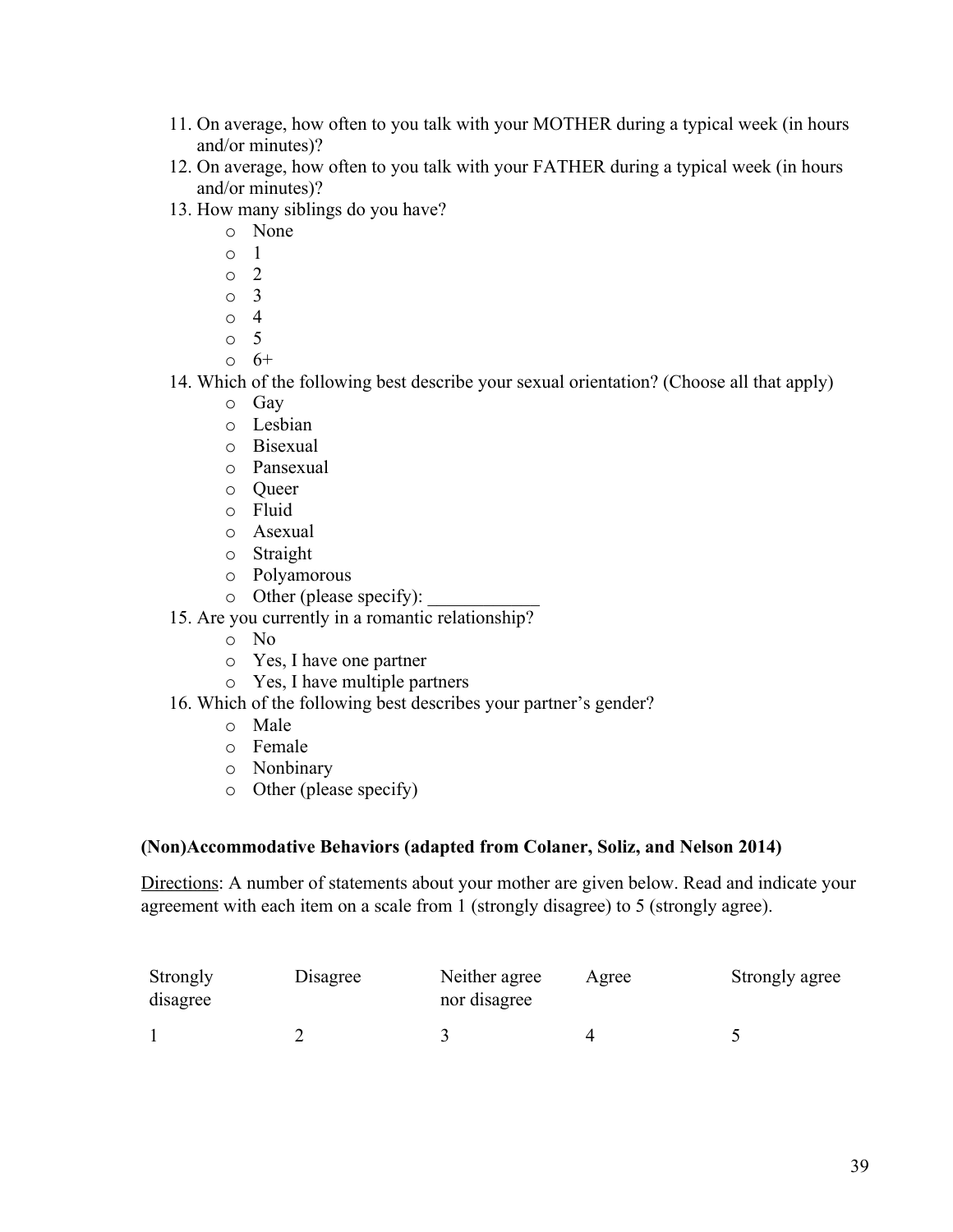11. On average, how often to you talk with your MOTHER during a typical week (in hours and/or minutes)?
12. On average, how often to you talk with your FATHER during a typical week (in hours and/or minutes)?
13. How many siblings do you have?
    - None
    - 1
    - 2
    - 3
    - 4
    - 5
    - 6+
14. Which of the following best describe your sexual orientation? (Choose all that apply)
    - Gay
    - Lesbian
    - Bisexual
    - Pansexual
    - Queer
    - Fluid
    - Asexual
    - Straight
    - Polyamorous
    - Other (please specify): ____________
15. Are you currently in a romantic relationship?
    - No
    - Yes, I have one partner
    - Yes, I have multiple partners
16. Which of the following best describes your partner's gender?
    - Male
    - Female
    - Nonbinary
    - Other (please specify)

**(Non)Accommodative Behaviors (adapted from Colaner, Soliz, and Nelson 2014)**

<u>Directions</u>: A number of statements about your mother are given below. Read and indicate your agreement with each item on a scale from 1 (strongly disagree) to 5 (strongly agree).

| Strongly disagree | Disagree | Neither agree nor disagree | Agree | Strongly agree |
|---|---|---|---|---|
| 1 | 2 | 3 | 4 | 5 |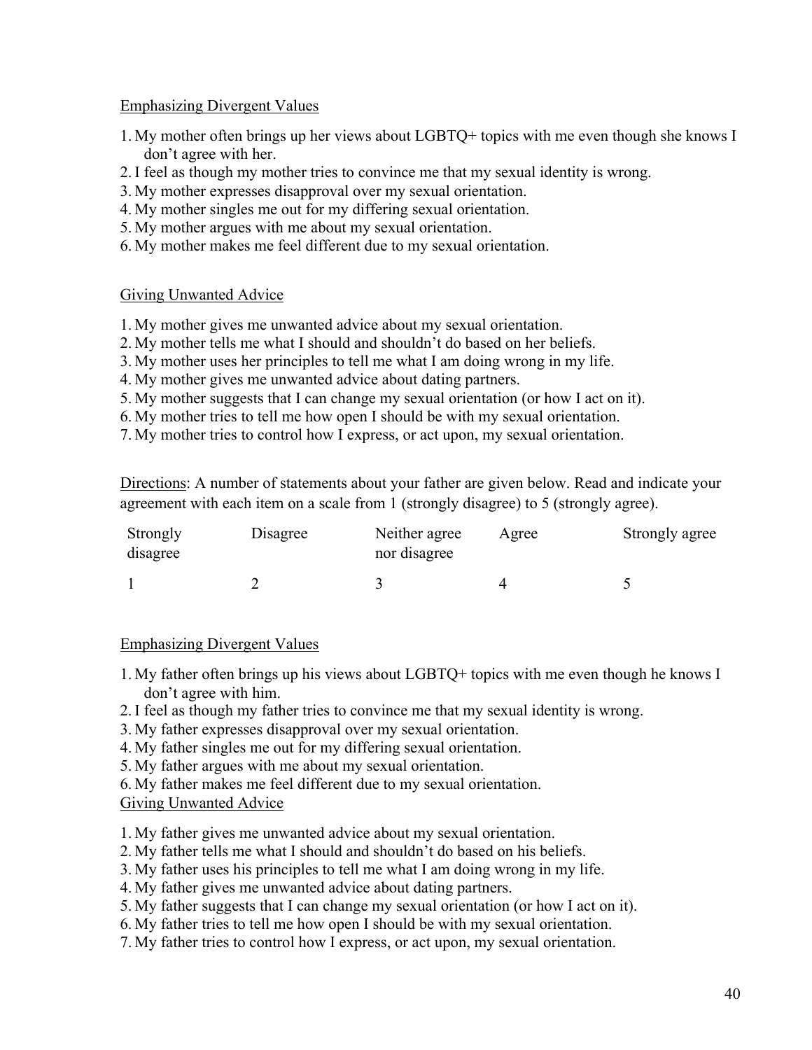Emphasizing Divergent Values

1. My mother often brings up her views about LGBTQ+ topics with me even though she knows I don't agree with her.
2. I feel as though my mother tries to convince me that my sexual identity is wrong.
3. My mother expresses disapproval over my sexual orientation.
4. My mother singles me out for my differing sexual orientation.
5. My mother argues with me about my sexual orientation.
6. My mother makes me feel different due to my sexual orientation.

Giving Unwanted Advice

1. My mother gives me unwanted advice about my sexual orientation.
2. My mother tells me what I should and shouldn't do based on her beliefs.
3. My mother uses her principles to tell me what I am doing wrong in my life.
4. My mother gives me unwanted advice about dating partners.
5. My mother suggests that I can change my sexual orientation (or how I act on it).
6. My mother tries to tell me how open I should be with my sexual orientation.
7. My mother tries to control how I express, or act upon, my sexual orientation.

Directions: A number of statements about your father are given below. Read and indicate your agreement with each item on a scale from 1 (strongly disagree) to 5 (strongly agree).

| Strongly disagree | Disagree | Neither agree nor disagree | Agree | Strongly agree |
|---|---|---|---|---|
| 1 | 2 | 3 | 4 | 5 |

Emphasizing Divergent Values

1. My father often brings up his views about LGBTQ+ topics with me even though he knows I don't agree with him.
2. I feel as though my father tries to convince me that my sexual identity is wrong.
3. My father expresses disapproval over my sexual orientation.
4. My father singles me out for my differing sexual orientation.
5. My father argues with me about my sexual orientation.
6. My father makes me feel different due to my sexual orientation.

Giving Unwanted Advice

1. My father gives me unwanted advice about my sexual orientation.
2. My father tells me what I should and shouldn't do based on his beliefs.
3. My father uses his principles to tell me what I am doing wrong in my life.
4. My father gives me unwanted advice about dating partners.
5. My father suggests that I can change my sexual orientation (or how I act on it).
6. My father tries to tell me how open I should be with my sexual orientation.
7. My father tries to control how I express, or act upon, my sexual orientation.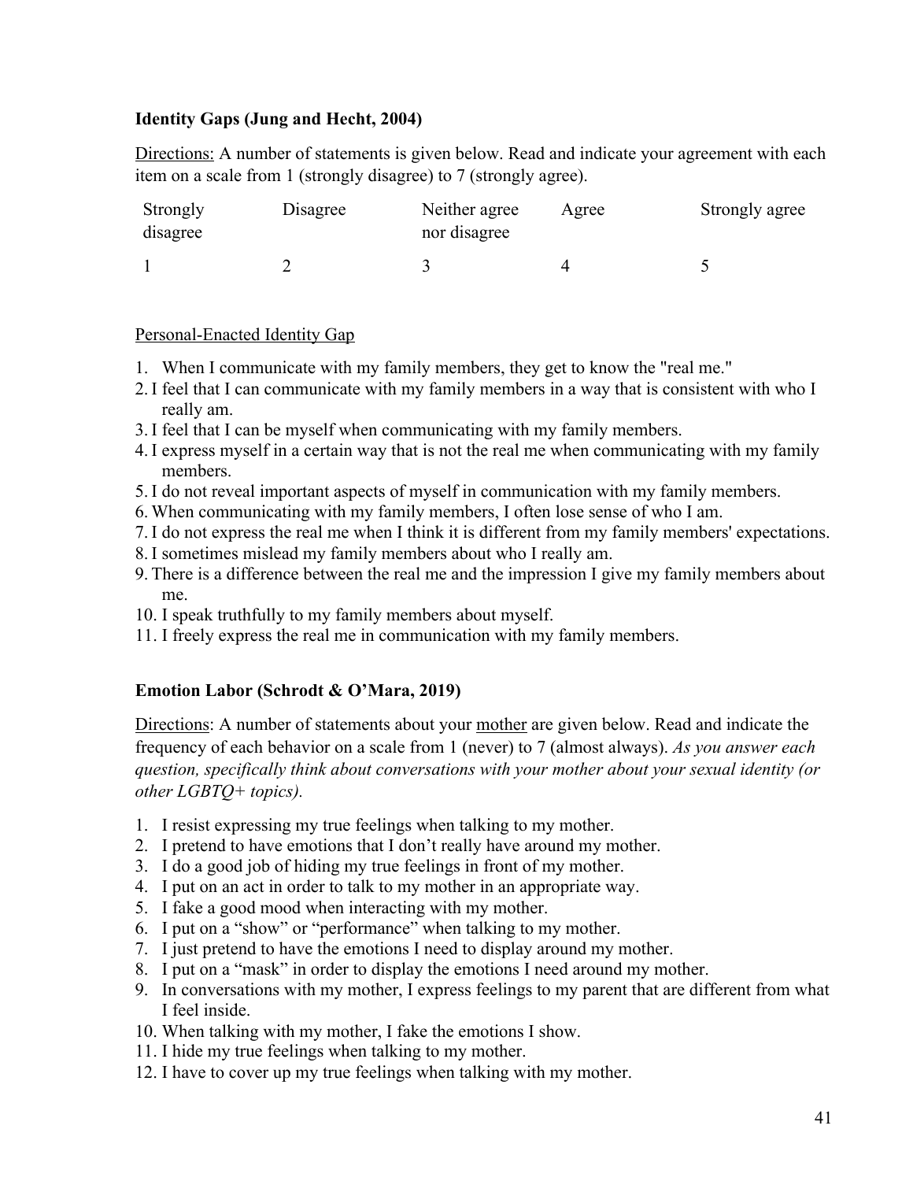**Identity Gaps (Jung and Hecht, 2004)**

Directions: A number of statements is given below. Read and indicate your agreement with each item on a scale from 1 (strongly disagree) to 7 (strongly agree).

| Strongly disagree | Disagree | Neither agree nor disagree | Agree | Strongly agree |
|---|---|---|---|---|
| 1 | 2 | 3 | 4 | 5 |

Personal-Enacted Identity Gap

1. When I communicate with my family members, they get to know the "real me."
2. I feel that I can communicate with my family members in a way that is consistent with who I really am.
3. I feel that I can be myself when communicating with my family members.
4. I express myself in a certain way that is not the real me when communicating with my family members.
5. I do not reveal important aspects of myself in communication with my family members.
6. When communicating with my family members, I often lose sense of who I am.
7. I do not express the real me when I think it is different from my family members' expectations.
8. I sometimes mislead my family members about who I really am.
9. There is a difference between the real me and the impression I give my family members about me.
10. I speak truthfully to my family members about myself.
11. I freely express the real me in communication with my family members.

**Emotion Labor (Schrodt & O'Mara, 2019)**

Directions: A number of statements about your mother are given below. Read and indicate the frequency of each behavior on a scale from 1 (never) to 7 (almost always). *As you answer each question, specifically think about conversations with your mother about your sexual identity (or other LGBTQ+ topics).*

1. I resist expressing my true feelings when talking to my mother.
2. I pretend to have emotions that I don't really have around my mother.
3. I do a good job of hiding my true feelings in front of my mother.
4. I put on an act in order to talk to my mother in an appropriate way.
5. I fake a good mood when interacting with my mother.
6. I put on a "show" or "performance" when talking to my mother.
7. I just pretend to have the emotions I need to display around my mother.
8. I put on a "mask" in order to display the emotions I need around my mother.
9. In conversations with my mother, I express feelings to my parent that are different from what I feel inside.
10. When talking with my mother, I fake the emotions I show.
11. I hide my true feelings when talking to my mother.
12. I have to cover up my true feelings when talking with my mother.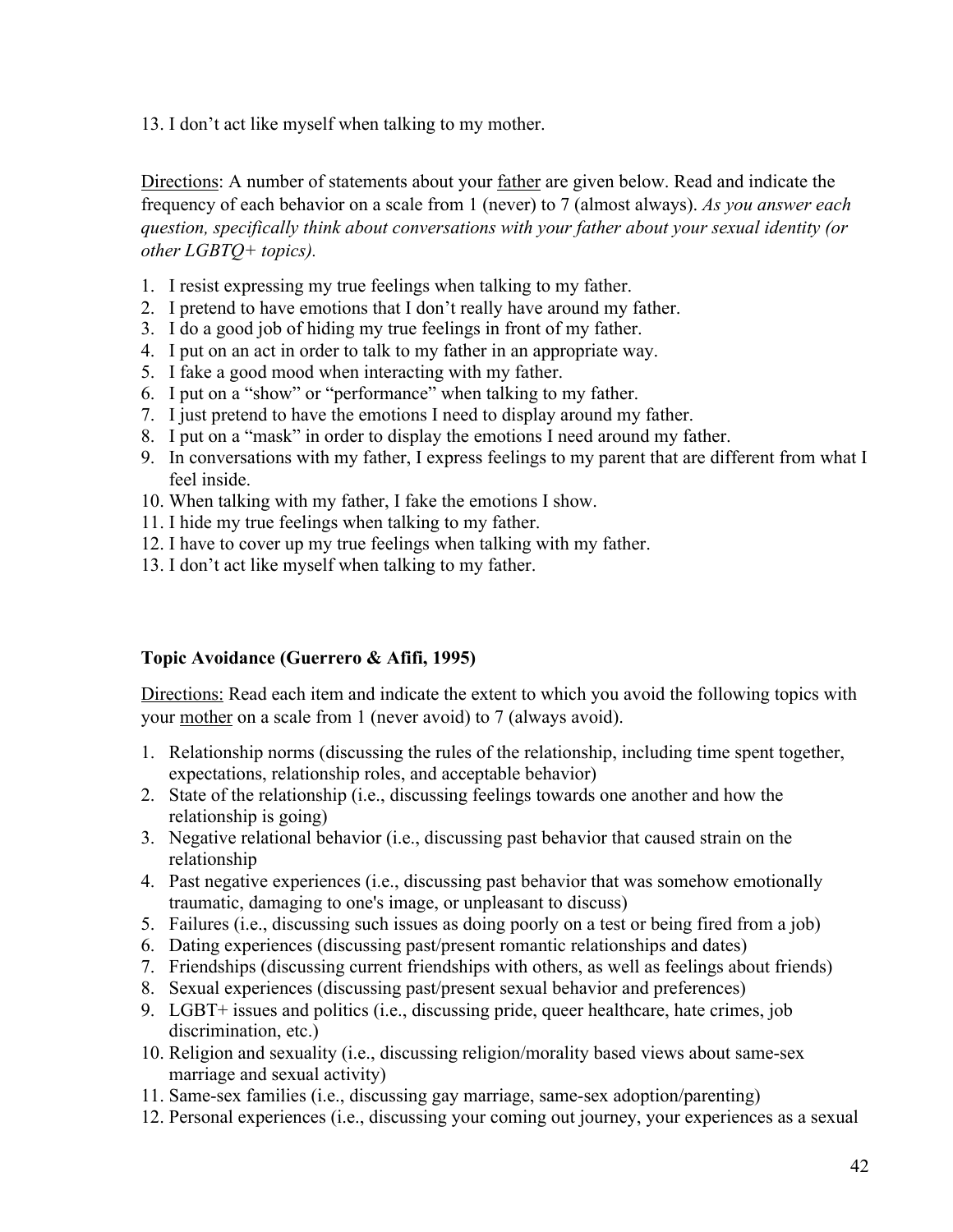13. I don't act like myself when talking to my mother.

Directions: A number of statements about your father are given below. Read and indicate the frequency of each behavior on a scale from 1 (never) to 7 (almost always). *As you answer each question, specifically think about conversations with your father about your sexual identity (or other LGBTQ+ topics).*

1. I resist expressing my true feelings when talking to my father.
2. I pretend to have emotions that I don't really have around my father.
3. I do a good job of hiding my true feelings in front of my father.
4. I put on an act in order to talk to my father in an appropriate way.
5. I fake a good mood when interacting with my father.
6. I put on a "show" or "performance" when talking to my father.
7. I just pretend to have the emotions I need to display around my father.
8. I put on a "mask" in order to display the emotions I need around my father.
9. In conversations with my father, I express feelings to my parent that are different from what I feel inside.
10. When talking with my father, I fake the emotions I show.
11. I hide my true feelings when talking to my father.
12. I have to cover up my true feelings when talking with my father.
13. I don't act like myself when talking to my father.

**Topic Avoidance (Guerrero & Afifi, 1995)**

Directions: Read each item and indicate the extent to which you avoid the following topics with your mother on a scale from 1 (never avoid) to 7 (always avoid).

1. Relationship norms (discussing the rules of the relationship, including time spent together, expectations, relationship roles, and acceptable behavior)
2. State of the relationship (i.e., discussing feelings towards one another and how the relationship is going)
3. Negative relational behavior (i.e., discussing past behavior that caused strain on the relationship
4. Past negative experiences (i.e., discussing past behavior that was somehow emotionally traumatic, damaging to one's image, or unpleasant to discuss)
5. Failures (i.e., discussing such issues as doing poorly on a test or being fired from a job)
6. Dating experiences (discussing past/present romantic relationships and dates)
7. Friendships (discussing current friendships with others, as well as feelings about friends)
8. Sexual experiences (discussing past/present sexual behavior and preferences)
9. LGBT+ issues and politics (i.e., discussing pride, queer healthcare, hate crimes, job discrimination, etc.)
10. Religion and sexuality (i.e., discussing religion/morality based views about same-sex marriage and sexual activity)
11. Same-sex families (i.e., discussing gay marriage, same-sex adoption/parenting)
12. Personal experiences (i.e., discussing your coming out journey, your experiences as a sexual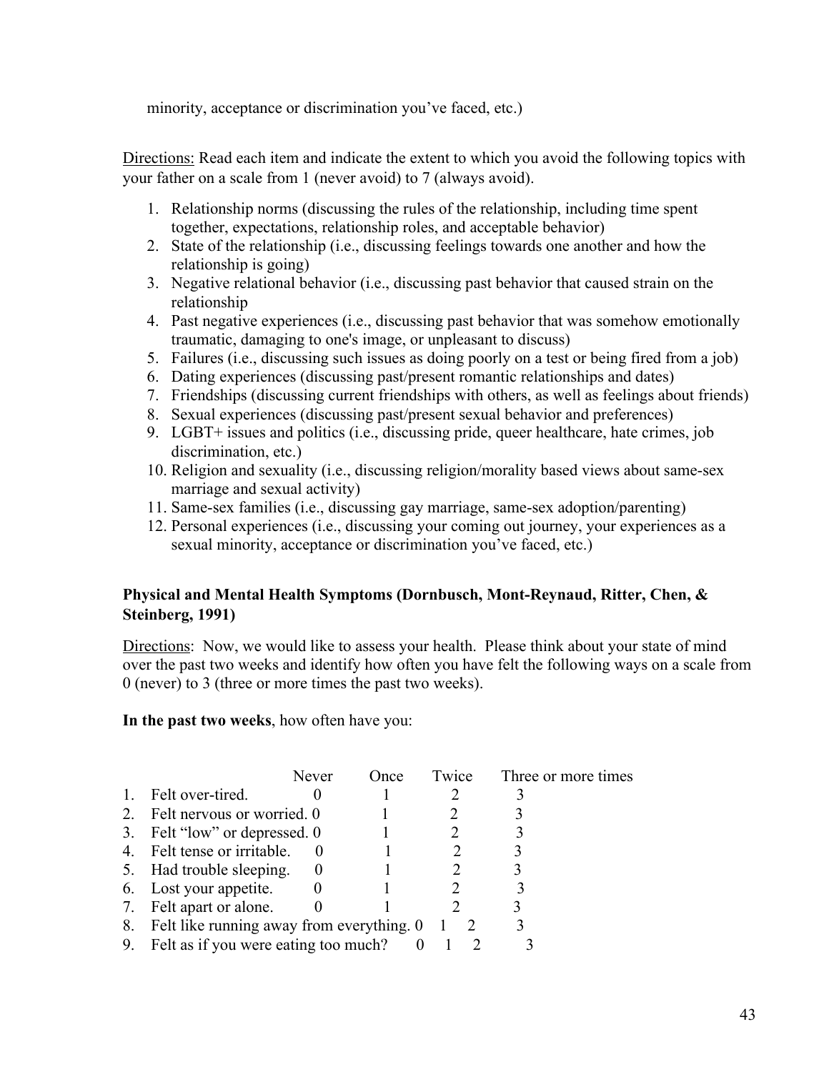minority, acceptance or discrimination you've faced, etc.)

Directions: Read each item and indicate the extent to which you avoid the following topics with your father on a scale from 1 (never avoid) to 7 (always avoid).

1. Relationship norms (discussing the rules of the relationship, including time spent together, expectations, relationship roles, and acceptable behavior)
2. State of the relationship (i.e., discussing feelings towards one another and how the relationship is going)
3. Negative relational behavior (i.e., discussing past behavior that caused strain on the relationship
4. Past negative experiences (i.e., discussing past behavior that was somehow emotionally traumatic, damaging to one's image, or unpleasant to discuss)
5. Failures (i.e., discussing such issues as doing poorly on a test or being fired from a job)
6. Dating experiences (discussing past/present romantic relationships and dates)
7. Friendships (discussing current friendships with others, as well as feelings about friends)
8. Sexual experiences (discussing past/present sexual behavior and preferences)
9. LGBT+ issues and politics (i.e., discussing pride, queer healthcare, hate crimes, job discrimination, etc.)
10. Religion and sexuality (i.e., discussing religion/morality based views about same-sex marriage and sexual activity)
11. Same-sex families (i.e., discussing gay marriage, same-sex adoption/parenting)
12. Personal experiences (i.e., discussing your coming out journey, your experiences as a sexual minority, acceptance or discrimination you've faced, etc.)

**Physical and Mental Health Symptoms (Dornbusch, Mont-Reynaud, Ritter, Chen, & Steinberg, 1991)**

Directions: Now, we would like to assess your health. Please think about your state of mind over the past two weeks and identify how often you have felt the following ways on a scale from 0 (never) to 3 (three or more times the past two weeks).

**In the past two weeks**, how often have you:

| | Never | Once | Twice | Three or more times |
|---|---|---|---|---|
| 1. Felt over-tired. | 0 | 1 | 2 | 3 |
| 2. Felt nervous or worried. | 0 | 1 | 2 | 3 |
| 3. Felt "low" or depressed. | 0 | 1 | 2 | 3 |
| 4. Felt tense or irritable. | 0 | 1 | 2 | 3 |
| 5. Had trouble sleeping. | 0 | 1 | 2 | 3 |
| 6. Lost your appetite. | 0 | 1 | 2 | 3 |
| 7. Felt apart or alone. | 0 | 1 | 2 | 3 |
| 8. Felt like running away from everything. | 0 | 1 | 2 | 3 |
| 9. Felt as if you were eating too much? | 0 | 1 | 2 | 3 |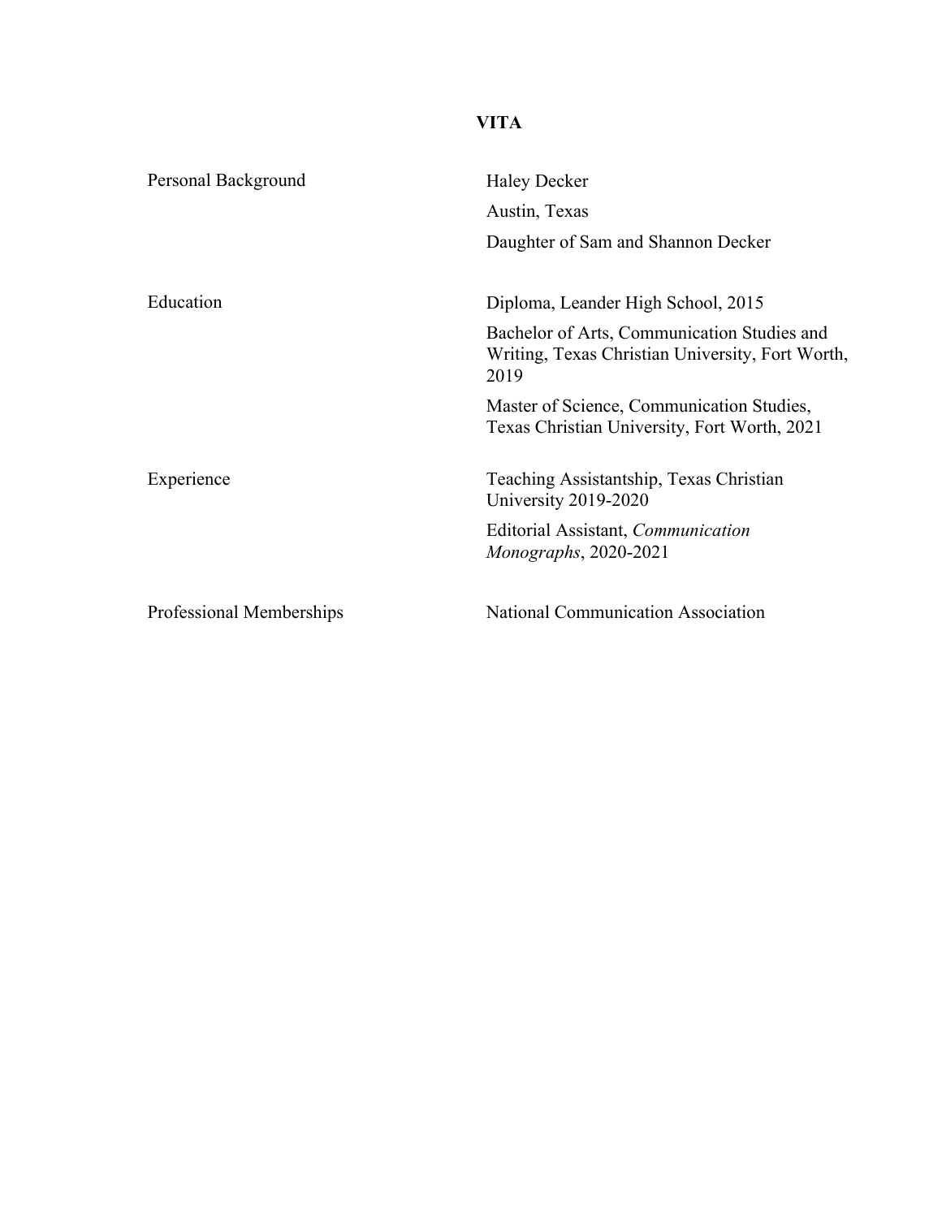# VITA

| | |
|---|---|
| Personal Background | Haley Decker<br>Austin, Texas<br>Daughter of Sam and Shannon Decker |
| Education | Diploma, Leander High School, 2015<br>Bachelor of Arts, Communication Studies and Writing, Texas Christian University, Fort Worth, 2019<br>Master of Science, Communication Studies, Texas Christian University, Fort Worth, 2021 |
| Experience | Teaching Assistantship, Texas Christian University 2019-2020<br>Editorial Assistant, *Communication Monographs*, 2020-2021 |
| Professional Memberships | National Communication Association |